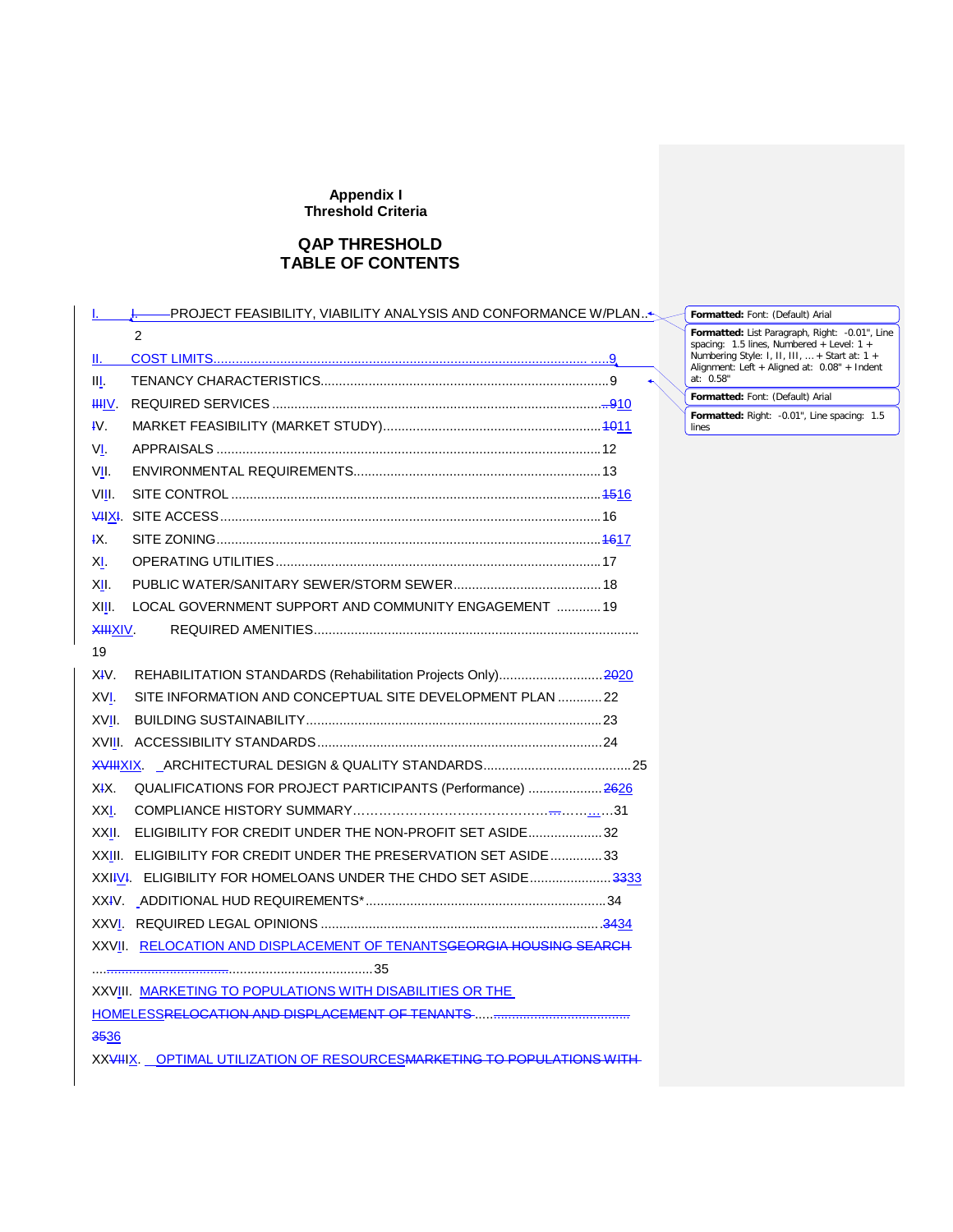**Appendix I**
**Threshold Criteria**

# QAP THRESHOLD
# TABLE OF CONTENTS

I. PROJECT FEASIBILITY, VIABILITY ANALYSIS AND CONFORMANCE W/PLAN .. 2

II. COST LIMITS .......... 9

III. TENANCY CHARACTERISTICS .......... 9

IV. REQUIRED SERVICES .......... 10

V. MARKET FEASIBILITY (MARKET STUDY) .......... 11

VI. APPRAISALS .......... 12

VII. ENVIRONMENTAL REQUIREMENTS .......... 13

VIII. SITE CONTROL .......... 16

IX. SITE ACCESS .......... 16

X. SITE ZONING .......... 17

XI. OPERATING UTILITIES .......... 17

XII. PUBLIC WATER/SANITARY SEWER/STORM SEWER .......... 18

XIII. LOCAL GOVERNMENT SUPPORT AND COMMUNITY ENGAGEMENT .......... 19

XIV. REQUIRED AMENITIES .......... 19

XV. REHABILITATION STANDARDS (Rehabilitation Projects Only) .......... 20

XVI. SITE INFORMATION AND CONCEPTUAL SITE DEVELOPMENT PLAN .......... 22

XVII. BUILDING SUSTAINABILITY .......... 23

XVIII. ACCESSIBILITY STANDARDS .......... 24

XIX. ARCHITECTURAL DESIGN & QUALITY STANDARDS .......... 25

XX. QUALIFICATIONS FOR PROJECT PARTICIPANTS (Performance) .......... 26

XXI. COMPLIANCE HISTORY SUMMARY .......... 31

XXII. ELIGIBILITY FOR CREDIT UNDER THE NON-PROFIT SET ASIDE .......... 32

XXIII. ELIGIBILITY FOR CREDIT UNDER THE PRESERVATION SET ASIDE .......... 33

XXIV. ELIGIBILITY FOR HOMELOANS UNDER THE CHDO SET ASIDE .......... 33

XXV. ADDITIONAL HUD REQUIREMENTS* .......... 34

XXVI. REQUIRED LEGAL OPINIONS .......... 34

XXVII. RELOCATION AND DISPLACEMENT OF TENANTS .......... 35

XXVIII. MARKETING TO POPULATIONS WITH DISABILITIES OR THE HOMELESS .......... 36

XXIX. OPTIMAL UTILIZATION OF RESOURCES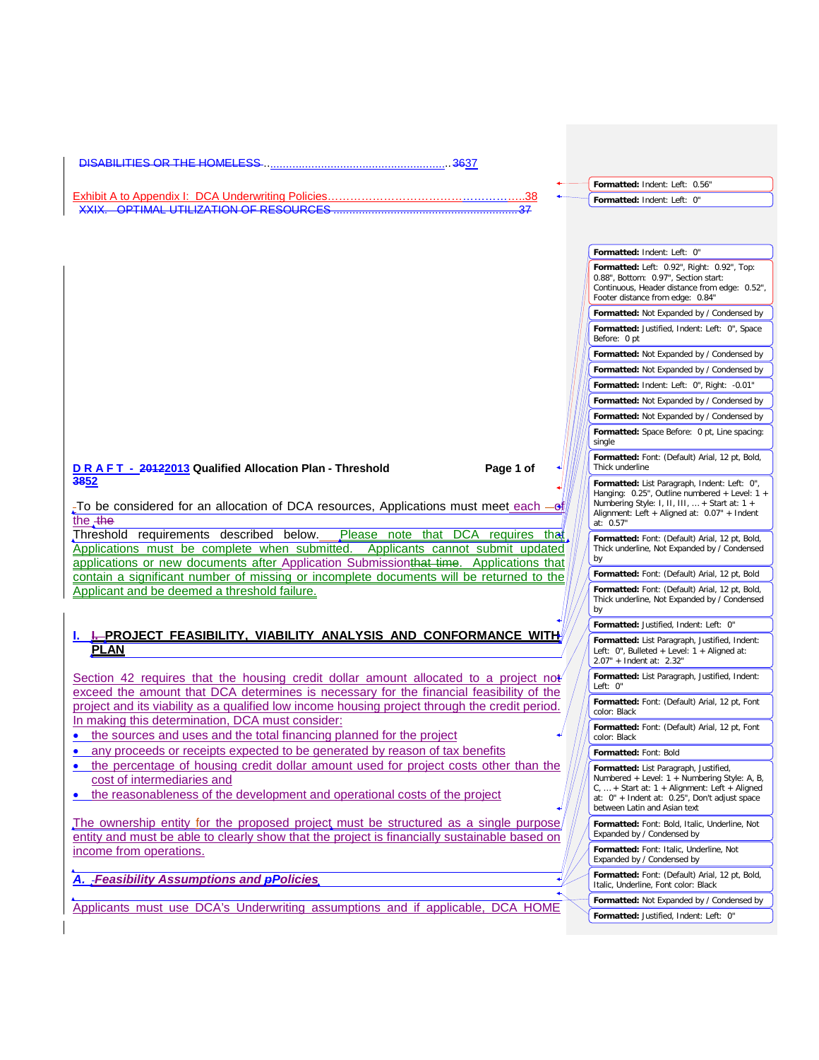DISABILITIES OR THE HOMELESS ........................................................ 3637

Exhibit A to Appendix I: DCA Underwriting Policies…………………………………………….38

XXIX. OPTIMAL UTILIZATION OF RESOURCES ........................................................37

To be considered for an allocation of DCA resources, Applications must meet each of the the Threshold requirements described below. Please note that DCA requires that Applications must be complete when submitted. Applicants cannot submit updated applications or new documents after Application Submissionthat time. Applications that contain a significant number of missing or incomplete documents will be returned to the Applicant and be deemed a threshold failure.

## I. I. PROJECT FEASIBILITY, VIABILITY ANALYSIS AND CONFORMANCE WITH PLAN

Section 42 requires that the housing credit dollar amount allocated to a project not exceed the amount that DCA determines is necessary for the financial feasibility of the project and its viability as a qualified low income housing project through the credit period. In making this determination, DCA must consider:

- the sources and uses and the total financing planned for the project
- any proceeds or receipts expected to be generated by reason of tax benefits
- the percentage of housing credit dollar amount used for project costs other than the cost of intermediaries and
- the reasonableness of the development and operational costs of the project

The ownership entity for the proposed project must be structured as a single purpose entity and must be able to clearly show that the project is financially sustainable based on income from operations.

### A. Feasibility Assumptions and pPolicies

Applicants must use DCA's Underwriting assumptions and if applicable, DCA HOME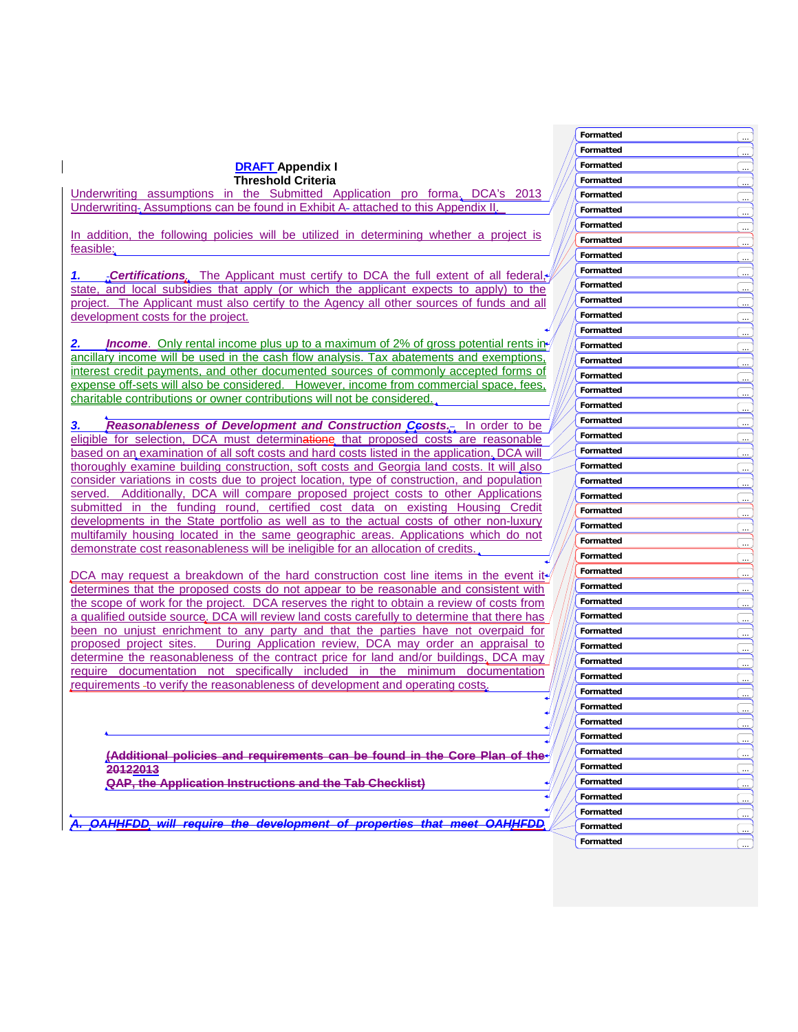**DRAFT Appendix I**
**Threshold Criteria**

Underwriting assumptions in the Submitted Application pro forma. DCA's 2013 Underwriting Assumptions can be found in Exhibit A attached to this Appendix II.

In addition, the following policies will be utilized in determining whether a project is feasible:

1. ***Certifications***. The Applicant must certify to DCA the full extent of all federal, state, and local subsidies that apply (or which the applicant expects to apply) to the project. The Applicant must also certify to the Agency all other sources of funds and all development costs for the project.

2. ***Income***. Only rental income plus up to a maximum of 2% of gross potential rents in ancillary income will be used in the cash flow analysis. Tax abatements and exemptions, interest credit payments, and other documented sources of commonly accepted forms of expense off-sets will also be considered. However, income from commercial space, fees, charitable contributions or owner contributions will not be considered.

3. ***Reasonableness of Development and Construction Costs***. In order to be eligible for selection, DCA must determine that proposed costs are reasonable based on an examination of all soft costs and hard costs listed in the application. DCA will thoroughly examine building construction, soft costs and Georgia land costs. It will also consider variations in costs due to project location, type of construction, and population served. Additionally, DCA will compare proposed project costs to other Applications submitted in the funding round, certified cost data on existing Housing Credit developments in the State portfolio as well as to the actual costs of other non-luxury multifamily housing located in the same geographic areas. Applications which do not demonstrate cost reasonableness will be ineligible for an allocation of credits.

DCA may request a breakdown of the hard construction cost line items in the event it determines that the proposed costs do not appear to be reasonable and consistent with the scope of work for the project. DCA reserves the right to obtain a review of costs from a qualified outside source. DCA will review land costs carefully to determine that there has been no unjust enrichment to any party and that the parties have not overpaid for proposed project sites. During Application review, DCA may order an appraisal to determine the reasonableness of the contract price for land and/or buildings. DCA may require documentation not specifically included in the minimum documentation requirements to verify the reasonableness of development and operating costs.

~~(Additional policies and requirements can be found in the Core Plan of the 20122013 QAP, the Application Instructions and the Tab Checklist)~~

~~A. OAHHFDD will require the development of properties that meet OAHHFDD~~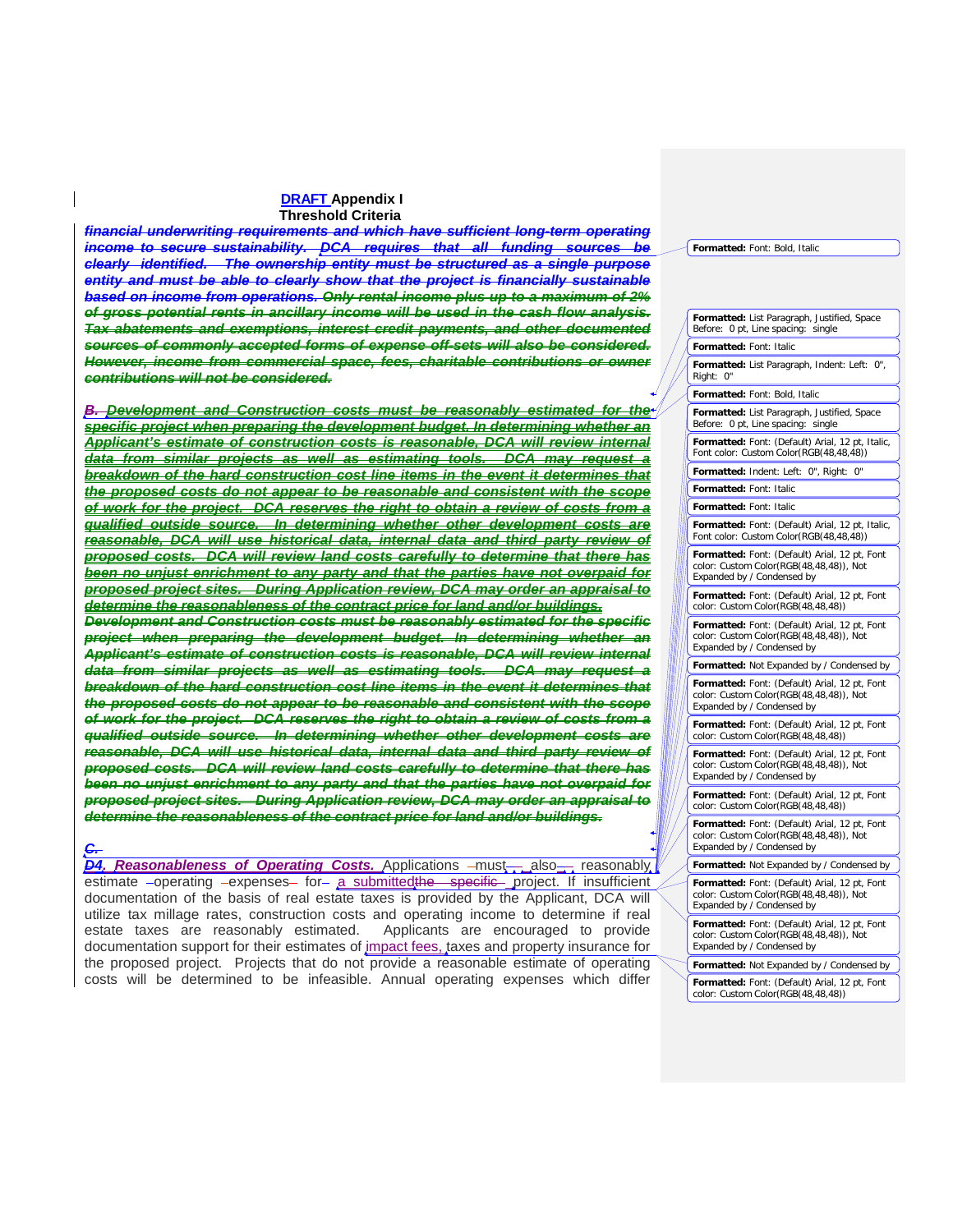DRAFT Appendix I
Threshold Criteria

***financial underwriting requirements and which have sufficient long-term operating income to secure sustainability. DCA requires that all funding sources be clearly identified. The ownership entity must be structured as a single purpose entity and must be able to clearly show that the project is financially sustainable based on income from operations. Only rental income plus up to a maximum of 2% of gross potential rents in ancillary income will be used in the cash flow analysis. Tax abatements and exemptions, interest credit payments, and other documented sources of commonly accepted forms of expense off-sets will also be considered. However, income from commercial space, fees, charitable contributions or owner contributions will not be considered.***

***B. Development and Construction costs must be reasonably estimated for the specific project when preparing the development budget. In determining whether an Applicant's estimate of construction costs is reasonable, DCA will review internal data from similar projects as well as estimating tools. DCA may request a breakdown of the hard construction cost line items in the event it determines that the proposed costs do not appear to be reasonable and consistent with the scope of work for the project. DCA reserves the right to obtain a review of costs from a qualified outside source. In determining whether other development costs are reasonable, DCA will use historical data, internal data and third party review of proposed costs. DCA will review land costs carefully to determine that there has been no unjust enrichment to any party and that the parties have not overpaid for proposed project sites. During Application review, DCA may order an appraisal to determine the reasonableness of the contract price for land and/or buildings.***

***Development and Construction costs must be reasonably estimated for the specific project when preparing the development budget. In determining whether an Applicant's estimate of construction costs is reasonable, DCA will review internal data from similar projects as well as estimating tools. DCA may request a breakdown of the hard construction cost line items in the event it determines that the proposed costs do not appear to be reasonable and consistent with the scope of work for the project. DCA reserves the right to obtain a review of costs from a qualified outside source. In determining whether other development costs are reasonable, DCA will use historical data, internal data and third party review of proposed costs. DCA will review land costs carefully to determine that there has been no unjust enrichment to any party and that the parties have not overpaid for proposed project sites. During Application review, DCA may order an appraisal to determine the reasonableness of the contract price for land and/or buildings.***

***C.***

***D4. Reasonableness of Operating Costs.*** Applications must also reasonably estimate operating expenses for a submittedthe specific project. If insufficient documentation of the basis of real estate taxes is provided by the Applicant, DCA will utilize tax millage rates, construction costs and operating income to determine if real estate taxes are reasonably estimated. Applicants are encouraged to provide documentation support for their estimates of impact fees, taxes and property insurance for the proposed project. Projects that do not provide a reasonable estimate of operating costs will be determined to be infeasible. Annual operating expenses which differ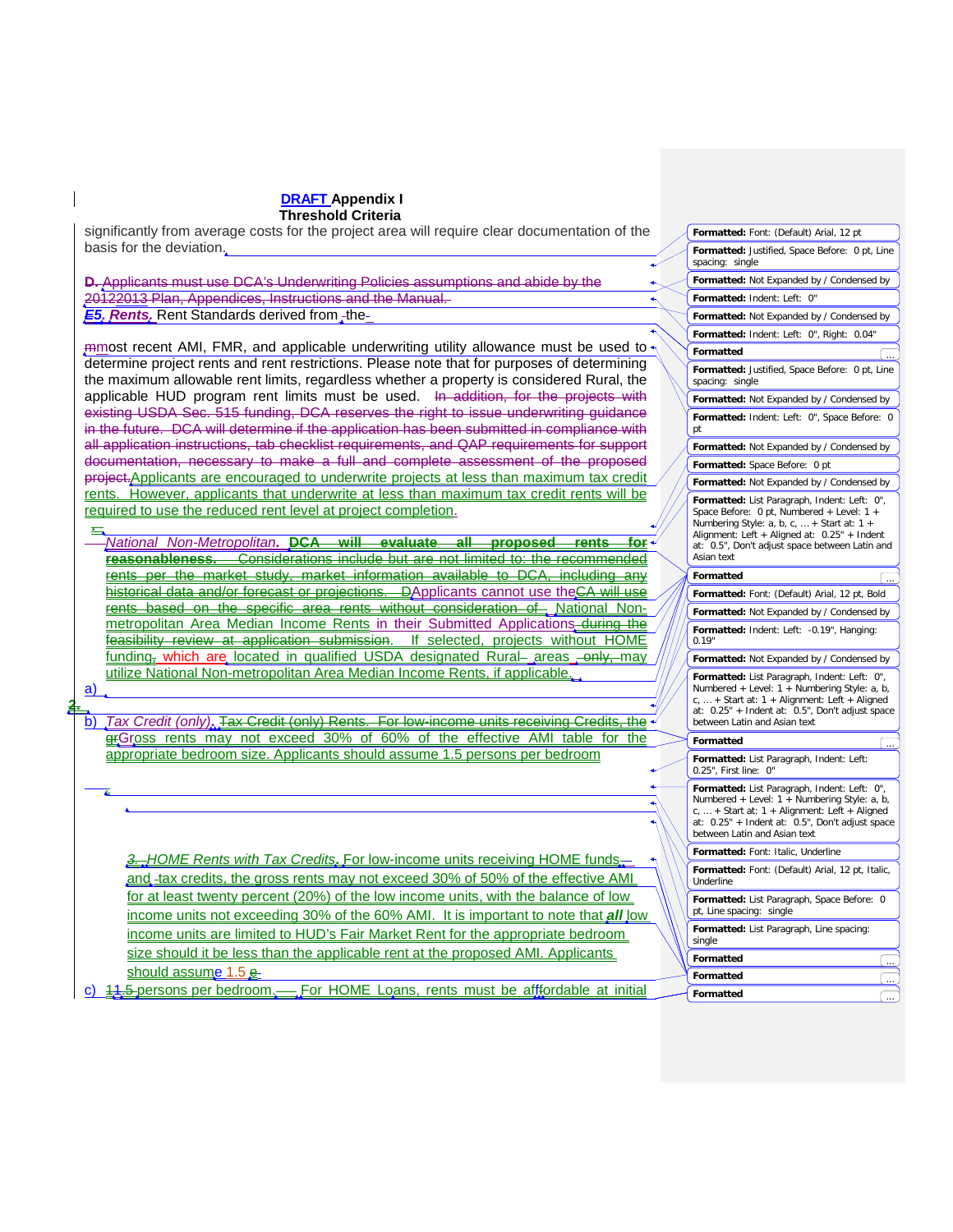**DRAFT Appendix I**
**Threshold Criteria**

significantly from average costs for the project area will require clear documentation of the basis for the deviation.

**D.** Applicants must use DCA's Underwriting Policies assumptions and abide by the 20122013 Plan, Appendices, Instructions and the Manual.

***E5. Rents.*** Rent Standards derived from the mmost recent AMI, FMR, and applicable underwriting utility allowance must be used to determine project rents and rent restrictions. Please note that for purposes of determining the maximum allowable rent limits, regardless whether a property is considered Rural, the applicable HUD program rent limits must be used. In addition, for the projects with existing USDA Sec. 515 funding, DCA reserves the right to issue underwriting guidance in the future. DCA will determine if the application has been submitted in compliance with all application instructions, tab checklist requirements, and QAP requirements for support documentation, necessary to make a full and complete assessment of the proposed project. Applicants are encouraged to underwrite projects at less than maximum tax credit rents. However, applicants that underwrite at less than maximum tax credit rents will be required to use the reduced rent level at project completion.

1. *National Non-Metropolitan.* **DCA will evaluate all proposed rents for reasonableness.** Considerations include but are not limited to: the recommended rents per the market study, market information available to DCA, including any historical data and/or forecast or projections. DApplicants cannot use theCA will use rents based on the specific area rents without consideration of National Non-metropolitan Area Median Income Rents in their Submitted Applications during the feasibility review at application submission. If selected, projects without HOME funding, which are located in qualified USDA designated Rural areas only, may utilize National Non-metropolitan Area Median Income Rents, if applicable.

a)

2.

b) *Tax Credit (only).* Tax Credit (only) Rents. For low-income units receiving Credits, the gGross rents may not exceed 30% of 60% of the effective AMI table for the appropriate bedroom size. Applicants should assume 1.5 persons per bedroom

3. *HOME Rents with Tax Credits.* For low-income units receiving HOME funds and tax credits, the gross rents may not exceed 30% of 50% of the effective AMI for at least twenty percent (20%) of the low income units, with the balance of low income units not exceeding 30% of the 60% AMI. It is important to note that ***all*** low income units are limited to HUD's Fair Market Rent for the appropriate bedroom size should it be less than the applicable rent at the proposed AMI. Applicants should assume 1.5 persons per bedroom.

c) 11.5 persons per bedroom. For HOME Loans, rents must be affordable at initial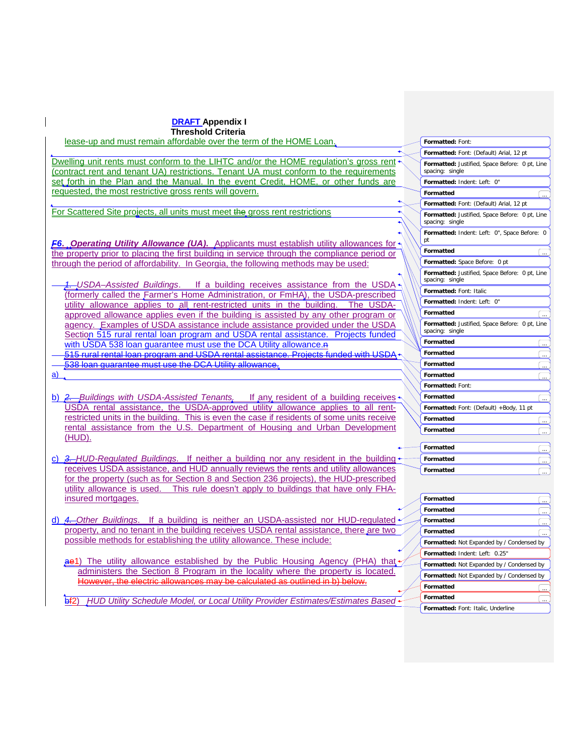**DRAFT Appendix I**
**Threshold Criteria**

lease-up and must remain affordable over the term of the HOME Loan.

Dwelling unit rents must conform to the LIHTC and/or the HOME regulation's gross rent (contract rent and tenant UA) restrictions. Tenant UA must conform to the requirements set forth in the Plan and the Manual. In the event Credit, HOME, or other funds are requested, the most restrictive gross rents will govern.

For Scattered Site projects, all units must meet the gross rent restrictions

***F6. Operating Utility Allowance (UA).*** Applicants must establish utility allowances for the property prior to placing the first building in service through the compliance period or through the period of affordability. In Georgia, the following methods may be used:

a) *1. USDA–Assisted Buildings*. If a building receives assistance from the USDA (formerly called the Farmer's Home Administration, or FmHA), the USDA-prescribed utility allowance applies to all rent-restricted units in the building. The USDA-approved allowance applies even if the building is assisted by any other program or agency. Examples of USDA assistance include assistance provided under the USDA Section 515 rural rental loan program and USDA rental assistance. Projects funded with USDA 538 loan guarantee must use the DCA Utility allowance.n ~~515 rural rental loan program and USDA rental assistance. Projects funded with USDA 538 loan guarantee must use the DCA Utility allowance.~~

b) *2. Buildings with USDA-Assisted Tenants*. If any resident of a building receives USDA rental assistance, the USDA-approved utility allowance applies to all rent-restricted units in the building. This is even the case if residents of some units receive rental assistance from the U.S. Department of Housing and Urban Development (HUD).

c) *3. HUD-Regulated Buildings*. If neither a building nor any resident in the building receives USDA assistance, and HUD annually reviews the rents and utility allowances for the property (such as for Section 8 and Section 236 projects), the HUD-prescribed utility allowance is used. This rule doesn't apply to buildings that have only FHA-insured mortgages.

d) *4. Other Buildings*. If a building is neither an USDA-assisted nor HUD-regulated property, and no tenant in the building receives USDA rental assistance, there are two possible methods for establishing the utility allowance. These include:

ae1) The utility allowance established by the Public Housing Agency (PHA) that administers the Section 8 Program in the locality where the property is located. ~~However, the electric allowances may be calculated as outlined in b) below.~~

bf2) *HUD Utility Schedule Model, or Local Utility Provider Estimates/Estimates Based*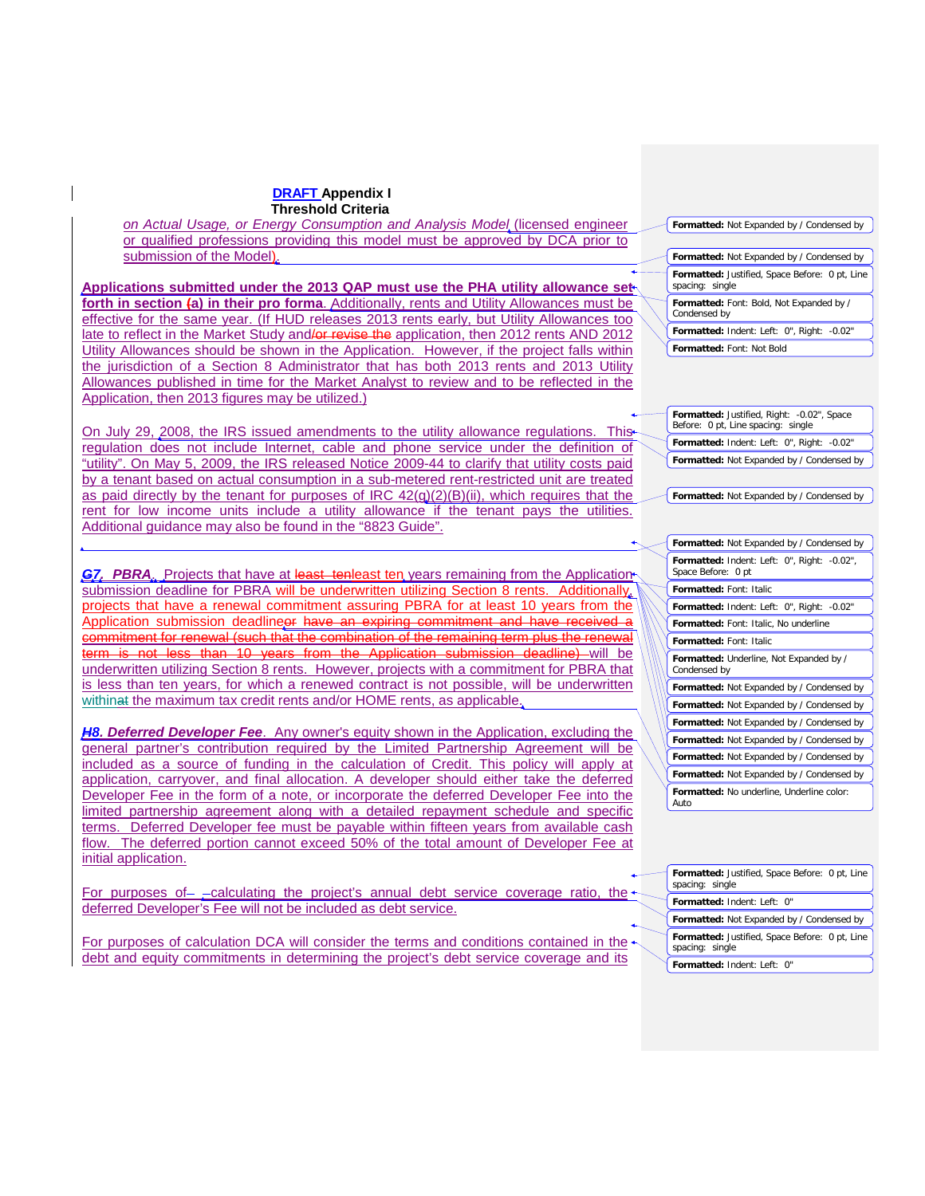**DRAFT Appendix I**
**Threshold Criteria**

*on Actual Usage, or Energy Consumption and Analysis Model* (licensed engineer or qualified professions providing this model must be approved by DCA prior to submission of the Model).

**Applications submitted under the 2013 QAP must use the PHA utility allowance set forth in section (a) in their pro forma**. Additionally, rents and Utility Allowances must be effective for the same year. (If HUD releases 2013 rents early, but Utility Allowances too late to reflect in the Market Study and/or revise the application, then 2012 rents AND 2012 Utility Allowances should be shown in the Application. However, if the project falls within the jurisdiction of a Section 8 Administrator that has both 2013 rents and 2013 Utility Allowances published in time for the Market Analyst to review and to be reflected in the Application, then 2013 figures may be utilized.)

On July 29, 2008, the IRS issued amendments to the utility allowance regulations. This regulation does not include Internet, cable and phone service under the definition of "utility". On May 5, 2009, the IRS released Notice 2009-44 to clarify that utility costs paid by a tenant based on actual consumption in a sub-metered rent-restricted unit are treated as paid directly by the tenant for purposes of IRC 42(g)(2)(B)(ii), which requires that the rent for low income units include a utility allowance if the tenant pays the utilities. Additional guidance may also be found in the "8823 Guide".

***G7. PBRA.*** Projects that have at least tenleast ten years remaining from the Application submission deadline for PBRA will be underwritten utilizing Section 8 rents. Additionally, projects that have a renewal commitment assuring PBRA for at least 10 years from the Application submission deadlineor have an expiring commitment and have received a commitment for renewal (such that the combination of the remaining term plus the renewal term is not less than 10 years from the Application submission deadline) will be underwritten utilizing Section 8 rents. However, projects with a commitment for PBRA that is less than ten years, for which a renewed contract is not possible, will be underwritten withinat the maximum tax credit rents and/or HOME rents, as applicable.

***H8. Deferred Developer Fee***. Any owner's equity shown in the Application, excluding the general partner's contribution required by the Limited Partnership Agreement will be included as a source of funding in the calculation of Credit. This policy will apply at application, carryover, and final allocation. A developer should either take the deferred Developer Fee in the form of a note, or incorporate the deferred Developer Fee into the limited partnership agreement along with a detailed repayment schedule and specific terms. Deferred Developer fee must be payable within fifteen years from available cash flow. The deferred portion cannot exceed 50% of the total amount of Developer Fee at initial application.

For purposes of calculating the project's annual debt service coverage ratio, the deferred Developer's Fee will not be included as debt service.

For purposes of calculation DCA will consider the terms and conditions contained in the debt and equity commitments in determining the project's debt service coverage and its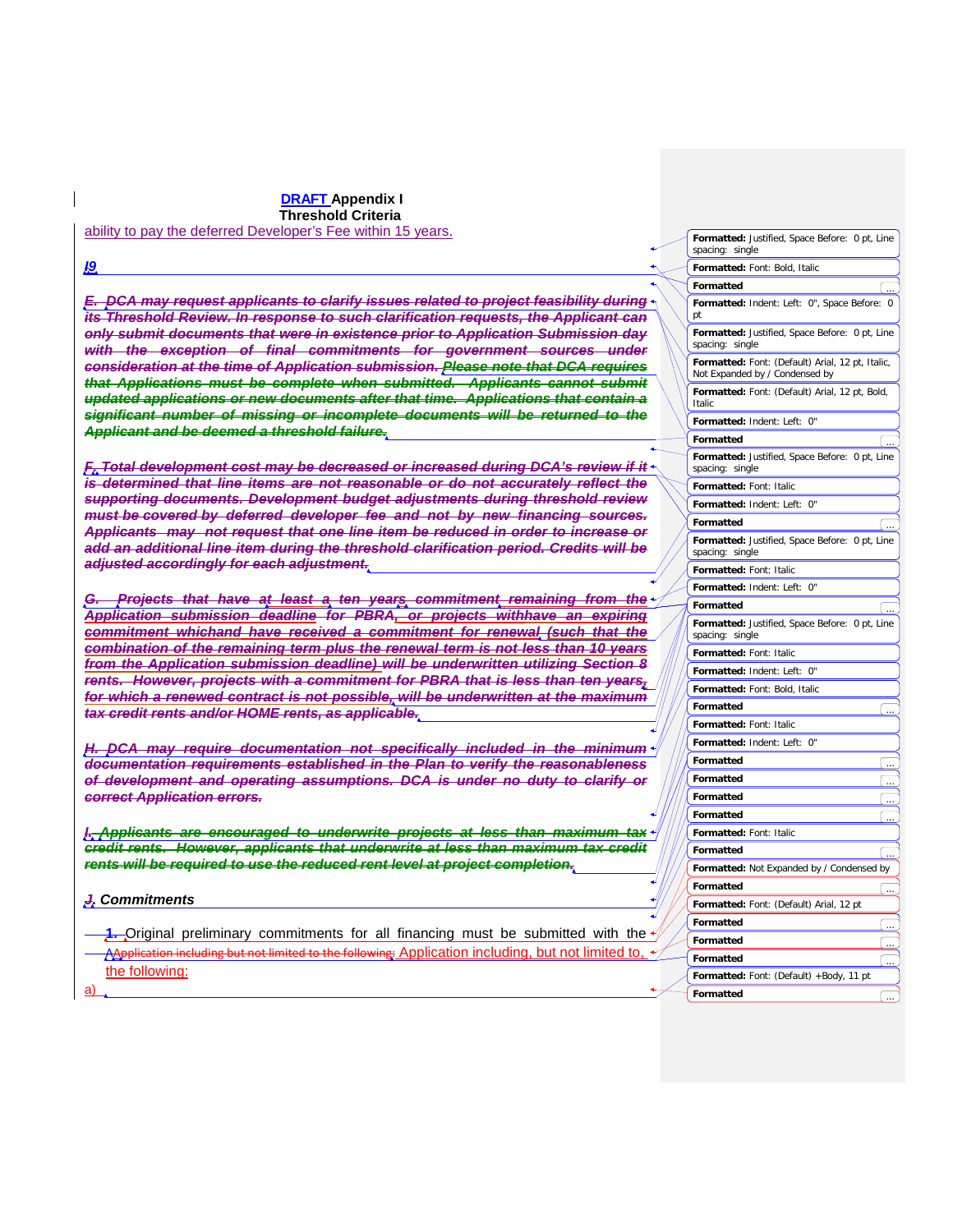**DRAFT Appendix I**
**Threshold Criteria**

ability to pay the deferred Developer's Fee within 15 years.

***I9***

***E. DCA may request applicants to clarify issues related to project feasibility during its Threshold Review. In response to such clarification requests, the Applicant can only submit documents that were in existence prior to Application Submission day with the exception of final commitments for government sources under consideration at the time of Application submission. Please note that DCA requires that Applications must be complete when submitted. Applicants cannot submit updated applications or new documents after that time. Applications that contain a significant number of missing or incomplete documents will be returned to the Applicant and be deemed a threshold failure.***

***F. Total development cost may be decreased or increased during DCA's review if it is determined that line items are not reasonable or do not accurately reflect the supporting documents. Development budget adjustments during threshold review must be covered by deferred developer fee and not by new financing sources. Applicants may not request that one line item be reduced in order to increase or add an additional line item during the threshold clarification period. Credits will be adjusted accordingly for each adjustment.***

***G. Projects that have at least a ten years commitment remaining from the Application submission deadline for PBRA, or projects withhave an expiring commitment whichand have received a commitment for renewal (such that the combination of the remaining term plus the renewal term is not less than 10 years from the Application submission deadline) will be underwritten utilizing Section 8 rents. However, projects with a commitment for PBRA that is less than ten years, for which a renewed contract is not possible, will be underwritten at the maximum tax credit rents and/or HOME rents, as applicable.***

***H. DCA may require documentation not specifically included in the minimum documentation requirements established in the Plan to verify the reasonableness of development and operating assumptions. DCA is under no duty to clarify or correct Application errors.***

***I. Applicants are encouraged to underwrite projects at less than maximum tax credit rents. However, applicants that underwrite at less than maximum tax credit rents will be required to use the reduced rent level at project completion.***

***J. Commitments***

1. Original preliminary commitments for all financing must be submitted with the AApplication including but not limited to the following: Application including, but not limited to, the following:

a)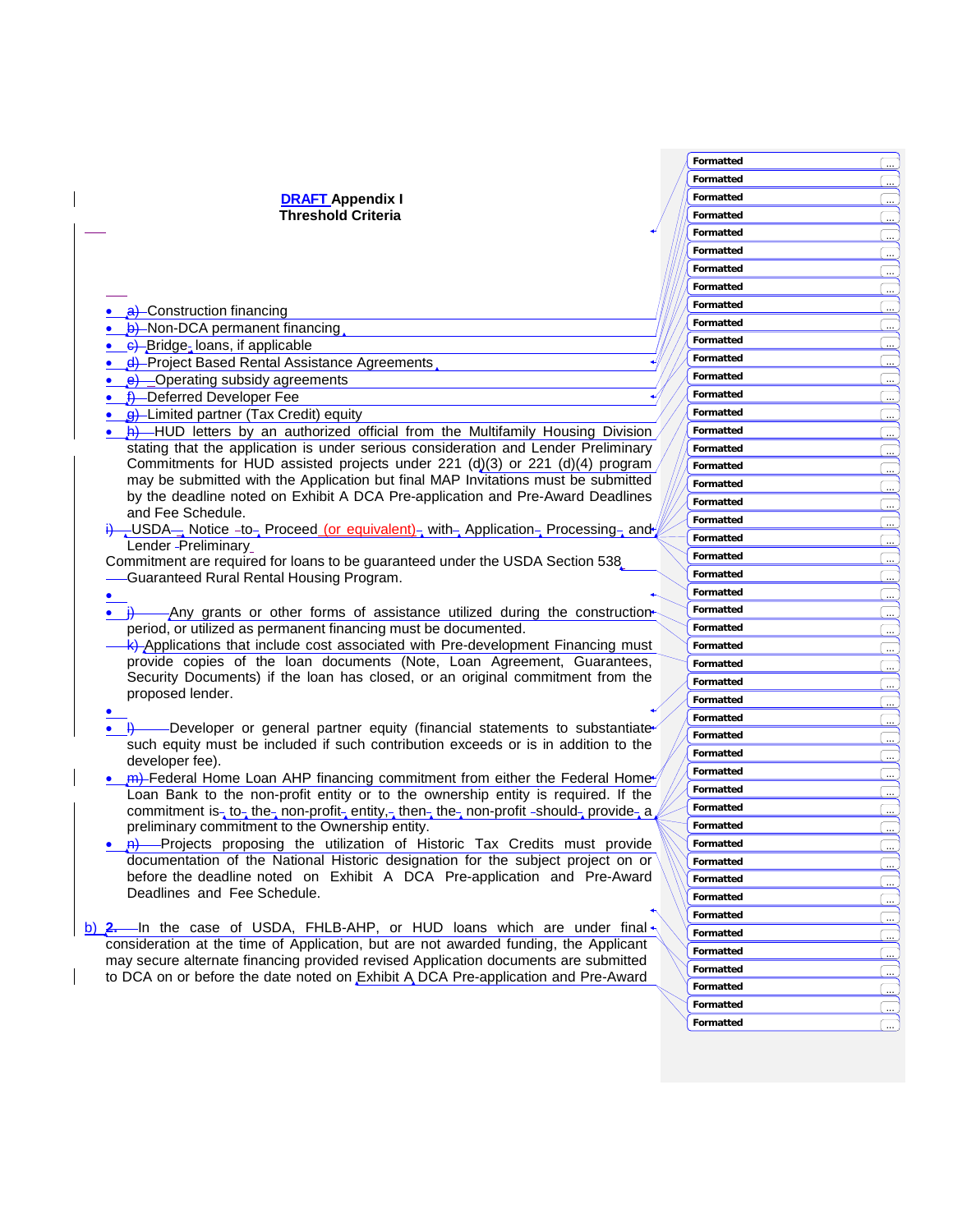**DRAFT Appendix I**
**Threshold Criteria**

- a) Construction financing
- b) Non-DCA permanent financing
- c) Bridge loans, if applicable
- d) Project Based Rental Assistance Agreements
- e) Operating subsidy agreements
- f) Deferred Developer Fee
- g) Limited partner (Tax Credit) equity
- h) HUD letters by an authorized official from the Multifamily Housing Division stating that the application is under serious consideration and Lender Preliminary Commitments for HUD assisted projects under 221 (d)(3) or 221 (d)(4) program may be submitted with the Application but final MAP Invitations must be submitted by the deadline noted on Exhibit A DCA Pre-application and Pre-Award Deadlines and Fee Schedule.

i) USDA Notice to Proceed (or equivalent) with Application Processing and Lender Preliminary Commitment are required for loans to be guaranteed under the USDA Section 538 Guaranteed Rural Rental Housing Program.

- j) Any grants or other forms of assistance utilized during the construction period, or utilized as permanent financing must be documented.

k) Applications that include cost associated with Pre-development Financing must provide copies of the loan documents (Note, Loan Agreement, Guarantees, Security Documents) if the loan has closed, or an original commitment from the proposed lender.

- l) Developer or general partner equity (financial statements to substantiate such equity must be included if such contribution exceeds or is in addition to the developer fee).
- m) Federal Home Loan AHP financing commitment from either the Federal Home Loan Bank to the non-profit entity or to the ownership entity is required. If the commitment is to the non-profit entity, then the non-profit should provide a preliminary commitment to the Ownership entity.
- n) Projects proposing the utilization of Historic Tax Credits must provide documentation of the National Historic designation for the subject project on or before the deadline noted on Exhibit A DCA Pre-application and Pre-Award Deadlines and Fee Schedule.

b) 2. In the case of USDA, FHLB-AHP, or HUD loans which are under final consideration at the time of Application, but are not awarded funding, the Applicant may secure alternate financing provided revised Application documents are submitted to DCA on or before the date noted on Exhibit A DCA Pre-application and Pre-Award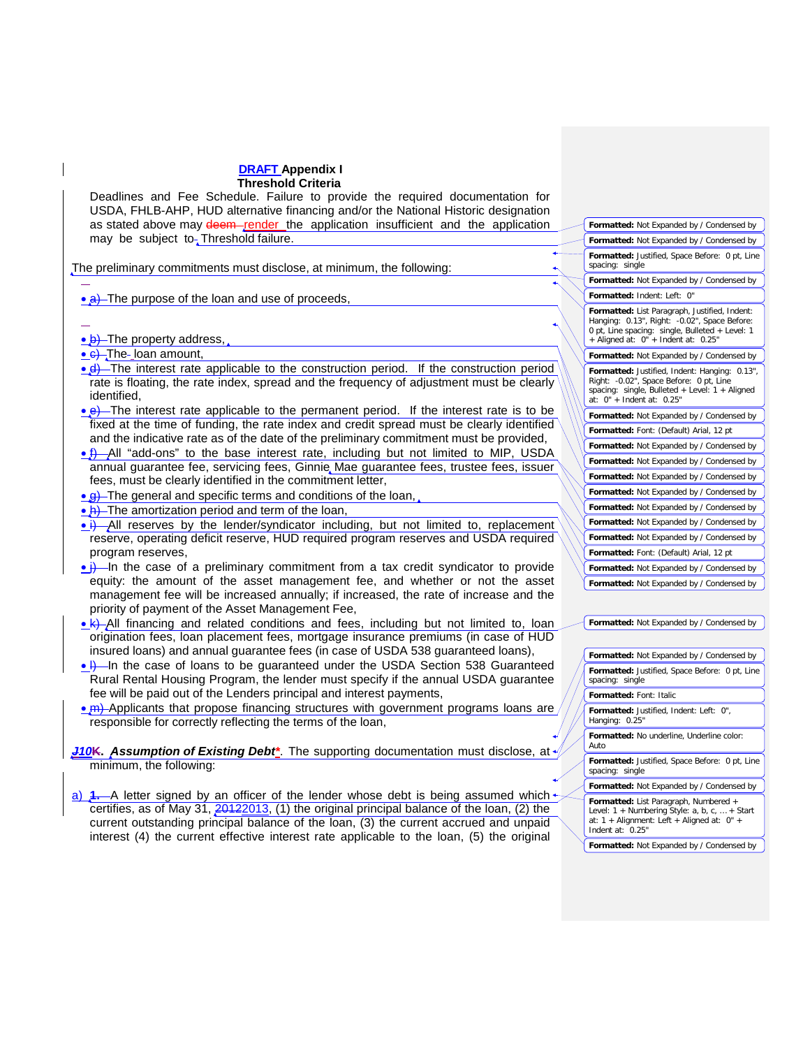# DRAFT Appendix I
## Threshold Criteria

Deadlines and Fee Schedule. Failure to provide the required documentation for USDA, FHLB-AHP, HUD alternative financing and/or the National Historic designation as stated above may deem render the application insufficient and the application may be subject to Threshold failure.

The preliminary commitments must disclose, at minimum, the following:

- a) The purpose of the loan and use of proceeds,
- b) The property address,
- c) The loan amount,
- d) The interest rate applicable to the construction period. If the construction period rate is floating, the rate index, spread and the frequency of adjustment must be clearly identified,
- e) The interest rate applicable to the permanent period. If the interest rate is to be fixed at the time of funding, the rate index and credit spread must be clearly identified and the indicative rate as of the date of the preliminary commitment must be provided,
- f) All "add-ons" to the base interest rate, including but not limited to MIP, USDA annual guarantee fee, servicing fees, Ginnie Mae guarantee fees, trustee fees, issuer fees, must be clearly identified in the commitment letter,
- g) The general and specific terms and conditions of the loan,
- h) The amortization period and term of the loan,
- i) All reserves by the lender/syndicator including, but not limited to, replacement reserve, operating deficit reserve, HUD required program reserves and USDA required program reserves,
- j) In the case of a preliminary commitment from a tax credit syndicator to provide equity: the amount of the asset management fee, and whether or not the asset management fee will be increased annually; if increased, the rate of increase and the priority of payment of the Asset Management Fee,
- k) All financing and related conditions and fees, including but not limited to, loan origination fees, loan placement fees, mortgage insurance premiums (in case of HUD insured loans) and annual guarantee fees (in case of USDA 538 guaranteed loans),
- l) In the case of loans to be guaranteed under the USDA Section 538 Guaranteed Rural Rental Housing Program, the lender must specify if the annual USDA guarantee fee will be paid out of the Lenders principal and interest payments,
- m) Applicants that propose financing structures with government programs loans are responsible for correctly reflecting the terms of the loan,

***J10K. Assumption of Existing Debt****. The supporting documentation must disclose, at minimum, the following:

a) 1. A letter signed by an officer of the lender whose debt is being assumed which certifies, as of May 31, 20122013, (1) the original principal balance of the loan, (2) the current outstanding principal balance of the loan, (3) the current accrued and unpaid interest (4) the current effective interest rate applicable to the loan, (5) the original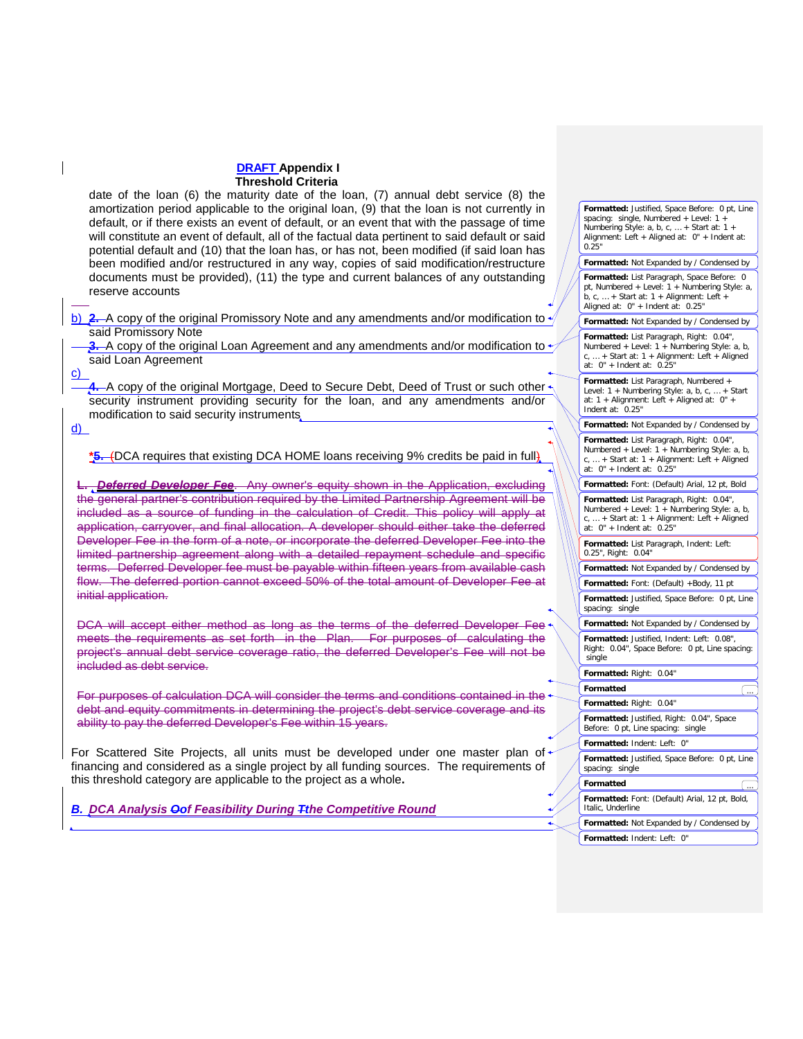**DRAFT Appendix I**
**Threshold Criteria**

date of the loan (6) the maturity date of the loan, (7) annual debt service (8) the amortization period applicable to the original loan, (9) that the loan is not currently in default, or if there exists an event of default, or an event that with the passage of time will constitute an event of default, all of the factual data pertinent to said default or said potential default and (10) that the loan has, or has not, been modified (if said loan has been modified and/or restructured in any way, copies of said modification/restructure documents must be provided), (11) the type and current balances of any outstanding reserve accounts

b) ~~2.~~ A copy of the original Promissory Note and any amendments and/or modification to said Promissory Note

~~3.~~ A copy of the original Loan Agreement and any amendments and/or modification to said Loan Agreement

c) ~~4.~~ A copy of the original Mortgage, Deed to Secure Debt, Deed of Trust or such other security instrument providing security for the loan, and any amendments and/or modification to said security instruments

d)

*~~5.~~ ~~(~~DCA requires that existing DCA HOME loans receiving 9% credits be paid in full~~)~~

~~L. ***Deferred Developer Fee***. Any owner's equity shown in the Application, excluding the general partner's contribution required by the Limited Partnership Agreement will be included as a source of funding in the calculation of Credit. This policy will apply at application, carryover, and final allocation. A developer should either take the deferred Developer Fee in the form of a note, or incorporate the deferred Developer Fee into the limited partnership agreement along with a detailed repayment schedule and specific terms. Deferred Developer fee must be payable within fifteen years from available cash flow. The deferred portion cannot exceed 50% of the total amount of Developer Fee at initial application.~~

~~DCA will accept either method as long as the terms of the deferred Developer Fee meets the requirements as set forth in the Plan. For purposes of calculating the project's annual debt service coverage ratio, the deferred Developer's Fee will not be included as debt service.~~

~~For purposes of calculation DCA will consider the terms and conditions contained in the debt and equity commitments in determining the project's debt service coverage and its ability to pay the deferred Developer's Fee within 15 years.~~

For Scattered Site Projects, all units must be developed under one master plan of financing and considered as a single project by all funding sources. The requirements of this threshold category are applicable to the project as a whole.

***B. DCA Analysis ~~O~~of Feasibility During ~~T~~the Competitive Round***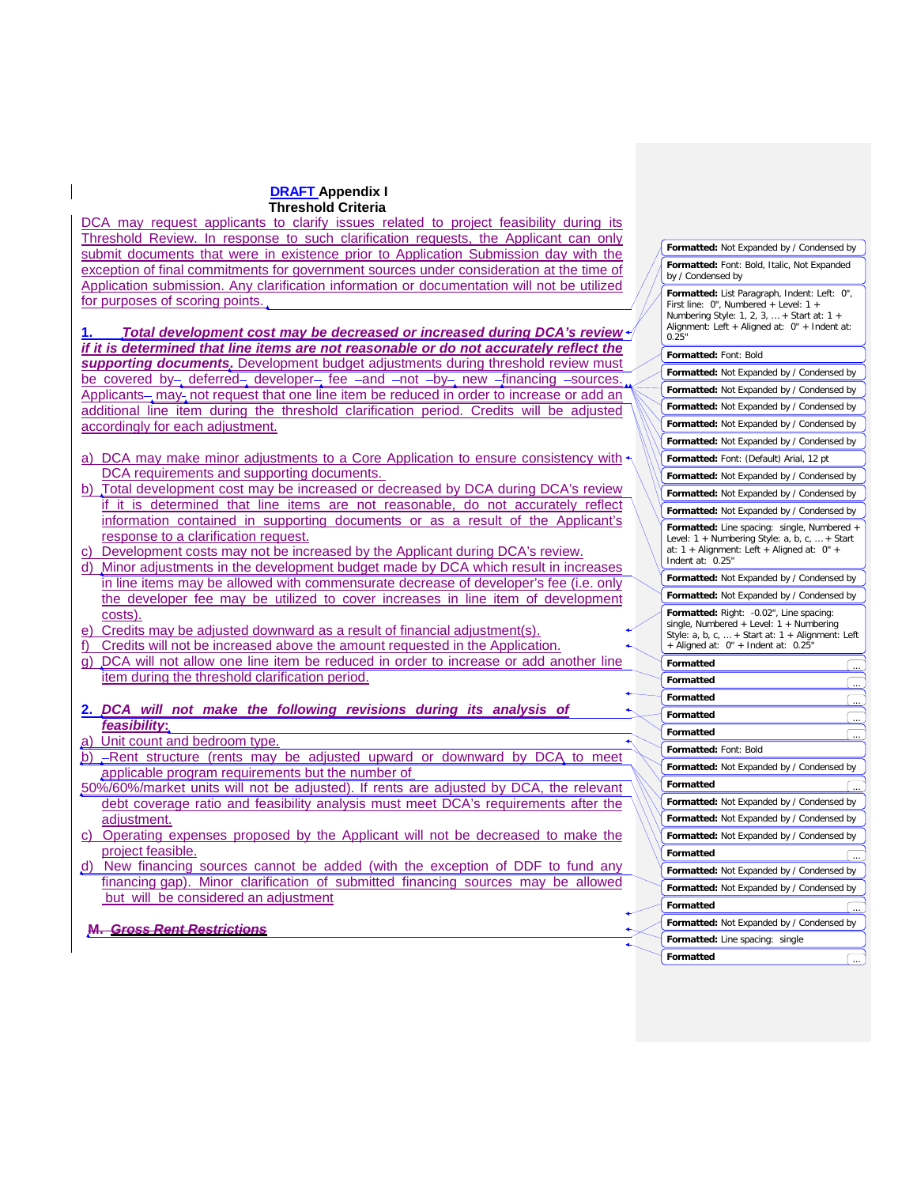**DRAFT Appendix I**
**Threshold Criteria**

DCA may request applicants to clarify issues related to project feasibility during its Threshold Review. In response to such clarification requests, the Applicant can only submit documents that were in existence prior to Application Submission day with the exception of final commitments for government sources under consideration at the time of Application submission. Any clarification information or documentation will not be utilized for purposes of scoring points.

1. ***Total development cost may be decreased or increased during DCA's review if it is determined that line items are not reasonable or do not accurately reflect the supporting documents.*** Development budget adjustments during threshold review must be covered by deferred developer fee and not by new financing sources. Applicants may not request that one line item be reduced in order to increase or add an additional line item during the threshold clarification period. Credits will be adjusted accordingly for each adjustment.

a) DCA may make minor adjustments to a Core Application to ensure consistency with DCA requirements and supporting documents.
b) Total development cost may be increased or decreased by DCA during DCA's review if it is determined that line items are not reasonable, do not accurately reflect information contained in supporting documents or as a result of the Applicant's response to a clarification request.
c) Development costs may not be increased by the Applicant during DCA's review.
d) Minor adjustments in the development budget made by DCA which result in increases in line items may be allowed with commensurate decrease of developer's fee (i.e. only the developer fee may be utilized to cover increases in line item of development costs).
e) Credits may be adjusted downward as a result of financial adjustment(s).
f) Credits will not be increased above the amount requested in the Application.
g) DCA will not allow one line item be reduced in order to increase or add another line item during the threshold clarification period.

2. ***DCA will not make the following revisions during its analysis of feasibility:***

a) Unit count and bedroom type.
b) Rent structure (rents may be adjusted upward or downward by DCA to meet applicable program requirements but the number of 50%/60%/market units will not be adjusted). If rents are adjusted by DCA, the relevant debt coverage ratio and feasibility analysis must meet DCA's requirements after the adjustment.
c) Operating expenses proposed by the Applicant will not be decreased to make the project feasible.
d) New financing sources cannot be added (with the exception of DDF to fund any financing gap). Minor clarification of submitted financing sources may be allowed but will be considered an adjustment

~~M. *Gross Rent Restrictions*~~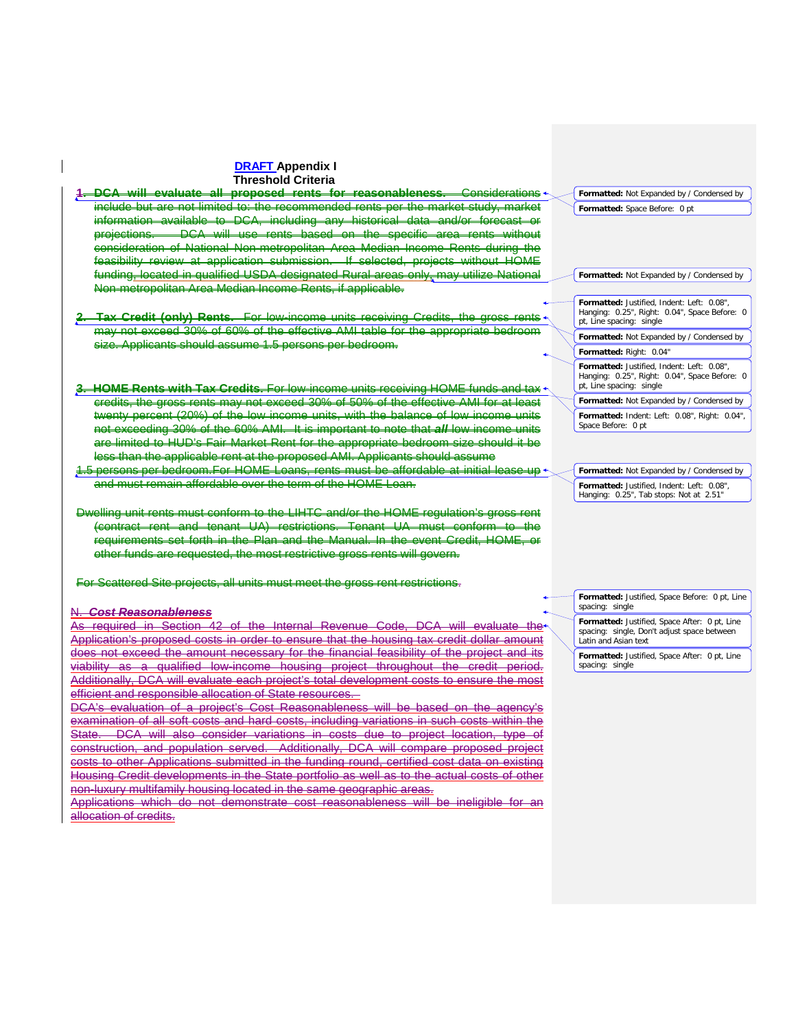**DRAFT Appendix I**
**Threshold Criteria**

1. **DCA will evaluate all proposed rents for reasonableness.** Considerations include but are not limited to: the recommended rents per the market study, market information available to DCA, including any historical data and/or forecast or projections. DCA will use rents based on the specific area rents without consideration of National Non-metropolitan Area Median Income Rents during the feasibility review at application submission. If selected, projects without HOME funding, located in qualified USDA designated Rural areas only, may utilize National Non-metropolitan Area Median Income Rents, if applicable.

2. **Tax Credit (only) Rents.** For low-income units receiving Credits, the gross rents may not exceed 30% of 60% of the effective AMI table for the appropriate bedroom size. Applicants should assume 1.5 persons per bedroom.

3. **HOME Rents with Tax Credits.** For low income units receiving HOME funds and tax credits, the gross rents may not exceed 30% of 50% of the effective AMI for at least twenty percent (20%) of the low income units, with the balance of low income units not exceeding 30% of the 60% AMI. It is important to note that ***all*** low income units are limited to HUD's Fair Market Rent for the appropriate bedroom size should it be less than the applicable rent at the proposed AMI. Applicants should assume 1.5 persons per bedroom.For HOME Loans, rents must be affordable at initial lease-up and must remain affordable over the term of the HOME Loan.

Dwelling unit rents must conform to the LIHTC and/or the HOME regulation's gross rent (contract rent and tenant UA) restrictions. Tenant UA must conform to the requirements set forth in the Plan and the Manual. In the event Credit, HOME, or other funds are requested, the most restrictive gross rents will govern.

For Scattered Site projects, all units must meet the gross rent restrictions.

N. ***Cost Reasonableness***

As required in Section 42 of the Internal Revenue Code, DCA will evaluate the Application's proposed costs in order to ensure that the housing tax credit dollar amount does not exceed the amount necessary for the financial feasibility of the project and its viability as a qualified low-income housing project throughout the credit period. Additionally, DCA will evaluate each project's total development costs to ensure the most efficient and responsible allocation of State resources.

DCA's evaluation of a project's Cost Reasonableness will be based on the agency's examination of all soft costs and hard costs, including variations in such costs within the State. DCA will also consider variations in costs due to project location, type of construction, and population served. Additionally, DCA will compare proposed project costs to other Applications submitted in the funding round, certified cost data on existing Housing Credit developments in the State portfolio as well as to the actual costs of other non-luxury multifamily housing located in the same geographic areas.

Applications which do not demonstrate cost reasonableness will be ineligible for an allocation of credits.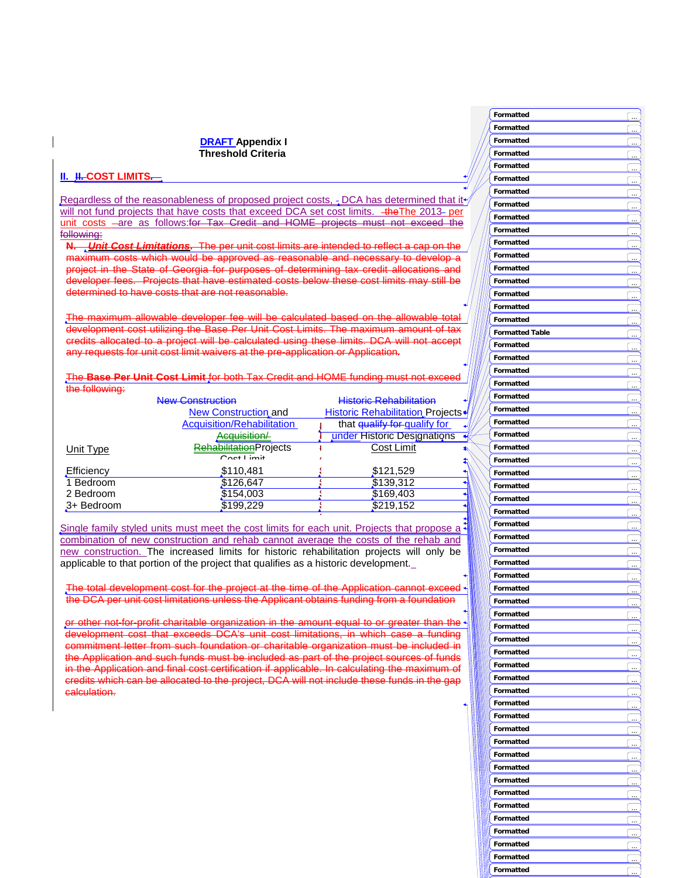**DRAFT Appendix I**
**Threshold Criteria**

## II. II. COST LIMITS.

Regardless of the reasonableness of proposed project costs, DCA has determined that it will not fund projects that have costs that exceed DCA set cost limits. theThe 2013 per unit costs are as follows:for Tax Credit and HOME projects must not exceed the following:

N. ***Unit Cost Limitations***. The per unit cost limits are intended to reflect a cap on the maximum costs which would be approved as reasonable and necessary to develop a project in the State of Georgia for purposes of determining tax credit allocations and developer fees. Projects that have estimated costs below these cost limits may still be determined to have costs that are not reasonable.

The maximum allowable developer fee will be calculated based on the allowable total development cost utilizing the Base Per Unit Cost Limits. The maximum amount of tax credits allocated to a project will be calculated using these limits. DCA will not accept any requests for unit cost limit waivers at the pre-application or Application.

The **Base Per Unit Cost Limit** for both Tax Credit and HOME funding must not exceed the following:

| Unit Type | New Construction New Construction and Acquisition/Rehabilitation Acquisition/ RehabilitationProjects Cost Limit | Historic Rehabilitation Historic Rehabilitation Projects that qualify for qualify for under Historic Designations Cost Limit |
|---|---|---|
| Efficiency | $110,481 | $121,529 |
| 1 Bedroom | $126,647 | $139,312 |
| 2 Bedroom | $154,003 | $169,403 |
| 3+ Bedroom | $199,229 | $219,152 |

Single family styled units must meet the cost limits for each unit. Projects that propose a combination of new construction and rehab cannot average the costs of the rehab and new construction. The increased limits for historic rehabilitation projects will only be applicable to that portion of the project that qualifies as a historic development.

The total development cost for the project at the time of the Application cannot exceed the DCA per unit cost limitations unless the Applicant obtains funding from a foundation

or other not-for-profit charitable organization in the amount equal to or greater than the development cost that exceeds DCA's unit cost limitations, in which case a funding commitment letter from such foundation or charitable organization must be included in the Application and such funds must be included as part of the project sources of funds in the Application and final cost certification if applicable. In calculating the maximum of credits which can be allocated to the project, DCA will not include these funds in the gap calculation.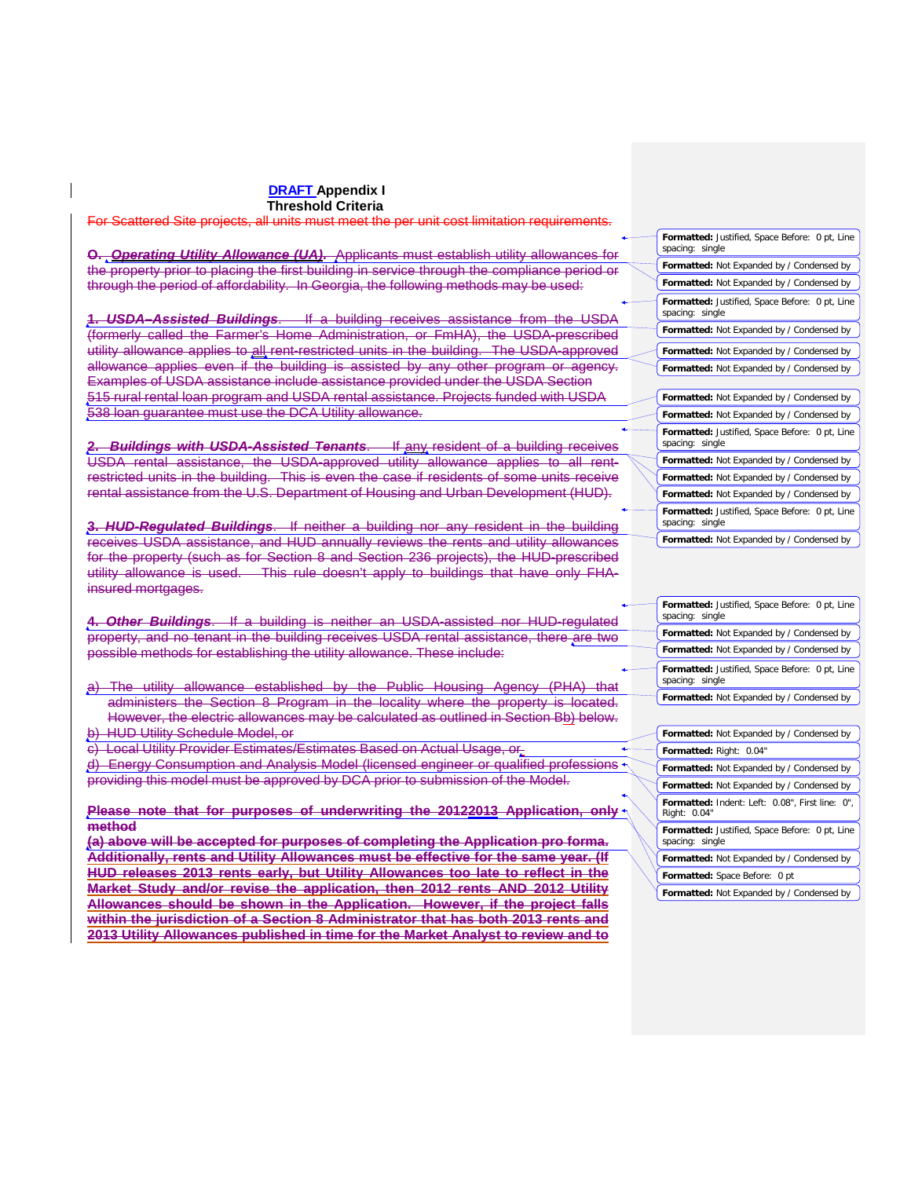**DRAFT Appendix I**
**Threshold Criteria**

For Scattered Site projects, all units must meet the per unit cost limitation requirements.

**O. *Operating Utility Allowance (UA)*.** Applicants must establish utility allowances for the property prior to placing the first building in service through the compliance period or through the period of affordability. In Georgia, the following methods may be used:

**1. *USDA–Assisted Buildings*.** If a building receives assistance from the USDA (formerly called the Farmer's Home Administration, or FmHA), the USDA-prescribed utility allowance applies to all rent-restricted units in the building. The USDA-approved allowance applies even if the building is assisted by any other program or agency. Examples of USDA assistance include assistance provided under the USDA Section 515 rural rental loan program and USDA rental assistance. Projects funded with USDA 538 loan guarantee must use the DCA Utility allowance.

**2. *Buildings with USDA-Assisted Tenants*.** If any resident of a building receives USDA rental assistance, the USDA-approved utility allowance applies to all rent-restricted units in the building. This is even the case if residents of some units receive rental assistance from the U.S. Department of Housing and Urban Development (HUD).

**3. *HUD-Regulated Buildings*.** If neither a building nor any resident in the building receives USDA assistance, and HUD annually reviews the rents and utility allowances for the property (such as for Section 8 and Section 236 projects), the HUD-prescribed utility allowance is used. This rule doesn't apply to buildings that have only FHA-insured mortgages.

**4. *Other Buildings*.** If a building is neither an USDA-assisted nor HUD-regulated property, and no tenant in the building receives USDA rental assistance, there are two possible methods for establishing the utility allowance. These include:

a) The utility allowance established by the Public Housing Agency (PHA) that administers the Section 8 Program in the locality where the property is located. However, the electric allowances may be calculated as outlined in Section Bb) below.
b) HUD Utility Schedule Model, or
c) Local Utility Provider Estimates/Estimates Based on Actual Usage, or
d) Energy Consumption and Analysis Model (licensed engineer or qualified professions providing this model must be approved by DCA prior to submission of the Model.

**Please note that for purposes of underwriting the 20122013 Application, only method (a) above will be accepted for purposes of completing the Application pro forma. Additionally, rents and Utility Allowances must be effective for the same year. (If HUD releases 2013 rents early, but Utility Allowances too late to reflect in the Market Study and/or revise the application, then 2012 rents AND 2012 Utility Allowances should be shown in the Application. However, if the project falls within the jurisdiction of a Section 8 Administrator that has both 2013 rents and 2013 Utility Allowances published in time for the Market Analyst to review and to**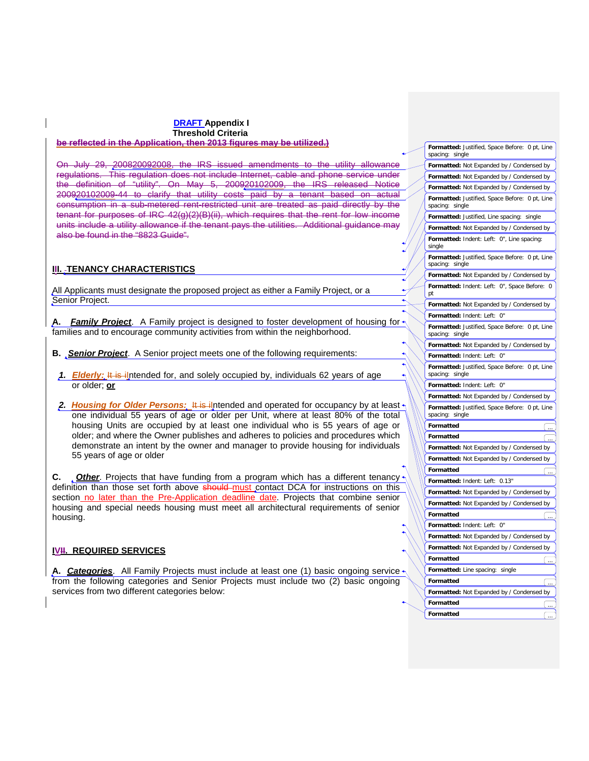**DRAFT Appendix I**
**Threshold Criteria**

~~be reflected in the Application, then 2013 figures may be utilized.)~~

~~On July 29, 2008, the IRS issued amendments to the utility allowance regulations. This regulation does not include Internet, cable and phone service under the definition of "utility". On May 5, 2009, the IRS released Notice 2009-44 to clarify that utility costs paid by a tenant based on actual consumption in a sub-metered rent-restricted unit are treated as paid directly by the tenant for purposes of IRC 42(g)(2)(B)(ii), which requires that the rent for low income units include a utility allowance if the tenant pays the utilities. Additional guidance may also be found in the "8823 Guide".~~

## II. TENANCY CHARACTERISTICS

All Applicants must designate the proposed project as either a Family Project, or a Senior Project.

**A. *Family Project***. A Family project is designed to foster development of housing for families and to encourage community activities from within the neighborhood.

**B. *Senior Project***. A Senior project meets one of the following requirements:

1. ***Elderly:*** Intended for, and solely occupied by, individuals 62 years of age or older; **or**

2. ***Housing for Older Persons:*** Intended and operated for occupancy by at least one individual 55 years of age or older per Unit, where at least 80% of the total housing Units are occupied by at least one individual who is 55 years of age or older; and where the Owner publishes and adheres to policies and procedures which demonstrate an intent by the owner and manager to provide housing for individuals 55 years of age or older

**C. *Other***. Projects that have funding from a program which has a different tenancy definition than those set forth above must contact DCA for instructions on this section no later than the Pre-Application deadline date. Projects that combine senior housing and special needs housing must meet all architectural requirements of senior housing.

## IV. REQUIRED SERVICES

**A. *Categories***. All Family Projects must include at least one (1) basic ongoing service from the following categories and Senior Projects must include two (2) basic ongoing services from two different categories below: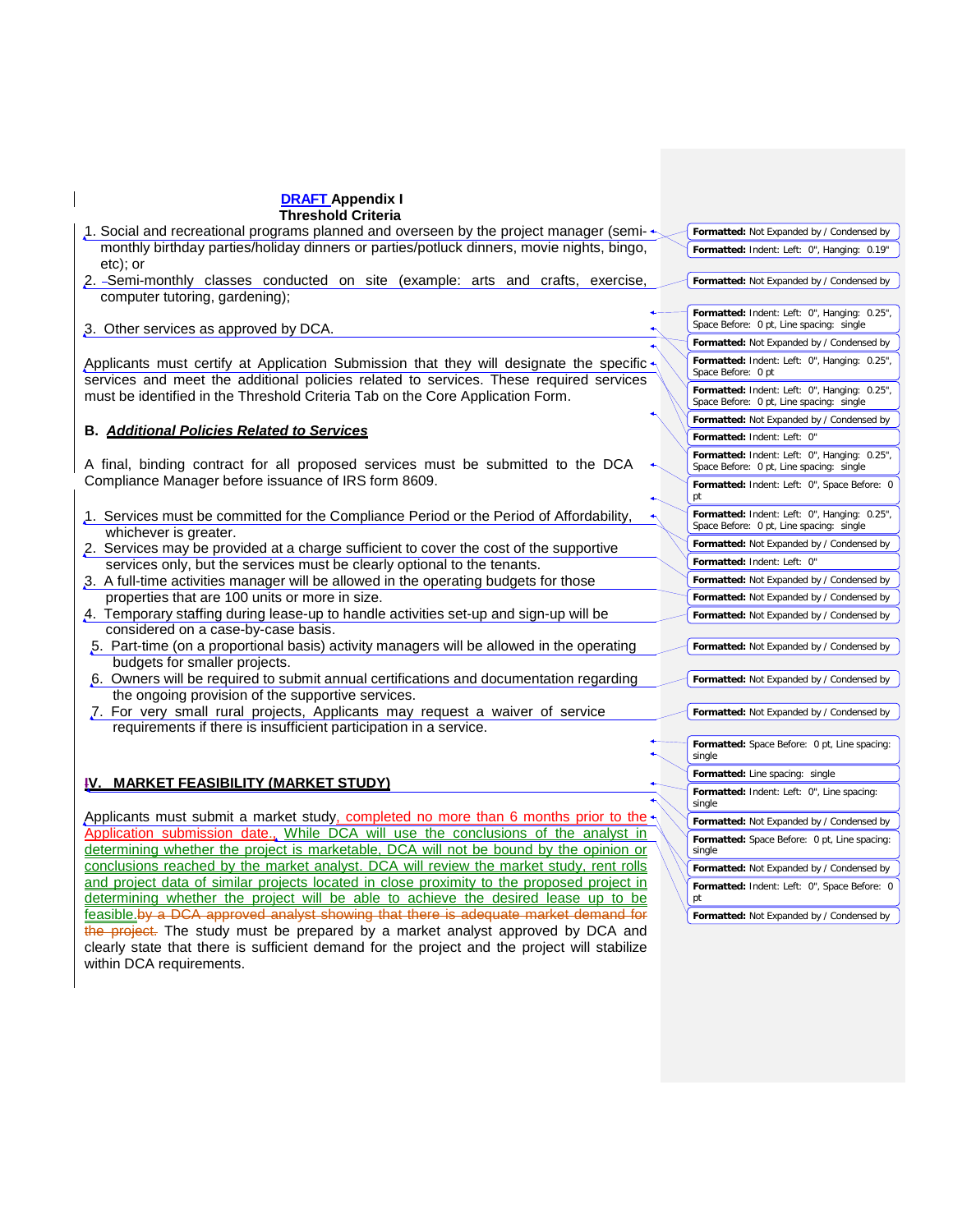**DRAFT Appendix I**
**Threshold Criteria**

1. Social and recreational programs planned and overseen by the project manager (semi-monthly birthday parties/holiday dinners or parties/potluck dinners, movie nights, bingo, etc); or
2. Semi-monthly classes conducted on site (example: arts and crafts, exercise, computer tutoring, gardening);
3. Other services as approved by DCA.

Applicants must certify at Application Submission that they will designate the specific services and meet the additional policies related to services. These required services must be identified in the Threshold Criteria Tab on the Core Application Form.

**B. *Additional Policies Related to Services***

A final, binding contract for all proposed services must be submitted to the DCA Compliance Manager before issuance of IRS form 8609.

1. Services must be committed for the Compliance Period or the Period of Affordability, whichever is greater.
2. Services may be provided at a charge sufficient to cover the cost of the supportive services only, but the services must be clearly optional to the tenants.
3. A full-time activities manager will be allowed in the operating budgets for those properties that are 100 units or more in size.
4. Temporary staffing during lease-up to handle activities set-up and sign-up will be considered on a case-by-case basis.
5. Part-time (on a proportional basis) activity managers will be allowed in the operating budgets for smaller projects.
6. Owners will be required to submit annual certifications and documentation regarding the ongoing provision of the supportive services.
7. For very small rural projects, Applicants may request a waiver of service requirements if there is insufficient participation in a service.

## IV. MARKET FEASIBILITY (MARKET STUDY)

Applicants must submit a market study, completed no more than 6 months prior to the Application submission date. While DCA will use the conclusions of the analyst in determining whether the project is marketable, DCA will not be bound by the opinion or conclusions reached by the market analyst. DCA will review the market study, rent rolls and project data of similar projects located in close proximity to the proposed project in determining whether the project will be able to achieve the desired lease up to be feasible.~~by a DCA approved analyst showing that there is adequate market demand for the project.~~ The study must be prepared by a market analyst approved by DCA and clearly state that there is sufficient demand for the project and the project will stabilize within DCA requirements.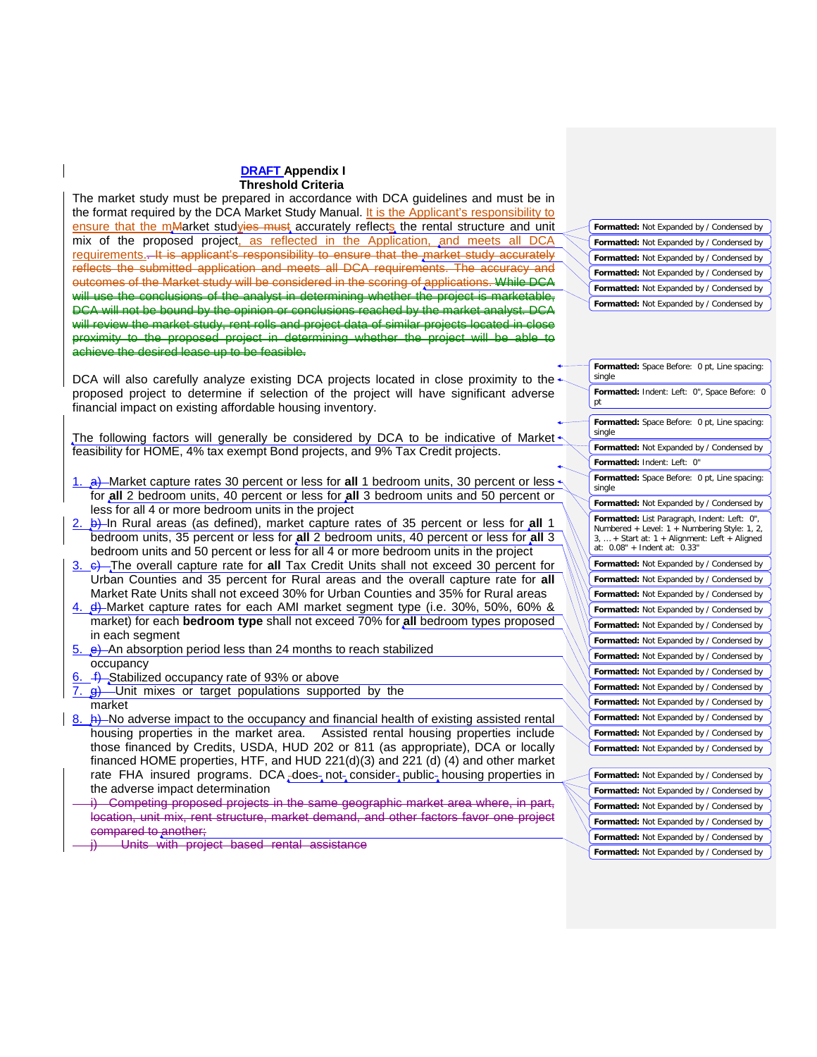**DRAFT Appendix I**
**Threshold Criteria**

The market study must be prepared in accordance with DCA guidelines and must be in the format required by the DCA Market Study Manual. It is the Applicant's responsibility to ensure that the market study accurately reflects the rental structure and unit mix of the proposed project, as reflected in the Application, and meets all DCA requirements. ~~It is applicant's responsibility to ensure that the market study accurately reflects the submitted application and meets all DCA requirements. The accuracy and outcomes of the Market study will be considered in the scoring of applications. While DCA will use the conclusions of the analyst in determining whether the project is marketable, DCA will not be bound by the opinion or conclusions reached by the market analyst. DCA will review the market study, rent rolls and project data of similar projects located in close proximity to the proposed project in determining whether the project will be able to achieve the desired lease up to be feasible.~~

DCA will also carefully analyze existing DCA projects located in close proximity to the proposed project to determine if selection of the project will have significant adverse financial impact on existing affordable housing inventory.

The following factors will generally be considered by DCA to be indicative of Market feasibility for HOME, 4% tax exempt Bond projects, and 9% Tax Credit projects.

1. Market capture rates 30 percent or less for **all** 1 bedroom units, 30 percent or less for **all** 2 bedroom units, 40 percent or less for **all** 3 bedroom units and 50 percent or less for all 4 or more bedroom units in the project
2. In Rural areas (as defined), market capture rates of 35 percent or less for **all** 1 bedroom units, 35 percent or less for **all** 2 bedroom units, 40 percent or less for **all** 3 bedroom units and 50 percent or less for all 4 or more bedroom units in the project
3. The overall capture rate for **all** Tax Credit Units shall not exceed 30 percent for Urban Counties and 35 percent for Rural areas and the overall capture rate for **all** Market Rate Units shall not exceed 30% for Urban Counties and 35% for Rural areas
4. Market capture rates for each AMI market segment type (i.e. 30%, 50%, 60% & market) for each **bedroom type** shall not exceed 70% for **all** bedroom types proposed in each segment
5. An absorption period less than 24 months to reach stabilized occupancy
6. Stabilized occupancy rate of 93% or above
7. Unit mixes or target populations supported by the market
8. No adverse impact to the occupancy and financial health of existing assisted rental housing properties in the market area. Assisted rental housing properties include those financed by Credits, USDA, HUD 202 or 811 (as appropriate), DCA or locally financed HOME properties, HTF, and HUD 221(d)(3) and 221 (d) (4) and other market rate FHA insured programs. DCA does not consider public housing properties in the adverse impact determination

~~i) Competing proposed projects in the same geographic market area where, in part, location, unit mix, rent structure, market demand, and other factors favor one project compared to another;~~

~~j) Units with project based rental assistance~~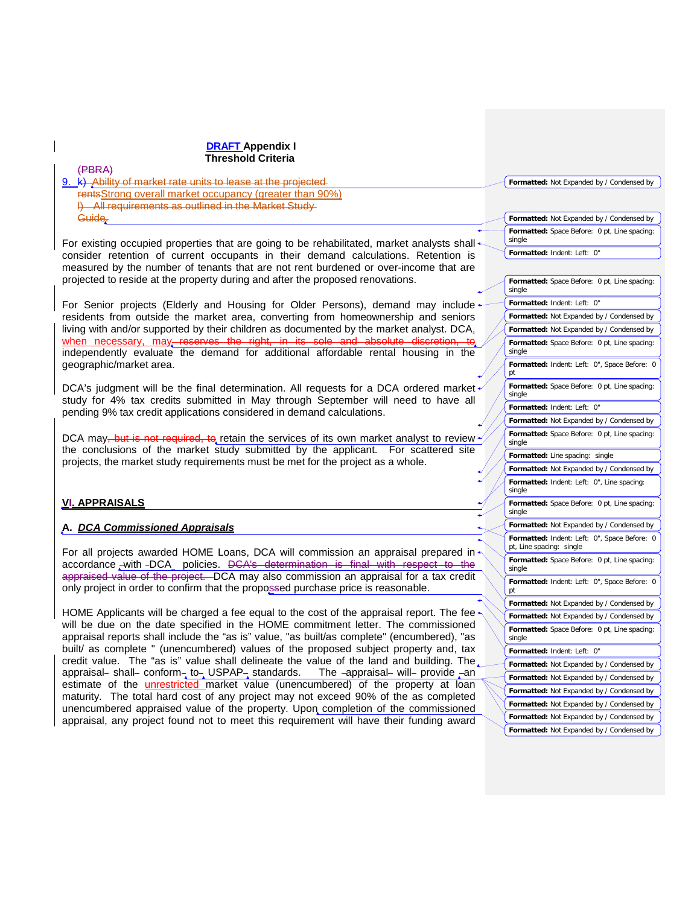DRAFT Appendix I
Threshold Criteria

(PBRA)

9. k) Ability of market rate units to lease at the projected rentsStrong overall market occupancy (greater than 90%)
l) All requirements as outlined in the Market Study Guide.

For existing occupied properties that are going to be rehabilitated, market analysts shall consider retention of current occupants in their demand calculations. Retention is measured by the number of tenants that are not rent burdened or over-income that are projected to reside at the property during and after the proposed renovations.

For Senior projects (Elderly and Housing for Older Persons), demand may include residents from outside the market area, converting from homeownership and seniors living with and/or supported by their children as documented by the market analyst. DCA, when necessary, may reserves the right, in its sole and absolute discretion, to independently evaluate the demand for additional affordable rental housing in the geographic/market area.

DCA's judgment will be the final determination. All requests for a DCA ordered market study for 4% tax credits submitted in May through September will need to have all pending 9% tax credit applications considered in demand calculations.

DCA may, but is not required, to retain the services of its own market analyst to review the conclusions of the market study submitted by the applicant. For scattered site projects, the market study requirements must be met for the project as a whole.

## VI. APPRAISALS

### A. *DCA Commissioned Appraisals*

For all projects awarded HOME Loans, DCA will commission an appraisal prepared in accordance with DCA policies. DCA's determination is final with respect to the appraised value of the project. DCA may also commission an appraisal for a tax credit only project in order to confirm that the proposssed purchase price is reasonable.

HOME Applicants will be charged a fee equal to the cost of the appraisal report. The fee will be due on the date specified in the HOME commitment letter. The commissioned appraisal reports shall include the "as is" value, "as built/as complete" (encumbered), "as built/ as complete" (unencumbered) values of the proposed subject property and, tax credit value. The "as is" value shall delineate the value of the land and building. The appraisal shall conform to USPAP standards. The appraisal will provide an estimate of the unrestricted market value (unencumbered) of the property at loan maturity. The total hard cost of any project may not exceed 90% of the as completed unencumbered appraised value of the property. Upon completion of the commissioned appraisal, any project found not to meet this requirement will have their funding award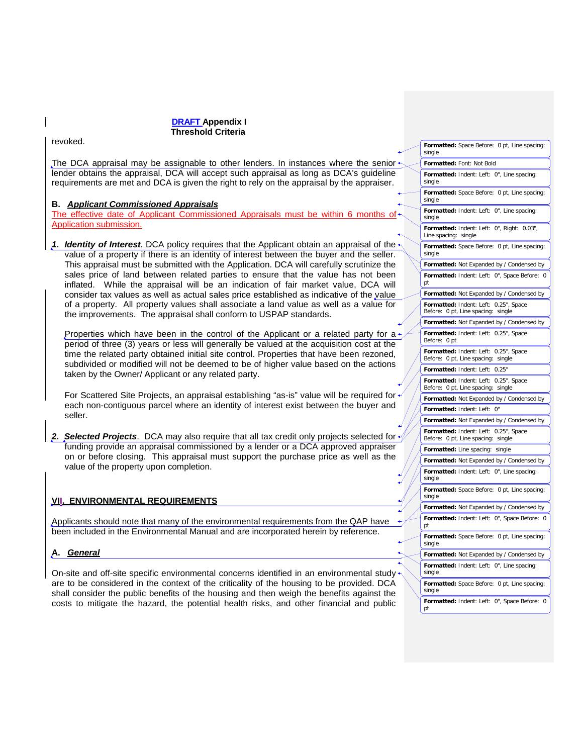revoked.

The DCA appraisal may be assignable to other lenders. In instances where the senior lender obtains the appraisal, DCA will accept such appraisal as long as DCA's guideline requirements are met and DCA is given the right to rely on the appraisal by the appraiser.

**B. *Applicant Commissioned Appraisals***

The effective date of Applicant Commissioned Appraisals must be within 6 months of Application submission.

***1. Identity of Interest***. DCA policy requires that the Applicant obtain an appraisal of the value of a property if there is an identity of interest between the buyer and the seller. This appraisal must be submitted with the Application. DCA will carefully scrutinize the sales price of land between related parties to ensure that the value has not been inflated. While the appraisal will be an indication of fair market value, DCA will consider tax values as well as actual sales price established as indicative of the value of a property. All property values shall associate a land value as well as a value for the improvements. The appraisal shall conform to USPAP standards.

Properties which have been in the control of the Applicant or a related party for a period of three (3) years or less will generally be valued at the acquisition cost at the time the related party obtained initial site control. Properties that have been rezoned, subdivided or modified will not be deemed to be of higher value based on the actions taken by the Owner/ Applicant or any related party.

For Scattered Site Projects, an appraisal establishing "as-is" value will be required for each non-contiguous parcel where an identity of interest exist between the buyer and seller.

***2. Selected Projects***. DCA may also require that all tax credit only projects selected for funding provide an appraisal commissioned by a lender or a DCA approved appraiser on or before closing. This appraisal must support the purchase price as well as the value of the property upon completion.

## VII. ENVIRONMENTAL REQUIREMENTS

Applicants should note that many of the environmental requirements from the QAP have been included in the Environmental Manual and are incorporated herein by reference.

**A. *General***

On-site and off-site specific environmental concerns identified in an environmental study are to be considered in the context of the criticality of the housing to be provided. DCA shall consider the public benefits of the housing and then weigh the benefits against the costs to mitigate the hazard, the potential health risks, and other financial and public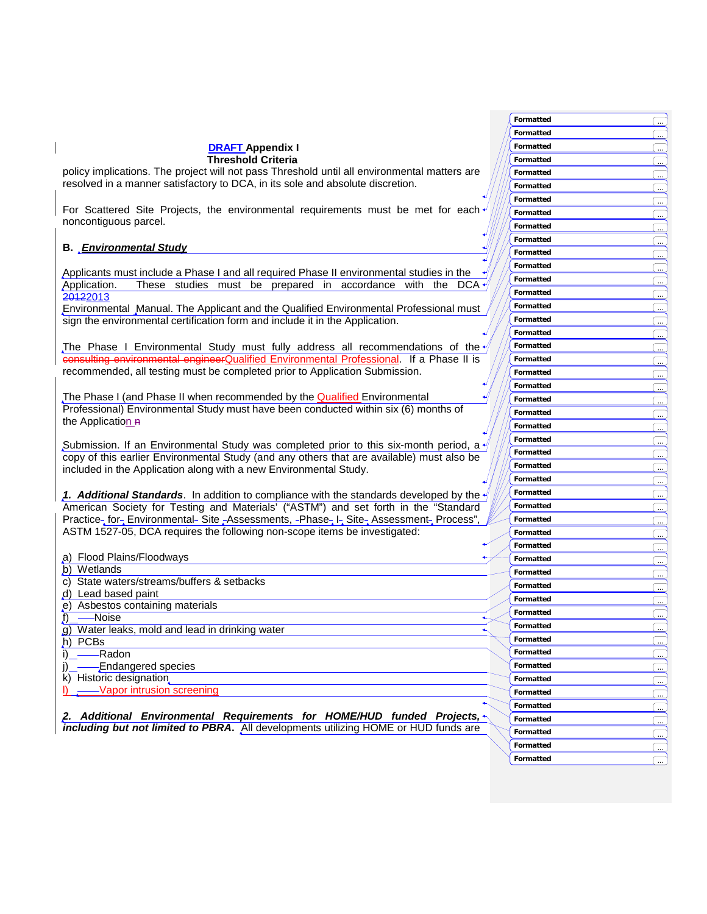**DRAFT Appendix I**
**Threshold Criteria**

policy implications. The project will not pass Threshold until all environmental matters are resolved in a manner satisfactory to DCA, in its sole and absolute discretion.

For Scattered Site Projects, the environmental requirements must be met for each noncontiguous parcel.

## B. *Environmental Study*

Applicants must include a Phase I and all required Phase II environmental studies in the Application. These studies must be prepared in accordance with the DCA 20122013 Environmental Manual. The Applicant and the Qualified Environmental Professional must sign the environmental certification form and include it in the Application.

The Phase I Environmental Study must fully address all recommendations of the consulting environmental engineerQualified Environmental Professional. If a Phase II is recommended, all testing must be completed prior to Application Submission.

The Phase I (and Phase II when recommended by the Qualified Environmental Professional) Environmental Study must have been conducted within six (6) months of the Application a

Submission. If an Environmental Study was completed prior to this six-month period, a copy of this earlier Environmental Study (and any others that are available) must also be included in the Application along with a new Environmental Study.

***1. Additional Standards***. In addition to compliance with the standards developed by the American Society for Testing and Materials' ("ASTM") and set forth in the "Standard Practice for Environmental Site Assessments, Phase I Site Assessment Process", ASTM 1527-05, DCA requires the following non-scope items be investigated:

a) Flood Plains/Floodways
b) Wetlands
c) State waters/streams/buffers & setbacks
d) Lead based paint
e) Asbestos containing materials
f) Noise
g) Water leaks, mold and lead in drinking water
h) PCBs
i) Radon
j) Endangered species
k) Historic designation
l) Vapor intrusion screening

***2. Additional Environmental Requirements for HOME/HUD funded Projects, including but not limited to PBRA***. All developments utilizing HOME or HUD funds are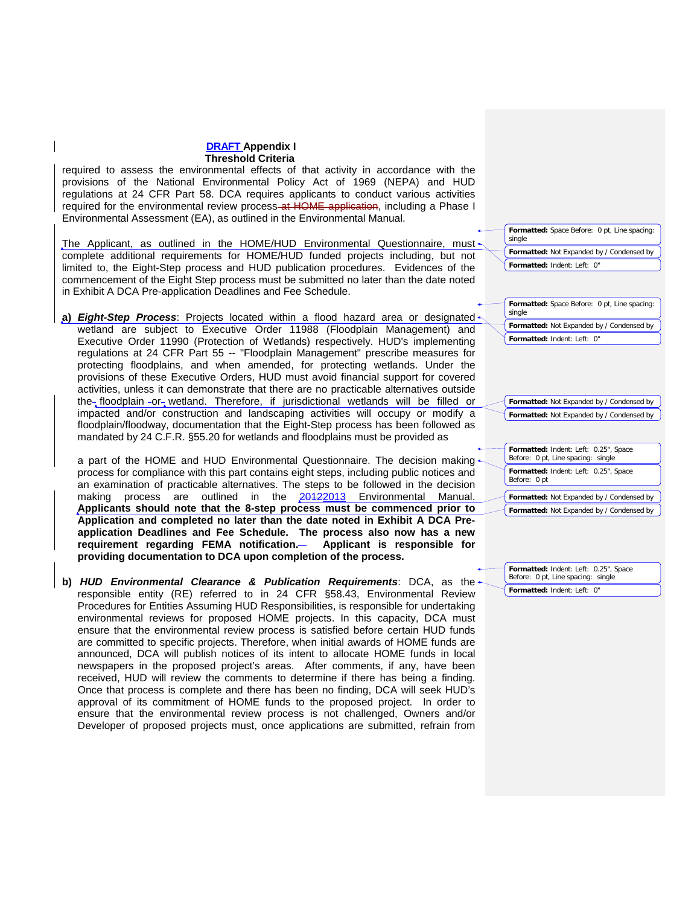**DRAFT Appendix I**
**Threshold Criteria**

required to assess the environmental effects of that activity in accordance with the provisions of the National Environmental Policy Act of 1969 (NEPA) and HUD regulations at 24 CFR Part 58. DCA requires applicants to conduct various activities required for the environmental review process, including a Phase I Environmental Assessment (EA), as outlined in the Environmental Manual.

The Applicant, as outlined in the HOME/HUD Environmental Questionnaire, must complete additional requirements for HOME/HUD funded projects including, but not limited to, the Eight-Step process and HUD publication procedures. Evidences of the commencement of the Eight Step process must be submitted no later than the date noted in Exhibit A DCA Pre-application Deadlines and Fee Schedule.

a) ***Eight-Step Process***: Projects located within a flood hazard area or designated wetland are subject to Executive Order 11988 (Floodplain Management) and Executive Order 11990 (Protection of Wetlands) respectively. HUD's implementing regulations at 24 CFR Part 55 -- "Floodplain Management" prescribe measures for protecting floodplains, and when amended, for protecting wetlands. Under the provisions of these Executive Orders, HUD must avoid financial support for covered activities, unless it can demonstrate that there are no practicable alternatives outside the floodplain or wetland. Therefore, if jurisdictional wetlands will be filled or impacted and/or construction and landscaping activities will occupy or modify a floodplain/floodway, documentation that the Eight-Step process has been followed as mandated by 24 C.F.R. §55.20 for wetlands and floodplains must be provided as

   a part of the HOME and HUD Environmental Questionnaire. The decision making process for compliance with this part contains eight steps, including public notices and an examination of practicable alternatives. The steps to be followed in the decision making process are outlined in the 2013 Environmental Manual. **Applicants should note that the 8-step process must be commenced prior to Application and completed no later than the date noted in Exhibit A DCA Pre-application Deadlines and Fee Schedule. The process also now has a new requirement regarding FEMA notification. Applicant is responsible for providing documentation to DCA upon completion of the process.**

b) ***HUD Environmental Clearance & Publication Requirements***: DCA, as the responsible entity (RE) referred to in 24 CFR §58.43, Environmental Review Procedures for Entities Assuming HUD Responsibilities, is responsible for undertaking environmental reviews for proposed HOME projects. In this capacity, DCA must ensure that the environmental review process is satisfied before certain HUD funds are committed to specific projects. Therefore, when initial awards of HOME funds are announced, DCA will publish notices of its intent to allocate HOME funds in local newspapers in the proposed project's areas. After comments, if any, have been received, HUD will review the comments to determine if there has being a finding. Once that process is complete and there has been no finding, DCA will seek HUD's approval of its commitment of HOME funds to the proposed project. In order to ensure that the environmental review process is not challenged, Owners and/or Developer of proposed projects must, once applications are submitted, refrain from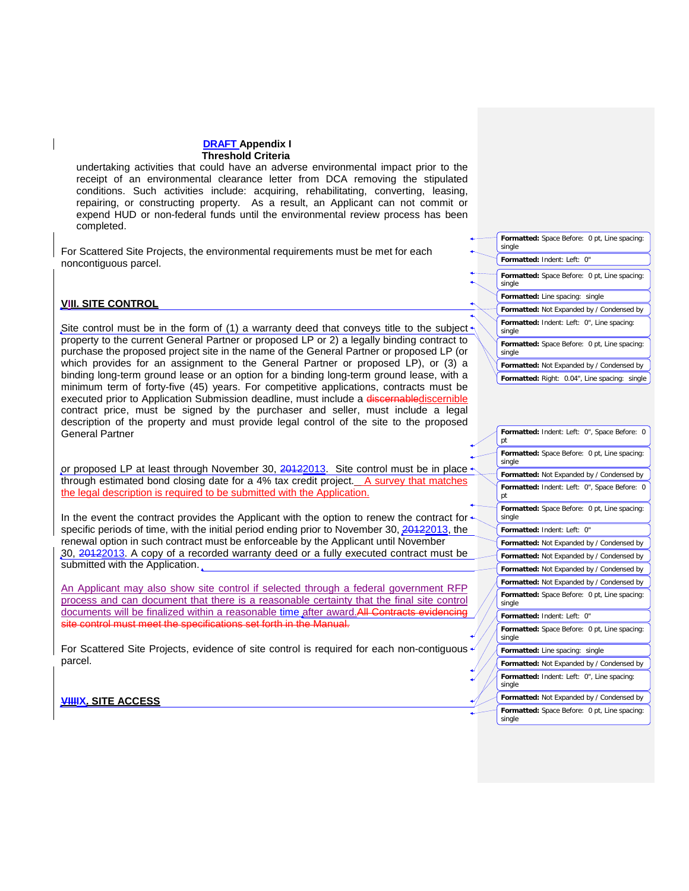undertaking activities that could have an adverse environmental impact prior to the receipt of an environmental clearance letter from DCA removing the stipulated conditions. Such activities include: acquiring, rehabilitating, converting, leasing, repairing, or constructing property. As a result, an Applicant can not commit or expend HUD or non-federal funds until the environmental review process has been completed.

For Scattered Site Projects, the environmental requirements must be met for each noncontiguous parcel.

## VIII. SITE CONTROL

Site control must be in the form of (1) a warranty deed that conveys title to the subject property to the current General Partner or proposed LP or 2) a legally binding contract to purchase the proposed project site in the name of the General Partner or proposed LP (or which provides for an assignment to the General Partner or proposed LP), or (3) a binding long-term ground lease or an option for a binding long-term ground lease, with a minimum term of forty-five (45) years. For competitive applications, contracts must be executed prior to Application Submission deadline, must include a discernable discernible contract price, must be signed by the purchaser and seller, must include a legal description of the property and must provide legal control of the site to the proposed General Partner

or proposed LP at least through November 30, 2012 2013. Site control must be in place through estimated bond closing date for a 4% tax credit project. A survey that matches the legal description is required to be submitted with the Application.

In the event the contract provides the Applicant with the option to renew the contract for specific periods of time, with the initial period ending prior to November 30, 2012 2013, the renewal option in such contract must be enforceable by the Applicant until November 30, 2012 2013. A copy of a recorded warranty deed or a fully executed contract must be submitted with the Application.

An Applicant may also show site control if selected through a federal government RFP process and can document that there is a reasonable certainty that the final site control documents will be finalized within a reasonable time after award. All Contracts evidencing site control must meet the specifications set forth in the Manual.

For Scattered Site Projects, evidence of site control is required for each non-contiguous parcel.

## VIII IX. SITE ACCESS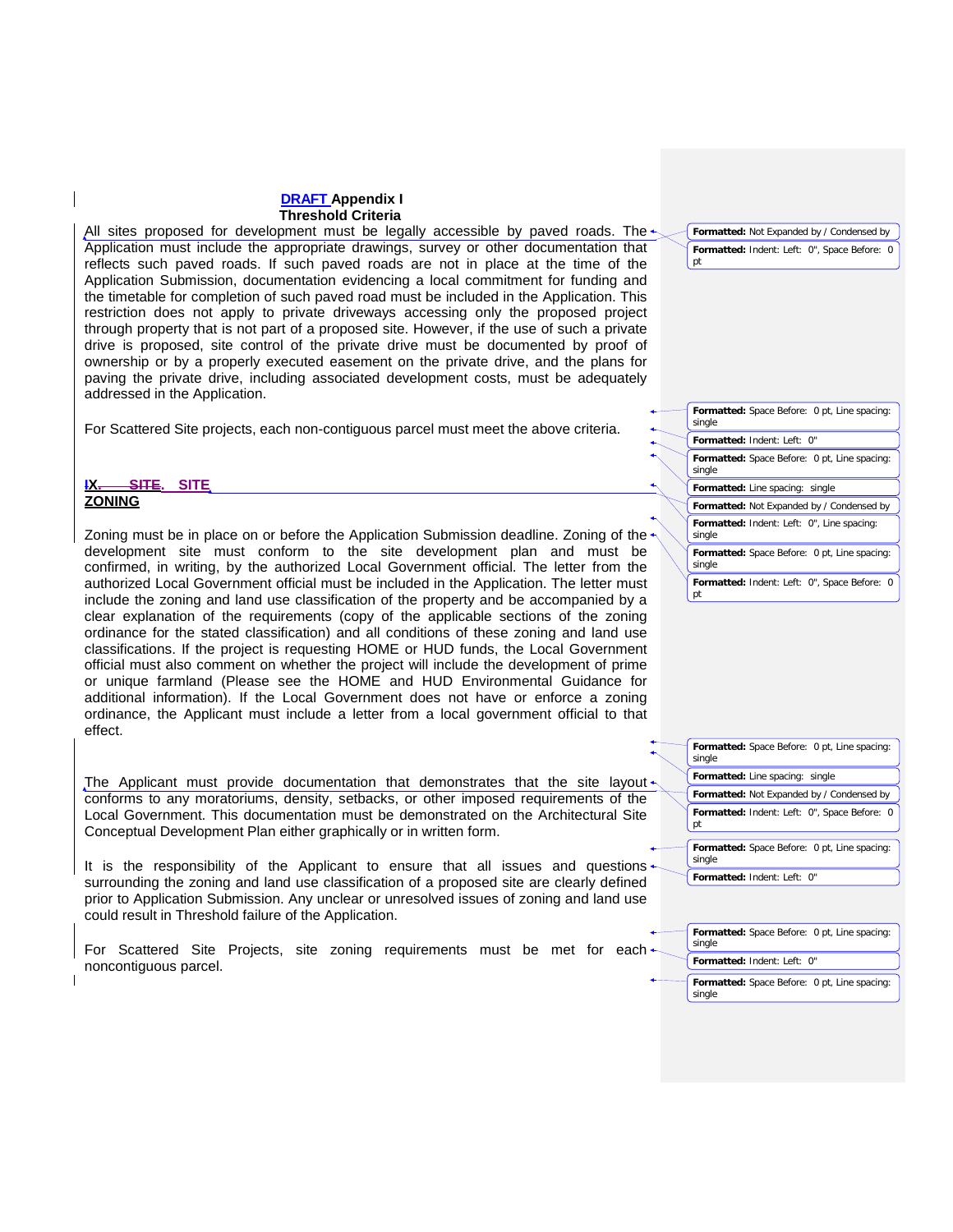**DRAFT Appendix I**
**Threshold Criteria**

All sites proposed for development must be legally accessible by paved roads. The Application must include the appropriate drawings, survey or other documentation that reflects such paved roads. If such paved roads are not in place at the time of the Application Submission, documentation evidencing a local commitment for funding and the timetable for completion of such paved road must be included in the Application. This restriction does not apply to private driveways accessing only the proposed project through property that is not part of a proposed site. However, if the use of such a private drive is proposed, site control of the private drive must be documented by proof of ownership or by a properly executed easement on the private drive, and the plans for paving the private drive, including associated development costs, must be adequately addressed in the Application.

For Scattered Site projects, each non-contiguous parcel must meet the above criteria.

## SITE ZONING

Zoning must be in place on or before the Application Submission deadline. Zoning of the development site must conform to the site development plan and must be confirmed, in writing, by the authorized Local Government official. The letter from the authorized Local Government official must be included in the Application. The letter must include the zoning and land use classification of the property and be accompanied by a clear explanation of the requirements (copy of the applicable sections of the zoning ordinance for the stated classification) and all conditions of these zoning and land use classifications. If the project is requesting HOME or HUD funds, the Local Government official must also comment on whether the project will include the development of prime or unique farmland (Please see the HOME and HUD Environmental Guidance for additional information). If the Local Government does not have or enforce a zoning ordinance, the Applicant must include a letter from a local government official to that effect.

The Applicant must provide documentation that demonstrates that the site layout conforms to any moratoriums, density, setbacks, or other imposed requirements of the Local Government. This documentation must be demonstrated on the Architectural Site Conceptual Development Plan either graphically or in written form.

It is the responsibility of the Applicant to ensure that all issues and questions surrounding the zoning and land use classification of a proposed site are clearly defined prior to Application Submission. Any unclear or unresolved issues of zoning and land use could result in Threshold failure of the Application.

For Scattered Site Projects, site zoning requirements must be met for each noncontiguous parcel.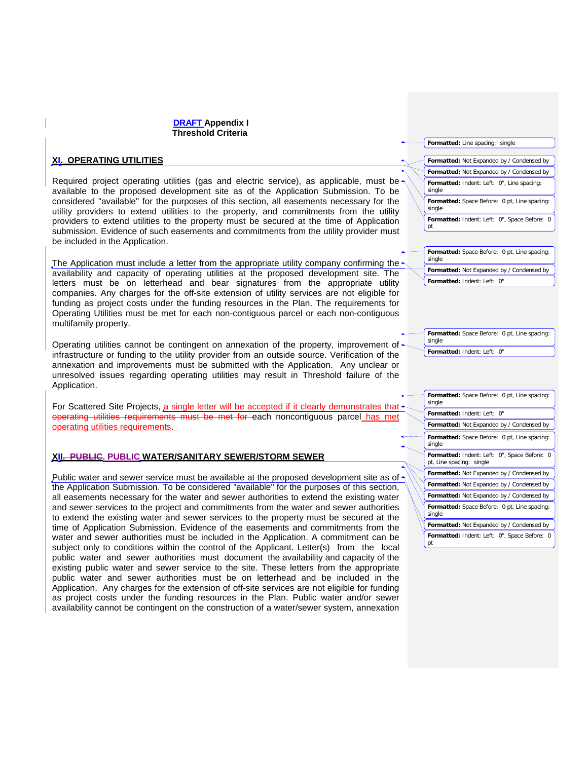DRAFT Appendix I
Threshold Criteria

## XI. OPERATING UTILITIES

Required project operating utilities (gas and electric service), as applicable, must be available to the proposed development site as of the Application Submission. To be considered "available" for the purposes of this section, all easements necessary for the utility providers to extend utilities to the property, and commitments from the utility providers to extend utilities to the property must be secured at the time of Application submission. Evidence of such easements and commitments from the utility provider must be included in the Application.

The Application must include a letter from the appropriate utility company confirming the availability and capacity of operating utilities at the proposed development site. The letters must be on letterhead and bear signatures from the appropriate utility companies. Any charges for the off-site extension of utility services are not eligible for funding as project costs under the funding resources in the Plan. The requirements for Operating Utilities must be met for each non-contiguous parcel or each non-contiguous multifamily property.

Operating utilities cannot be contingent on annexation of the property, improvement of infrastructure or funding to the utility provider from an outside source. Verification of the annexation and improvements must be submitted with the Application. Any unclear or unresolved issues regarding operating utilities may result in Threshold failure of the Application.

For Scattered Site Projects, a single letter will be accepted if it clearly demonstrates that ~~operating utilities requirements must be met for~~ each noncontiguous parcel has met operating utilities requirements.

## XII. ~~PUBLIC~~. PUBLIC WATER/SANITARY SEWER/STORM SEWER

Public water and sewer service must be available at the proposed development site as of the Application Submission. To be considered "available" for the purposes of this section, all easements necessary for the water and sewer authorities to extend the existing water and sewer services to the project and commitments from the water and sewer authorities to extend the existing water and sewer services to the property must be secured at the time of Application Submission. Evidence of the easements and commitments from the water and sewer authorities must be included in the Application. A commitment can be subject only to conditions within the control of the Applicant. Letter(s) from the local public water and sewer authorities must document the availability and capacity of the existing public water and sewer service to the site. These letters from the appropriate public water and sewer authorities must be on letterhead and be included in the Application. Any charges for the extension of off-site services are not eligible for funding as project costs under the funding resources in the Plan. Public water and/or sewer availability cannot be contingent on the construction of a water/sewer system, annexation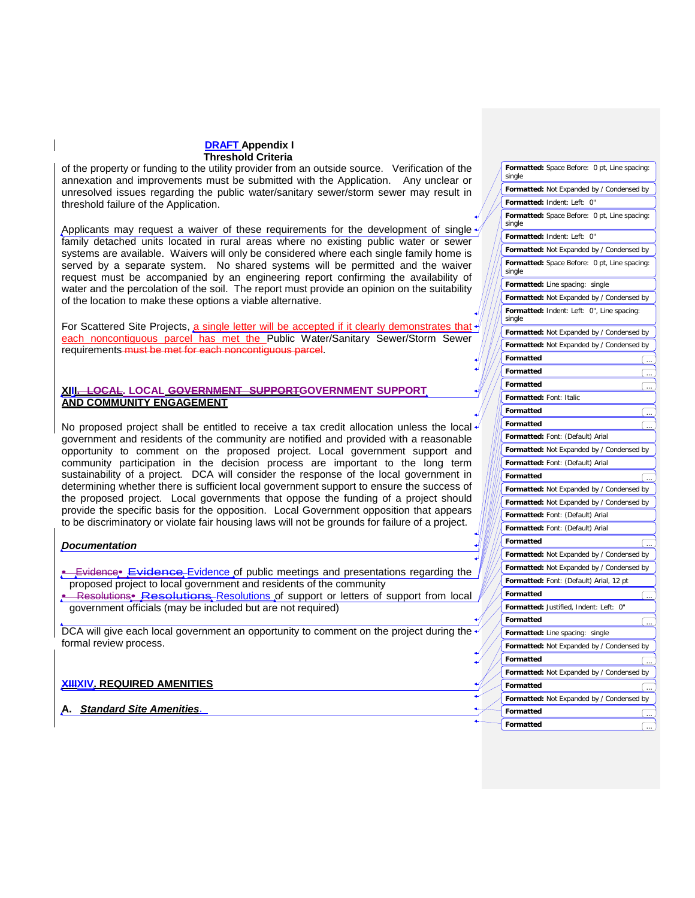of the property or funding to the utility provider from an outside source. Verification of the annexation and improvements must be submitted with the Application. Any unclear or unresolved issues regarding the public water/sanitary sewer/storm sewer may result in threshold failure of the Application.

Applicants may request a waiver of these requirements for the development of single family detached units located in rural areas where no existing public water or sewer systems are available. Waivers will only be considered where each single family home is served by a separate system. No shared systems will be permitted and the waiver request must be accompanied by an engineering report confirming the availability of water and the percolation of the soil. The report must provide an opinion on the suitability of the location to make these options a viable alternative.

For Scattered Site Projects, a single letter will be accepted if it clearly demonstrates that each noncontiguous parcel has met the Public Water/Sanitary Sewer/Storm Sewer requirements.

## XIII. LOCAL GOVERNMENT SUPPORT AND COMMUNITY ENGAGEMENT

No proposed project shall be entitled to receive a tax credit allocation unless the local government and residents of the community are notified and provided with a reasonable opportunity to comment on the proposed project. Local government support and community participation in the decision process are important to the long term sustainability of a project. DCA will consider the response of the local government in determining whether there is sufficient local government support to ensure the success of the proposed project. Local governments that oppose the funding of a project should provide the specific basis for the opposition. Local Government opposition that appears to be discriminatory or violate fair housing laws will not be grounds for failure of a project.

***Documentation***

- Evidence of public meetings and presentations regarding the proposed project to local government and residents of the community
- Resolutions of support or letters of support from local government officials (may be included but are not required)

DCA will give each local government an opportunity to comment on the project during the formal review process.

## XIV. REQUIRED AMENITIES

**A. *Standard Site Amenities.***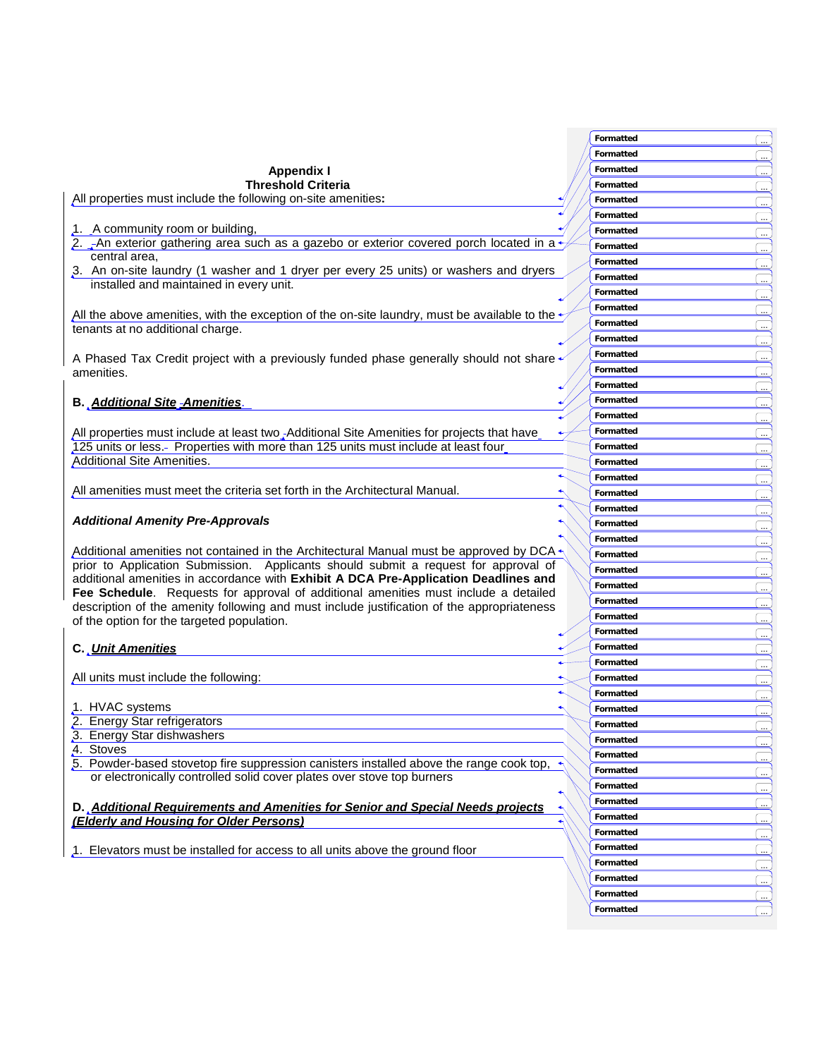## Appendix I
## Threshold Criteria

All properties must include the following on-site amenities:

1. A community room or building,
2. An exterior gathering area such as a gazebo or exterior covered porch located in a central area,
3. An on-site laundry (1 washer and 1 dryer per every 25 units) or washers and dryers installed and maintained in every unit.

All the above amenities, with the exception of the on-site laundry, must be available to the tenants at no additional charge.

A Phased Tax Credit project with a previously funded phase generally should not share amenities.

### B. *Additional Site Amenities*.

All properties must include at least two Additional Site Amenities for projects that have 125 units or less. Properties with more than 125 units must include at least four Additional Site Amenities.

All amenities must meet the criteria set forth in the Architectural Manual.

***Additional Amenity Pre-Approvals***

Additional amenities not contained in the Architectural Manual must be approved by DCA prior to Application Submission. Applicants should submit a request for approval of additional amenities in accordance with **Exhibit A DCA Pre-Application Deadlines and Fee Schedule**. Requests for approval of additional amenities must include a detailed description of the amenity following and must include justification of the appropriateness of the option for the targeted population.

### C. *Unit Amenities*

All units must include the following:

1. HVAC systems
2. Energy Star refrigerators
3. Energy Star dishwashers
4. Stoves
5. Powder-based stovetop fire suppression canisters installed above the range cook top, or electronically controlled solid cover plates over stove top burners

### D. *Additional Requirements and Amenities for Senior and Special Needs projects (Elderly and Housing for Older Persons)*

1. Elevators must be installed for access to all units above the ground floor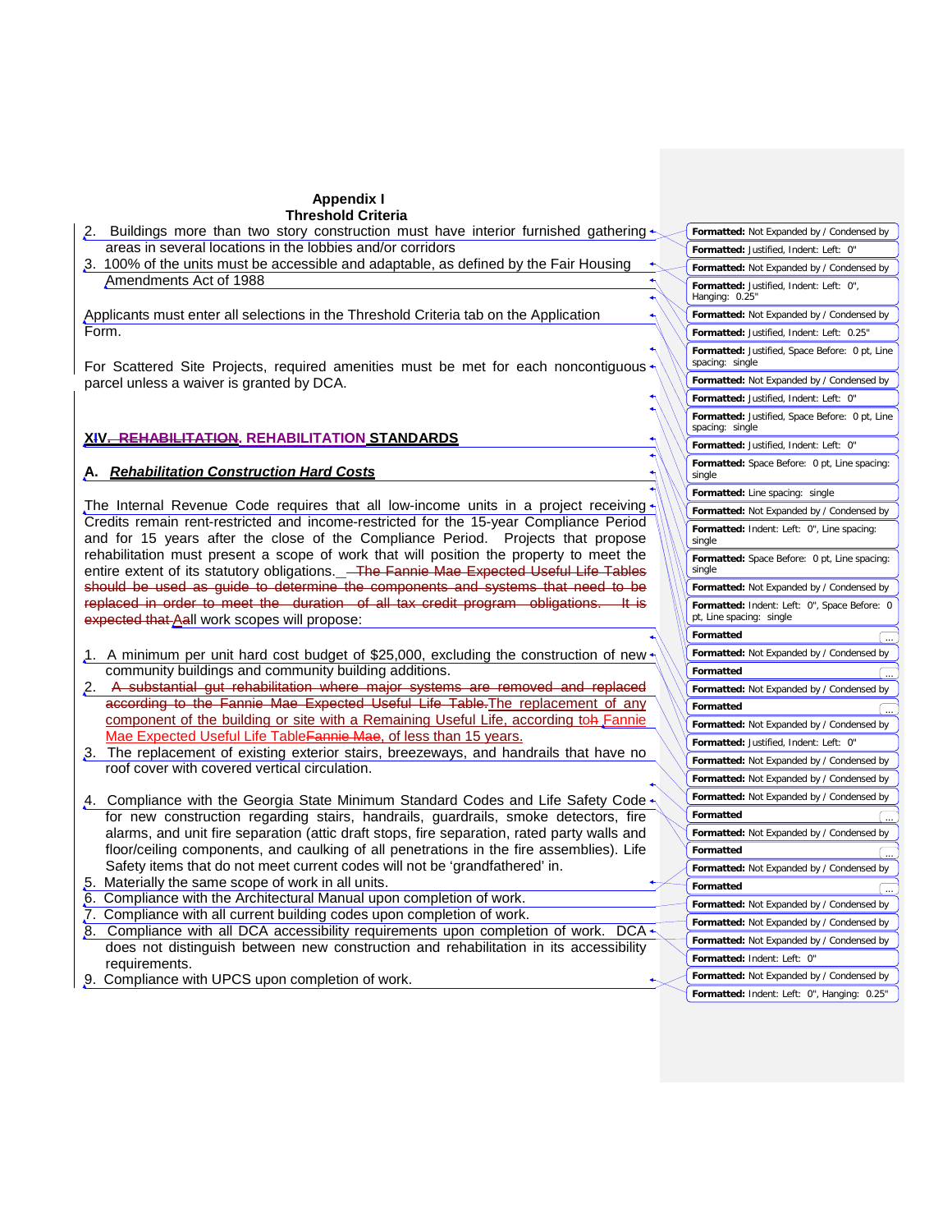**Appendix I**
**Threshold Criteria**

2. Buildings more than two story construction must have interior furnished gathering areas in several locations in the lobbies and/or corridors
3. 100% of the units must be accessible and adaptable, as defined by the Fair Housing Amendments Act of 1988

Applicants must enter all selections in the Threshold Criteria tab on the Application Form.

For Scattered Site Projects, required amenities must be met for each noncontiguous parcel unless a waiver is granted by DCA.

## XIV. REHABILITATION STANDARDS

### A. *Rehabilitation Construction Hard Costs*

The Internal Revenue Code requires that all low-income units in a project receiving Credits remain rent-restricted and income-restricted for the 15-year Compliance Period and for 15 years after the close of the Compliance Period. Projects that propose rehabilitation must present a scope of work that will position the property to meet the entire extent of its statutory obligations. All work scopes will propose:

1. A minimum per unit hard cost budget of $25,000, excluding the construction of new community buildings and community building additions.
2. The replacement of any component of the building or site with a Remaining Useful Life, according to Fannie Mae Expected Useful Life Table, of less than 15 years.
3. The replacement of existing exterior stairs, breezeways, and handrails that have no roof cover with covered vertical circulation.
4. Compliance with the Georgia State Minimum Standard Codes and Life Safety Code for new construction regarding stairs, handrails, guardrails, smoke detectors, fire alarms, and unit fire separation (attic draft stops, fire separation, rated party walls and floor/ceiling components, and caulking of all penetrations in the fire assemblies). Life Safety items that do not meet current codes will not be 'grandfathered' in.
5. Materially the same scope of work in all units.
6. Compliance with the Architectural Manual upon completion of work.
7. Compliance with all current building codes upon completion of work.
8. Compliance with all DCA accessibility requirements upon completion of work. DCA does not distinguish between new construction and rehabilitation in its accessibility requirements.
9. Compliance with UPCS upon completion of work.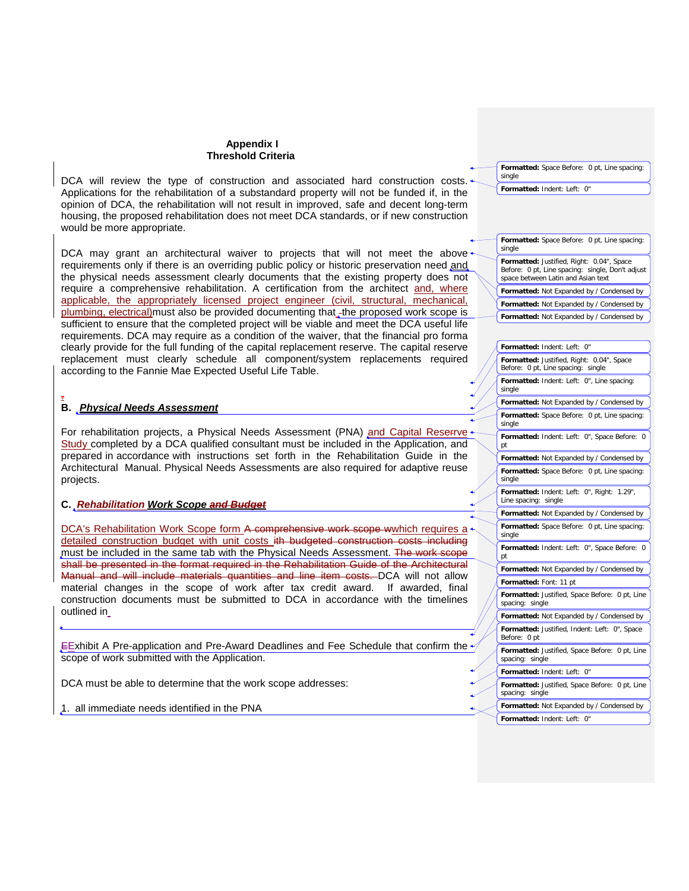**Appendix I**
**Threshold Criteria**

DCA will review the type of construction and associated hard construction costs. Applications for the rehabilitation of a substandard property will not be funded if, in the opinion of DCA, the rehabilitation will not result in improved, safe and decent long-term housing, the proposed rehabilitation does not meet DCA standards, or if new construction would be more appropriate.

DCA may grant an architectural waiver to projects that will not meet the above requirements only if there is an overriding public policy or historic preservation need and the physical needs assessment clearly documents that the existing property does not require a comprehensive rehabilitation. A certification from the architect and, where applicable, the appropriately licensed project engineer (civil, structural, mechanical, plumbing, electrical)must also be provided documenting that the proposed work scope is sufficient to ensure that the completed project will be viable and meet the DCA useful life requirements. DCA may require as a condition of the waiver, that the financial pro forma clearly provide for the full funding of the capital replacement reserve. The capital reserve replacement must clearly schedule all component/system replacements required according to the Fannie Mae Expected Useful Life Table.

## B. *Physical Needs Assessment*

For rehabilitation projects, a Physical Needs Assessment (PNA) and Capital Reserve Study completed by a DCA qualified consultant must be included in the Application, and prepared in accordance with instructions set forth in the Rehabilitation Guide in the Architectural Manual. Physical Needs Assessments are also required for adaptive reuse projects.

## C. *Rehabilitation Work Scope ~~and Budget~~*

DCA's Rehabilitation Work Scope form ~~A comprehensive work scope w~~which requires a detailed construction budget with unit costs ~~ith budgeted construction costs including~~ must be included in the same tab with the Physical Needs Assessment. ~~The work scope shall be presented in the format required in the Rehabilitation Guide of the Architectural Manual and will include materials quantities and line item costs.~~ DCA will not allow material changes in the scope of work after tax credit award. If awarded, final construction documents must be submitted to DCA in accordance with the timelines outlined in

~~E~~Exhibit A Pre-application and Pre-Award Deadlines and Fee Schedule that confirm the scope of work submitted with the Application.

DCA must be able to determine that the work scope addresses:

1. all immediate needs identified in the PNA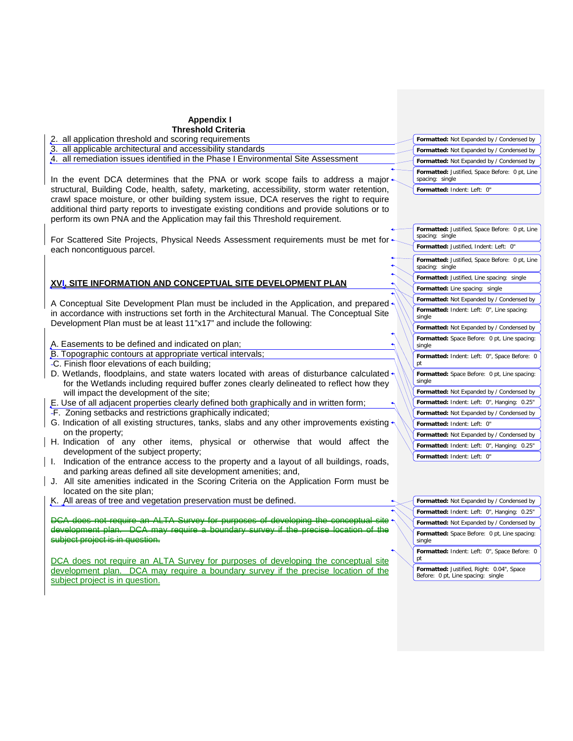**Appendix I**
**Threshold Criteria**

2. all application threshold and scoring requirements
3. all applicable architectural and accessibility standards
4. all remediation issues identified in the Phase I Environmental Site Assessment

In the event DCA determines that the PNA or work scope fails to address a major structural, Building Code, health, safety, marketing, accessibility, storm water retention, crawl space moisture, or other building system issue, DCA reserves the right to require additional third party reports to investigate existing conditions and provide solutions or to perform its own PNA and the Application may fail this Threshold requirement.

For Scattered Site Projects, Physical Needs Assessment requirements must be met for each noncontiguous parcel.

## XVI. SITE INFORMATION AND CONCEPTUAL SITE DEVELOPMENT PLAN

A Conceptual Site Development Plan must be included in the Application, and prepared in accordance with instructions set forth in the Architectural Manual. The Conceptual Site Development Plan must be at least 11"x17" and include the following:

A. Easements to be defined and indicated on plan;
B. Topographic contours at appropriate vertical intervals;
C. Finish floor elevations of each building;
D. Wetlands, floodplains, and state waters located with areas of disturbance calculated for the Wetlands including required buffer zones clearly delineated to reflect how they will impact the development of the site;
E. Use of all adjacent properties clearly defined both graphically and in written form;
F. Zoning setbacks and restrictions graphically indicated;
G. Indication of all existing structures, tanks, slabs and any other improvements existing on the property;
H. Indication of any other items, physical or otherwise that would affect the development of the subject property;
I. Indication of the entrance access to the property and a layout of all buildings, roads, and parking areas defined all site development amenities; and,
J. All site amenities indicated in the Scoring Criteria on the Application Form must be located on the site plan;
K. All areas of tree and vegetation preservation must be defined.

~~DCA does not require an ALTA Survey for purposes of developing the conceptual site development plan. DCA may require a boundary survey if the precise location of the subject project is in question.~~

DCA does not require an ALTA Survey for purposes of developing the conceptual site development plan. DCA may require a boundary survey if the precise location of the subject project is in question.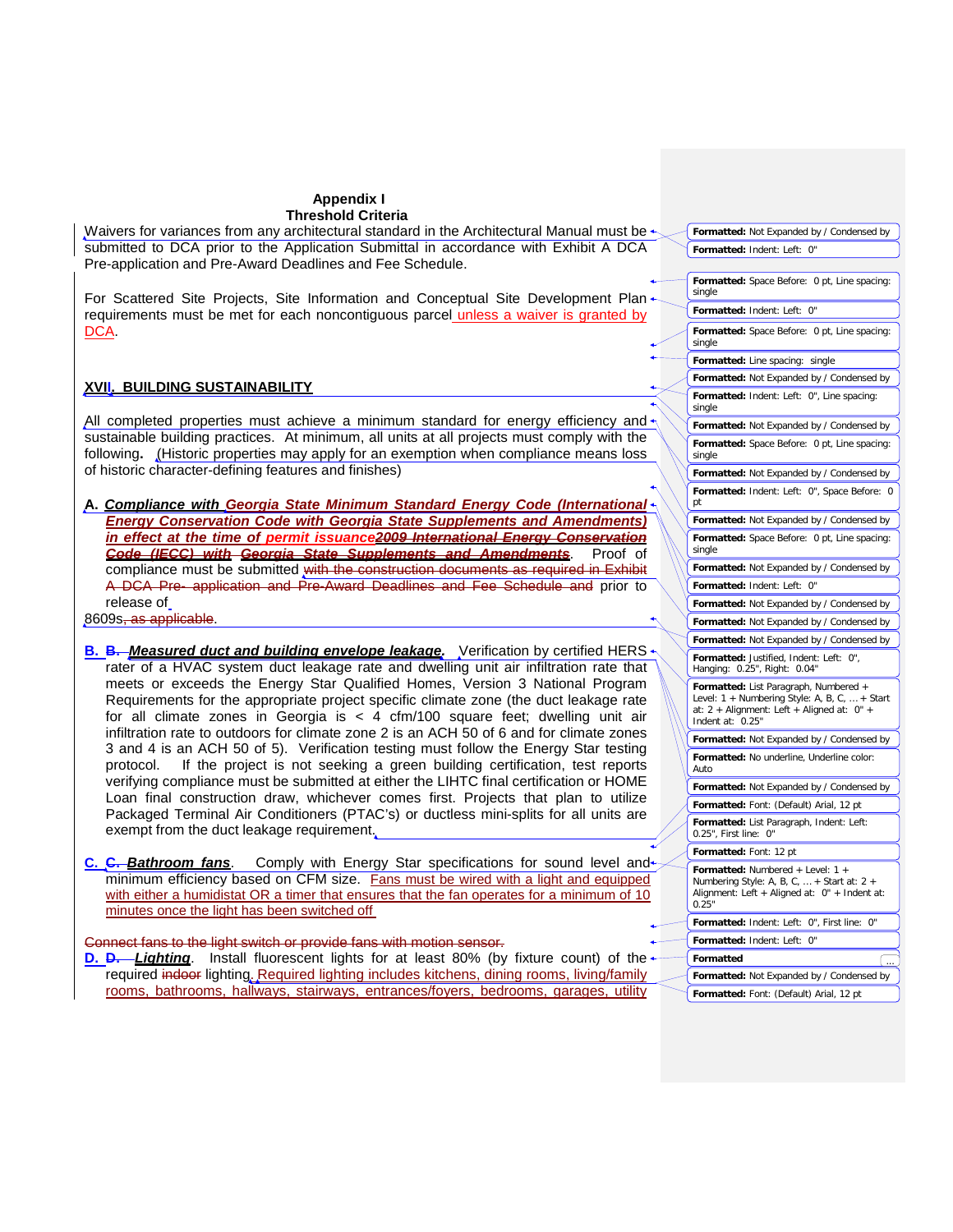**Appendix I**
**Threshold Criteria**

Waivers for variances from any architectural standard in the Architectural Manual must be submitted to DCA prior to the Application Submittal in accordance with Exhibit A DCA Pre-application and Pre-Award Deadlines and Fee Schedule.

For Scattered Site Projects, Site Information and Conceptual Site Development Plan requirements must be met for each noncontiguous parcel unless a waiver is granted by DCA.

## XVII. BUILDING SUSTAINABILITY

All completed properties must achieve a minimum standard for energy efficiency and sustainable building practices. At minimum, all units at all projects must comply with the following. (Historic properties may apply for an exemption when compliance means loss of historic character-defining features and finishes)

**A.** ***Compliance with Georgia State Minimum Standard Energy Code (International Energy Conservation Code with Georgia State Supplements and Amendments) in effect at the time of permit issuance~~2009 International Energy Conservation Code (IECC) with Georgia State Supplements and Amendments~~***. Proof of compliance must be submitted ~~with the construction documents as required in Exhibit A DCA Pre- application and Pre-Award Deadlines and Fee Schedule and~~ prior to release of 8609s~~, as applicable~~.

**B.** ~~**B.**~~ ***Measured duct and building envelope leakage.*** Verification by certified HERS rater of a HVAC system duct leakage rate and dwelling unit air infiltration rate that meets or exceeds the Energy Star Qualified Homes, Version 3 National Program Requirements for the appropriate project specific climate zone (the duct leakage rate for all climate zones in Georgia is < 4 cfm/100 square feet; dwelling unit air infiltration rate to outdoors for climate zone 2 is an ACH 50 of 6 and for climate zones 3 and 4 is an ACH 50 of 5). Verification testing must follow the Energy Star testing protocol. If the project is not seeking a green building certification, test reports verifying compliance must be submitted at either the LIHTC final certification or HOME Loan final construction draw, whichever comes first. Projects that plan to utilize Packaged Terminal Air Conditioners (PTAC's) or ductless mini-splits for all units are exempt from the duct leakage requirement.

**C.** ~~**C.**~~ ***Bathroom fans***. Comply with Energy Star specifications for sound level and minimum efficiency based on CFM size. Fans must be wired with a light and equipped with either a humidistat OR a timer that ensures that the fan operates for a minimum of 10 minutes once the light has been switched off.

~~Connect fans to the light switch or provide fans with motion sensor.~~

**D.** ~~**D.**~~ ***Lighting***. Install fluorescent lights for at least 80% (by fixture count) of the required ~~indoor~~ lighting. Required lighting includes kitchens, dining rooms, living/family rooms, bathrooms, hallways, stairways, entrances/foyers, bedrooms, garages, utility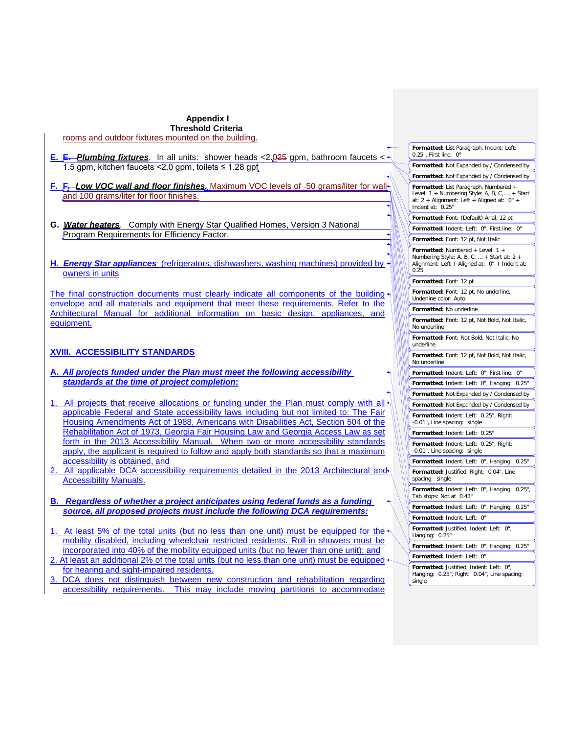**Appendix I**
**Threshold Criteria**

rooms and outdoor fixtures mounted on the building.

E. ***Plumbing fixtures***. In all units: shower heads <2.0 gpm, bathroom faucets < 1.5 gpm, kitchen faucets <2.0 gpm, toilets ≤ 1.28 gpf

F. ***Low VOC wall and floor finishes***. Maximum VOC levels of 50 grams/liter for wall and 100 grams/liter for floor finishes.

G. ***Water heaters***. Comply with Energy Star Qualified Homes, Version 3 National Program Requirements for Efficiency Factor.

H. ***Energy Star appliances*** (refrigerators, dishwashers, washing machines) provided by owners in units

The final construction documents must clearly indicate all components of the building envelope and all materials and equipment that meet these requirements. Refer to the Architectural Manual for additional information on basic design, appliances, and equipment.

## XVIII. ACCESSIBILITY STANDARDS

A. ***All projects funded under the Plan must meet the following accessibility standards at the time of project completion:***

1. All projects that receive allocations or funding under the Plan must comply with all applicable Federal and State accessibility laws including but not limited to: The Fair Housing Amendments Act of 1988, Americans with Disabilities Act, Section 504 of the Rehabilitation Act of 1973, Georgia Fair Housing Law and Georgia Access Law as set forth in the 2013 Accessibility Manual. When two or more accessibility standards apply, the applicant is required to follow and apply both standards so that a maximum accessibility is obtained, and
2. All applicable DCA accessibility requirements detailed in the 2013 Architectural and Accessibility Manuals.

B. ***Regardless of whether a project anticipates using federal funds as a funding source, all proposed projects must include the following DCA requirements:***

1. At least 5% of the total units (but no less than one unit) must be equipped for the mobility disabled, including wheelchair restricted residents. Roll-in showers must be incorporated into 40% of the mobility equipped units (but no fewer than one unit); and
2. At least an additional 2% of the total units (but no less than one unit) must be equipped for hearing and sight-impaired residents.
3. DCA does not distinguish between new construction and rehabilitation regarding accessibility requirements. This may include moving partitions to accommodate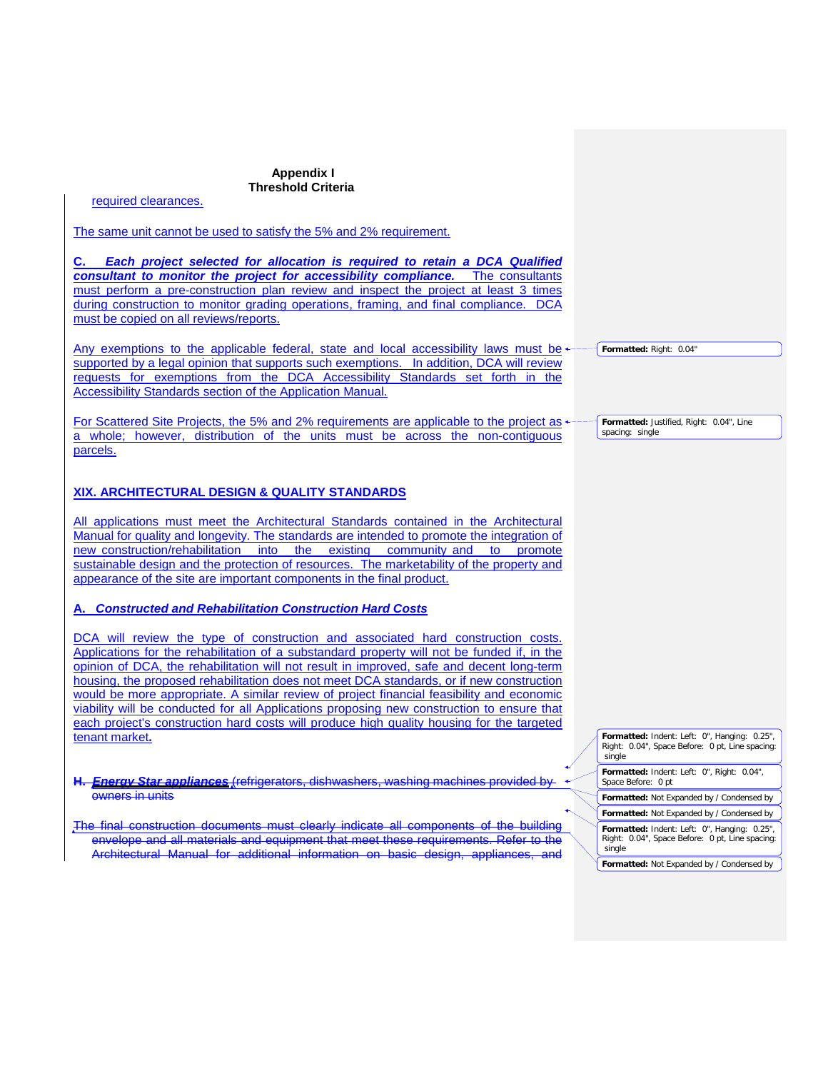required clearances.

The same unit cannot be used to satisfy the 5% and 2% requirement.

***C. Each project selected for allocation is required to retain a DCA Qualified consultant to monitor the project for accessibility compliance.*** The consultants must perform a pre-construction plan review and inspect the project at least 3 times during construction to monitor grading operations, framing, and final compliance. DCA must be copied on all reviews/reports.

Any exemptions to the applicable federal, state and local accessibility laws must be supported by a legal opinion that supports such exemptions. In addition, DCA will review requests for exemptions from the DCA Accessibility Standards set forth in the Accessibility Standards section of the Application Manual.

For Scattered Site Projects, the 5% and 2% requirements are applicable to the project as a whole; however, distribution of the units must be across the non-contiguous parcels.

## XIX. ARCHITECTURAL DESIGN & QUALITY STANDARDS

All applications must meet the Architectural Standards contained in the Architectural Manual for quality and longevity. The standards are intended to promote the integration of new construction/rehabilitation into the existing community and to promote sustainable design and the protection of resources. The marketability of the property and appearance of the site are important components in the final product.

### *A. Constructed and Rehabilitation Construction Hard Costs*

DCA will review the type of construction and associated hard construction costs. Applications for the rehabilitation of a substandard property will not be funded if, in the opinion of DCA, the rehabilitation will not result in improved, safe and decent long-term housing, the proposed rehabilitation does not meet DCA standards, or if new construction would be more appropriate. A similar review of project financial feasibility and economic viability will be conducted for all Applications proposing new construction to ensure that each project's construction hard costs will produce high quality housing for the targeted tenant market.

~~H.~~ ***Energy Star appliances*** ~~(refrigerators, dishwashers, washing machines provided by owners in units~~

~~The final construction documents must clearly indicate all components of the building envelope and all materials and equipment that meet these requirements. Refer to the Architectural Manual for additional information on basic design, appliances, and~~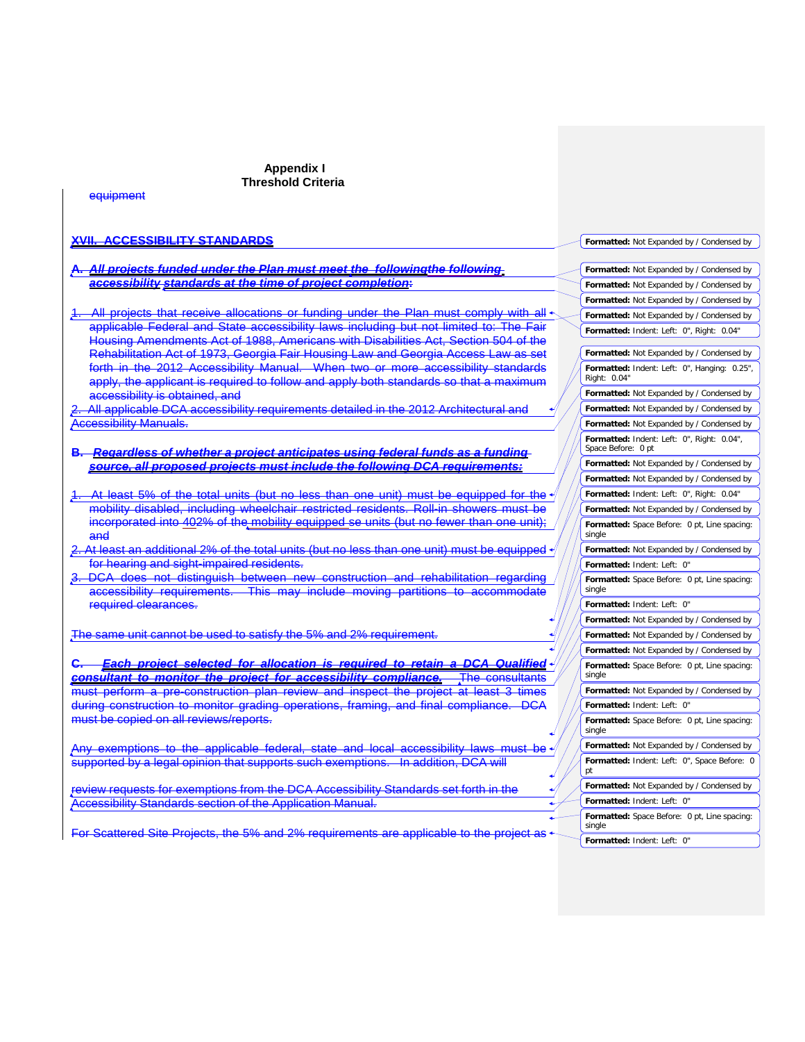# Appendix I
# Threshold Criteria

equipment

## XVII. ACCESSIBILITY STANDARDS

**A. *All projects funded under the Plan must meet the followingthe following accessibility standards at the time of project completion*:**

1. All projects that receive allocations or funding under the Plan must comply with all applicable Federal and State accessibility laws including but not limited to: The Fair Housing Amendments Act of 1988, Americans with Disabilities Act, Section 504 of the Rehabilitation Act of 1973, Georgia Fair Housing Law and Georgia Access Law as set forth in the 2012 Accessibility Manual. When two or more accessibility standards apply, the applicant is required to follow and apply both standards so that a maximum accessibility is obtained, and
2. All applicable DCA accessibility requirements detailed in the 2012 Architectural and Accessibility Manuals.

**B. *Regardless of whether a project anticipates using federal funds as a funding source, all proposed projects must include the following DCA requirements:***

1. At least 5% of the total units (but no less than one unit) must be equipped for the mobility disabled, including wheelchair restricted residents. Roll-in showers must be incorporated into 402% of the mobility equipped se units (but no fewer than one unit); and
2. At least an additional 2% of the total units (but no less than one unit) must be equipped for hearing and sight-impaired residents.
3. DCA does not distinguish between new construction and rehabilitation regarding accessibility requirements. This may include moving partitions to accommodate required clearances.

The same unit cannot be used to satisfy the 5% and 2% requirement.

**C. *Each project selected for allocation is required to retain a DCA Qualified consultant to monitor the project for accessibility compliance.*** The consultants must perform a pre-construction plan review and inspect the project at least 3 times during construction to monitor grading operations, framing, and final compliance. DCA must be copied on all reviews/reports.

Any exemptions to the applicable federal, state and local accessibility laws must be supported by a legal opinion that supports such exemptions. In addition, DCA will

review requests for exemptions from the DCA Accessibility Standards set forth in the Accessibility Standards section of the Application Manual.

For Scattered Site Projects, the 5% and 2% requirements are applicable to the project as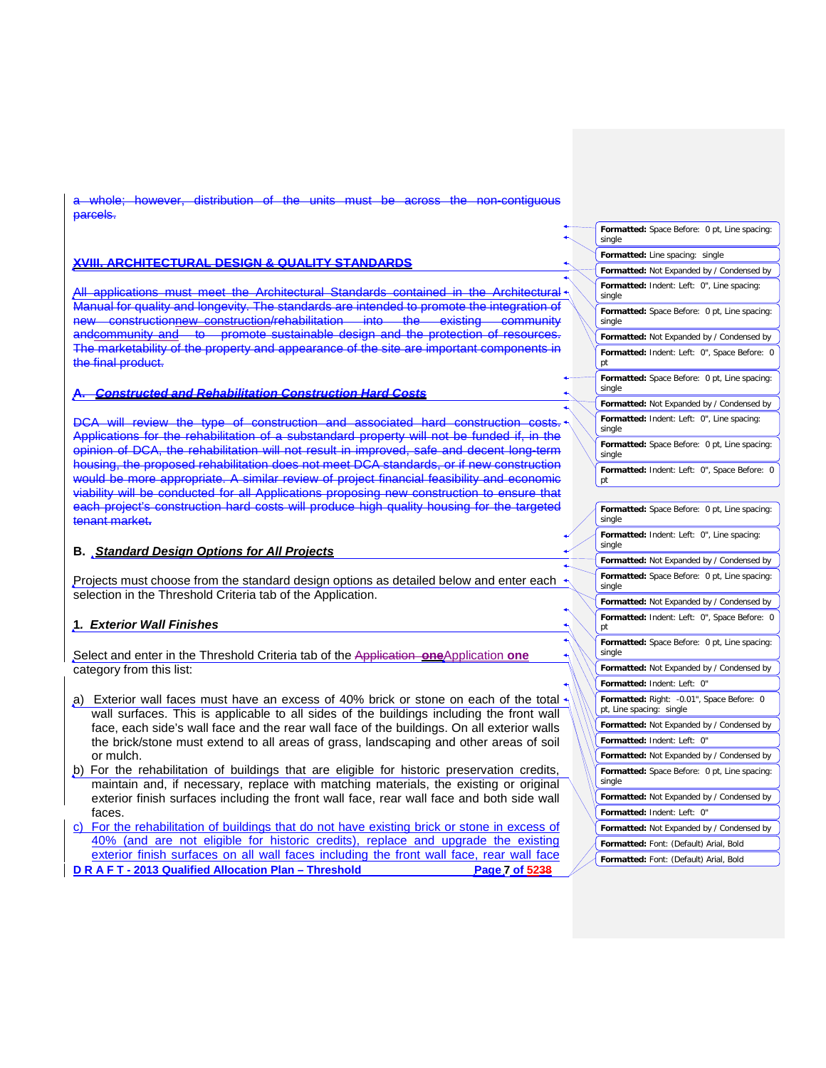a whole; however, distribution of the units must be across the non-contiguous parcels.

## XVIII. ARCHITECTURAL DESIGN & QUALITY STANDARDS

All applications must meet the Architectural Standards contained in the Architectural Manual for quality and longevity. The standards are intended to promote the integration of new constructionnew construction/rehabilitation into the existing community andcommunity and to promote sustainable design and the protection of resources. The marketability of the property and appearance of the site are important components in the final product.

### A. *Constructed and Rehabilitation Construction Hard Costs*

DCA will review the type of construction and associated hard construction costs. Applications for the rehabilitation of a substandard property will not be funded if, in the opinion of DCA, the rehabilitation will not result in improved, safe and decent long-term housing, the proposed rehabilitation does not meet DCA standards, or if new construction would be more appropriate. A similar review of project financial feasibility and economic viability will be conducted for all Applications proposing new construction to ensure that each project's construction hard costs will produce high quality housing for the targeted tenant market.

### B. *Standard Design Options for All Projects*

Projects must choose from the standard design options as detailed below and enter each selection in the Threshold Criteria tab of the Application.

#### 1. *Exterior Wall Finishes*

Select and enter in the Threshold Criteria tab of the Application **one**Application **one** category from this list:

a) Exterior wall faces must have an excess of 40% brick or stone on each of the total wall surfaces. This is applicable to all sides of the buildings including the front wall face, each side's wall face and the rear wall face of the buildings. On all exterior walls the brick/stone must extend to all areas of grass, landscaping and other areas of soil or mulch.

b) For the rehabilitation of buildings that are eligible for historic preservation credits, maintain and, if necessary, replace with matching materials, the existing or original exterior finish surfaces including the front wall face, rear wall face and both side wall faces.

c) For the rehabilitation of buildings that do not have existing brick or stone in excess of 40% (and are not eligible for historic credits), replace and upgrade the existing exterior finish surfaces on all wall faces including the front wall face, rear wall face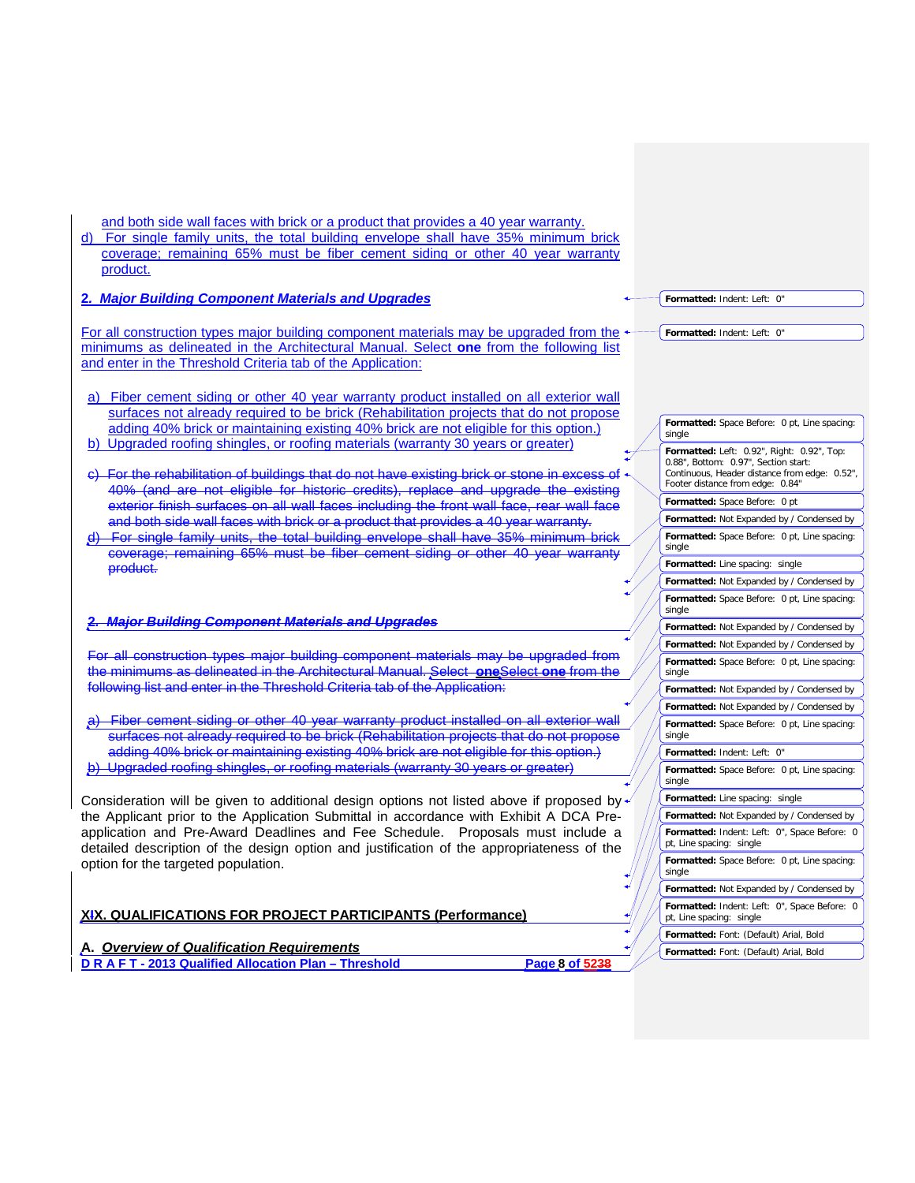and both side wall faces with brick or a product that provides a 40 year warranty.

d) For single family units, the total building envelope shall have 35% minimum brick coverage; remaining 65% must be fiber cement siding or other 40 year warranty product.

**_2. Major Building Component Materials and Upgrades_**

For all construction types major building component materials may be upgraded from the minimums as delineated in the Architectural Manual. Select **one** from the following list and enter in the Threshold Criteria tab of the Application:

a) Fiber cement siding or other 40 year warranty product installed on all exterior wall surfaces not already required to be brick (Rehabilitation projects that do not propose adding 40% brick or maintaining existing 40% brick are not eligible for this option.)

b) Upgraded roofing shingles, or roofing materials (warranty 30 years or greater)

~~c) For the rehabilitation of buildings that do not have existing brick or stone in excess of 40% (and are not eligible for historic credits), replace and upgrade the existing exterior finish surfaces on all wall faces including the front wall face, rear wall face and both side wall faces with brick or a product that provides a 40 year warranty.~~

~~d) For single family units, the total building envelope shall have 35% minimum brick coverage; remaining 65% must be fiber cement siding or other 40 year warranty product.~~

~~**_2. Major Building Component Materials and Upgrades_**~~

~~For all construction types major building component materials may be upgraded from the minimums as delineated in the Architectural Manual. Select **one**~~Select **one** from the following list and enter in the Threshold Criteria tab of the Application:~~

~~a) Fiber cement siding or other 40 year warranty product installed on all exterior wall surfaces not already required to be brick (Rehabilitation projects that do not propose adding 40% brick or maintaining existing 40% brick are not eligible for this option.)~~

~~b) Upgraded roofing shingles, or roofing materials (warranty 30 years or greater)~~

Consideration will be given to additional design options not listed above if proposed by the Applicant prior to the Application Submittal in accordance with Exhibit A DCA Pre-application and Pre-Award Deadlines and Fee Schedule. Proposals must include a detailed description of the design option and justification of the appropriateness of the option for the targeted population.

## XIX. QUALIFICATIONS FOR PROJECT PARTICIPANTS (Performance)

**A. _Overview of Qualification Requirements_**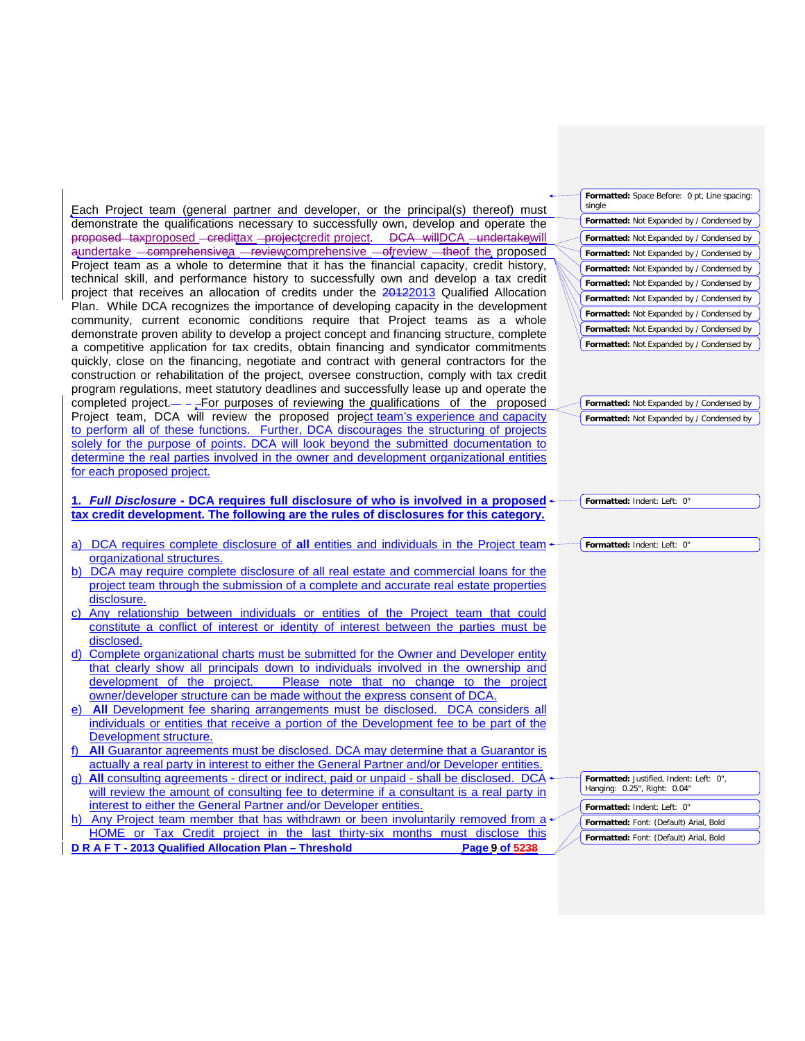Each Project team (general partner and developer, or the principal(s) thereof) must demonstrate the qualifications necessary to successfully own, develop and operate the proposed tax credit project. DCA will undertake a comprehensive review of the proposed Project team as a whole to determine that it has the financial capacity, credit history, technical skill, and performance history to successfully own and develop a tax credit project that receives an allocation of credits under the 2013 Qualified Allocation Plan. While DCA recognizes the importance of developing capacity in the development community, current economic conditions require that Project teams as a whole demonstrate proven ability to develop a project concept and financing structure, complete a competitive application for tax credits, obtain financing and syndicator commitments quickly, close on the financing, negotiate and contract with general contractors for the construction or rehabilitation of the project, oversee construction, comply with tax credit program regulations, meet statutory deadlines and successfully lease up and operate the completed project. For purposes of reviewing the qualifications of the proposed Project team, DCA will review the proposed project team's experience and capacity to perform all of these functions. Further, DCA discourages the structuring of projects solely for the purpose of points. DCA will look beyond the submitted documentation to determine the real parties involved in the owner and development organizational entities for each proposed project.

**1. *Full Disclosure* - DCA requires full disclosure of who is involved in a proposed tax credit development. The following are the rules of disclosures for this category.**

a) DCA requires complete disclosure of **all** entities and individuals in the Project team organizational structures.
b) DCA may require complete disclosure of all real estate and commercial loans for the project team through the submission of a complete and accurate real estate properties disclosure.
c) Any relationship between individuals or entities of the Project team that could constitute a conflict of interest or identity of interest between the parties must be disclosed.
d) Complete organizational charts must be submitted for the Owner and Developer entity that clearly show all principals down to individuals involved in the ownership and development of the project. Please note that no change to the project owner/developer structure can be made without the express consent of DCA.
e) **All** Development fee sharing arrangements must be disclosed. DCA considers all individuals or entities that receive a portion of the Development fee to be part of the Development structure.
f) **All** Guarantor agreements must be disclosed. DCA may determine that a Guarantor is actually a real party in interest to either the General Partner and/or Developer entities.
g) **All** consulting agreements - direct or indirect, paid or unpaid - shall be disclosed. DCA will review the amount of consulting fee to determine if a consultant is a real party in interest to either the General Partner and/or Developer entities.
h) Any Project team member that has withdrawn or been involuntarily removed from a HOME or Tax Credit project in the last thirty-six months must disclose this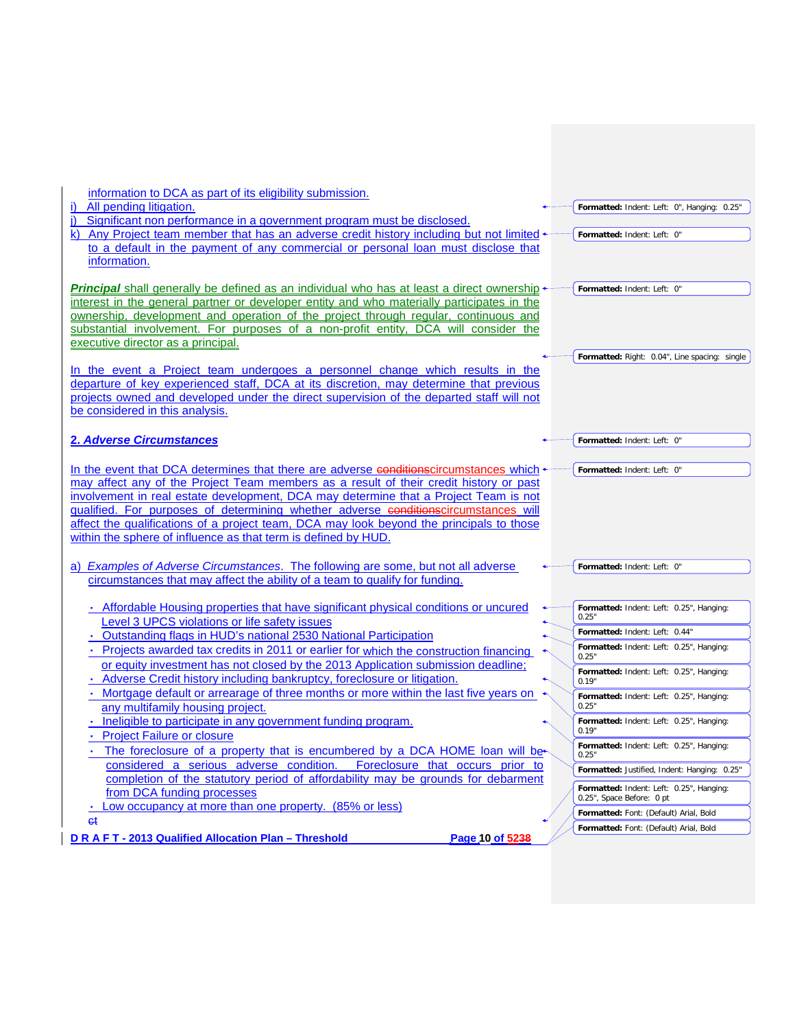information to DCA as part of its eligibility submission.

i) All pending litigation.

j) Significant non performance in a government program must be disclosed.

k) Any Project team member that has an adverse credit history including but not limited to a default in the payment of any commercial or personal loan must disclose that information.

***Principal*** shall generally be defined as an individual who has at least a direct ownership interest in the general partner or developer entity and who materially participates in the ownership, development and operation of the project through regular, continuous and substantial involvement. For purposes of a non-profit entity, DCA will consider the executive director as a principal.

In the event a Project team undergoes a personnel change which results in the departure of key experienced staff, DCA at its discretion, may determine that previous projects owned and developed under the direct supervision of the departed staff will not be considered in this analysis.

## 2. *Adverse Circumstances*

In the event that DCA determines that there are adverse ~~conditions~~circumstances which may affect any of the Project Team members as a result of their credit history or past involvement in real estate development, DCA may determine that a Project Team is not qualified. For purposes of determining whether adverse ~~conditions~~circumstances will affect the qualifications of a project team, DCA may look beyond the principals to those within the sphere of influence as that term is defined by HUD.

a) *Examples of Adverse Circumstances*. The following are some, but not all adverse circumstances that may affect the ability of a team to qualify for funding.

- Affordable Housing properties that have significant physical conditions or uncured Level 3 UPCS violations or life safety issues
- Outstanding flags in HUD's national 2530 National Participation
- Projects awarded tax credits in 2011 or earlier for which the construction financing or equity investment has not closed by the 2013 Application submission deadline;
- Adverse Credit history including bankruptcy, foreclosure or litigation.
- Mortgage default or arrearage of three months or more within the last five years on any multifamily housing project.
- Ineligible to participate in any government funding program.
- Project Failure or closure
- The foreclosure of a property that is encumbered by a DCA HOME loan will be considered a serious adverse condition. Foreclosure that occurs prior to completion of the statutory period of affordability may be grounds for debarment from DCA funding processes
- Low occupancy at more than one property. (85% or less)

~~ct~~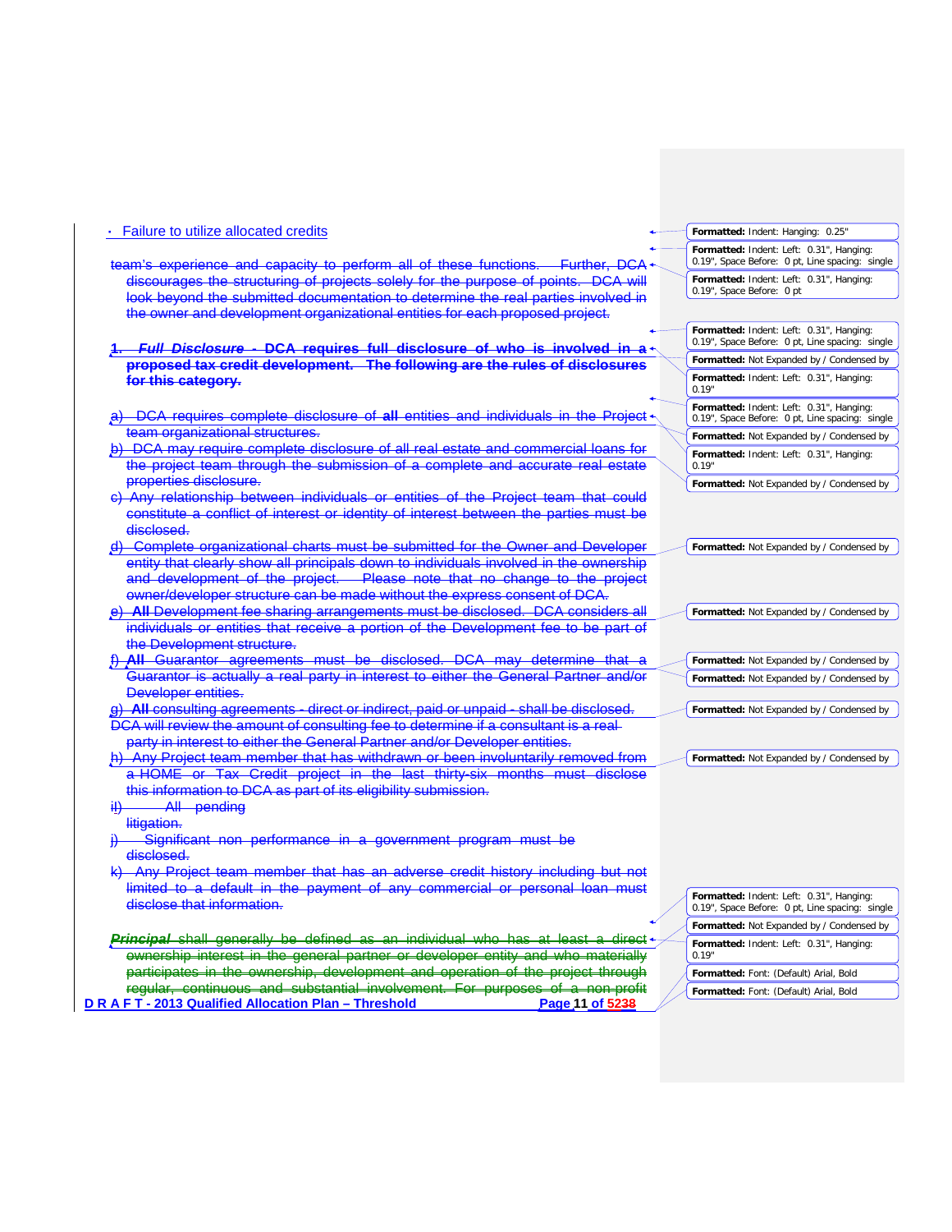- Failure to utilize allocated credits

team's experience and capacity to perform all of these functions. Further, DCA discourages the structuring of projects solely for the purpose of points. DCA will look beyond the submitted documentation to determine the real parties involved in the owner and development organizational entities for each proposed project.

**1. *Full Disclosure* - DCA requires full disclosure of who is involved in a proposed tax credit development. The following are the rules of disclosures for this category.**

a) DCA requires complete disclosure of **all** entities and individuals in the Project team organizational structures.

b) DCA may require complete disclosure of all real estate and commercial loans for the project team through the submission of a complete and accurate real estate properties disclosure.

c) Any relationship between individuals or entities of the Project team that could constitute a conflict of interest or identity of interest between the parties must be disclosed.

d) Complete organizational charts must be submitted for the Owner and Developer entity that clearly show all principals down to individuals involved in the ownership and development of the project. Please note that no change to the project owner/developer structure can be made without the express consent of DCA.

e) **All** Development fee sharing arrangements must be disclosed. DCA considers all individuals or entities that receive a portion of the Development fee to be part of the Development structure.

f) **All** Guarantor agreements must be disclosed. DCA may determine that a Guarantor is actually a real party in interest to either the General Partner and/or Developer entities.

g) **All** consulting agreements - direct or indirect, paid or unpaid - shall be disclosed. DCA will review the amount of consulting fee to determine if a consultant is a real party in interest to either the General Partner and/or Developer entities.

h) Any Project team member that has withdrawn or been involuntarily removed from a HOME or Tax Credit project in the last thirty-six months must disclose this information to DCA as part of its eligibility submission.

i) All pending litigation.

j) Significant non performance in a government program must be disclosed.

k) Any Project team member that has an adverse credit history including but not limited to a default in the payment of any commercial or personal loan must disclose that information.

***Principal*** shall generally be defined as an individual who has at least a direct ownership interest in the general partner or developer entity and who materially participates in the ownership, development and operation of the project through regular, continuous and substantial involvement. For purposes of a non-profit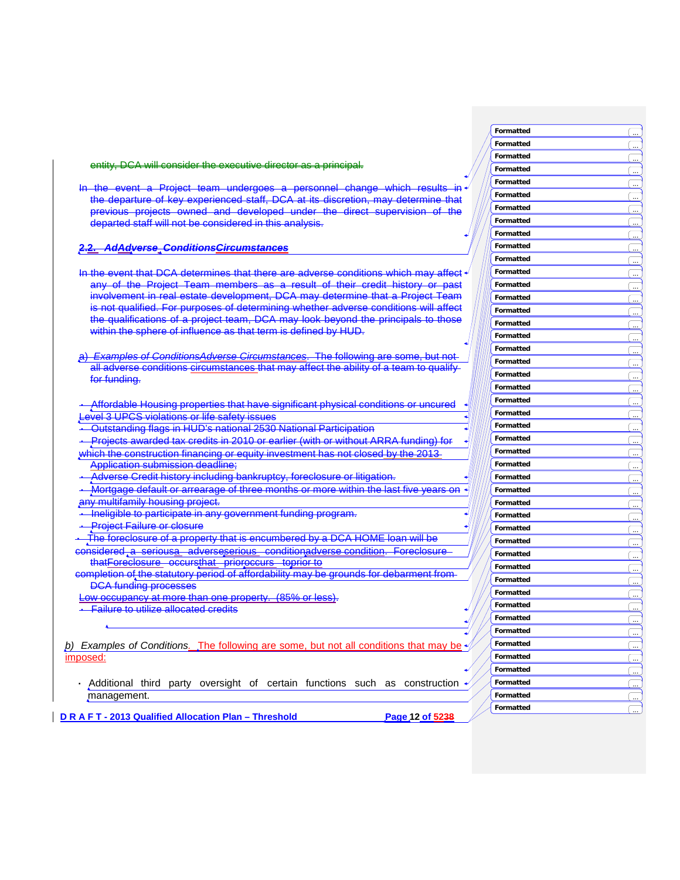entity, DCA will consider the executive director as a principal.

In the event a Project team undergoes a personnel change which results in the departure of key experienced staff, DCA at its discretion, may determine that previous projects owned and developed under the direct supervision of the departed staff will not be considered in this analysis.

## 2.2. AdAdverse ConditionsCircumstances

In the event that DCA determines that there are adverse conditions which may affect any of the Project Team members as a result of their credit history or past involvement in real estate development, DCA may determine that a Project Team is not qualified. For purposes of determining whether adverse conditions will affect the qualifications of a project team, DCA may look beyond the principals to those within the sphere of influence as that term is defined by HUD.

a) *Examples of ConditionsAdverse Circumstances*. The following are some, but not all adverse conditions circumstances that may affect the ability of a team to qualify for funding.

- Affordable Housing properties that have significant physical conditions or uncured Level 3 UPCS violations or life safety issues
- Outstanding flags in HUD's national 2530 National Participation
- Projects awarded tax credits in 2010 or earlier (with or without ARRA funding) for which the construction financing or equity investment has not closed by the 2013 Application submission deadline;
- Adverse Credit history including bankruptcy, foreclosure or litigation.
- Mortgage default or arrearage of three months or more within the last five years on any multifamily housing project.
- Ineligible to participate in any government funding program.
- Project Failure or closure
- The foreclosure of a property that is encumbered by a DCA HOME loan will be considered a seriousa adverseserious conditionadverse condition. Foreclosure thatForeclosure occursthat prioroccurs toprior to completion of the statutory period of affordability may be grounds for debarment from DCA funding processes
- Low occupancy at more than one property. (85% or less).
- Failure to utilize allocated credits

b) *Examples of Conditions*. The following are some, but not all conditions that may be imposed:

- Additional third party oversight of certain functions such as construction management.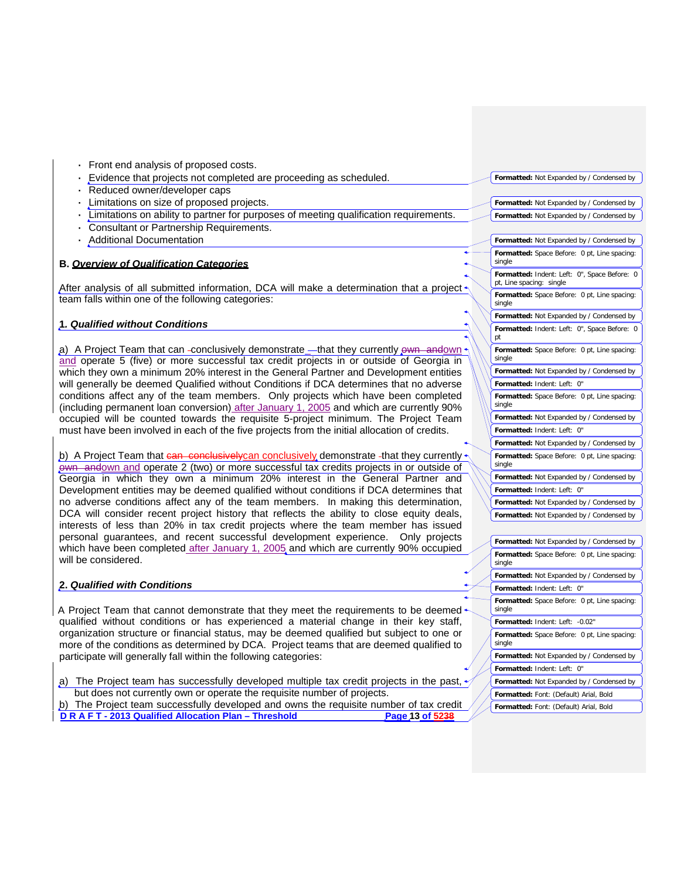- Front end analysis of proposed costs.
- Evidence that projects not completed are proceeding as scheduled.
- Reduced owner/developer caps
- Limitations on size of proposed projects.
- Limitations on ability to partner for purposes of meeting qualification requirements.
- Consultant or Partnership Requirements.
- Additional Documentation

**B. *Overview of Qualification Categories***

After analysis of all submitted information, DCA will make a determination that a project team falls within one of the following categories:

***1. Qualified without Conditions***

a) A Project Team that can conclusively demonstrate that they currently own and operate 5 (five) or more successful tax credit projects in or outside of Georgia in which they own a minimum 20% interest in the General Partner and Development entities will generally be deemed Qualified without Conditions if DCA determines that no adverse conditions affect any of the team members. Only projects which have been completed (including permanent loan conversion) after January 1, 2005 and which are currently 90% occupied will be counted towards the requisite 5-project minimum. The Project Team must have been involved in each of the five projects from the initial allocation of credits.

b) A Project Team that can conclusively demonstrate that they currently own and operate 2 (two) or more successful tax credits projects in or outside of Georgia in which they own a minimum 20% interest in the General Partner and Development entities may be deemed qualified without conditions if DCA determines that no adverse conditions affect any of the team members. In making this determination, DCA will consider recent project history that reflects the ability to close equity deals, interests of less than 20% in tax credit projects where the team member has issued personal guarantees, and recent successful development experience. Only projects which have been completed after January 1, 2005 and which are currently 90% occupied will be considered.

***2. Qualified with Conditions***

A Project Team that cannot demonstrate that they meet the requirements to be deemed qualified without conditions or has experienced a material change in their key staff, organization structure or financial status, may be deemed qualified but subject to one or more of the conditions as determined by DCA. Project teams that are deemed qualified to participate will generally fall within the following categories:

a) The Project team has successfully developed multiple tax credit projects in the past, but does not currently own or operate the requisite number of projects.

b) The Project team successfully developed and owns the requisite number of tax credit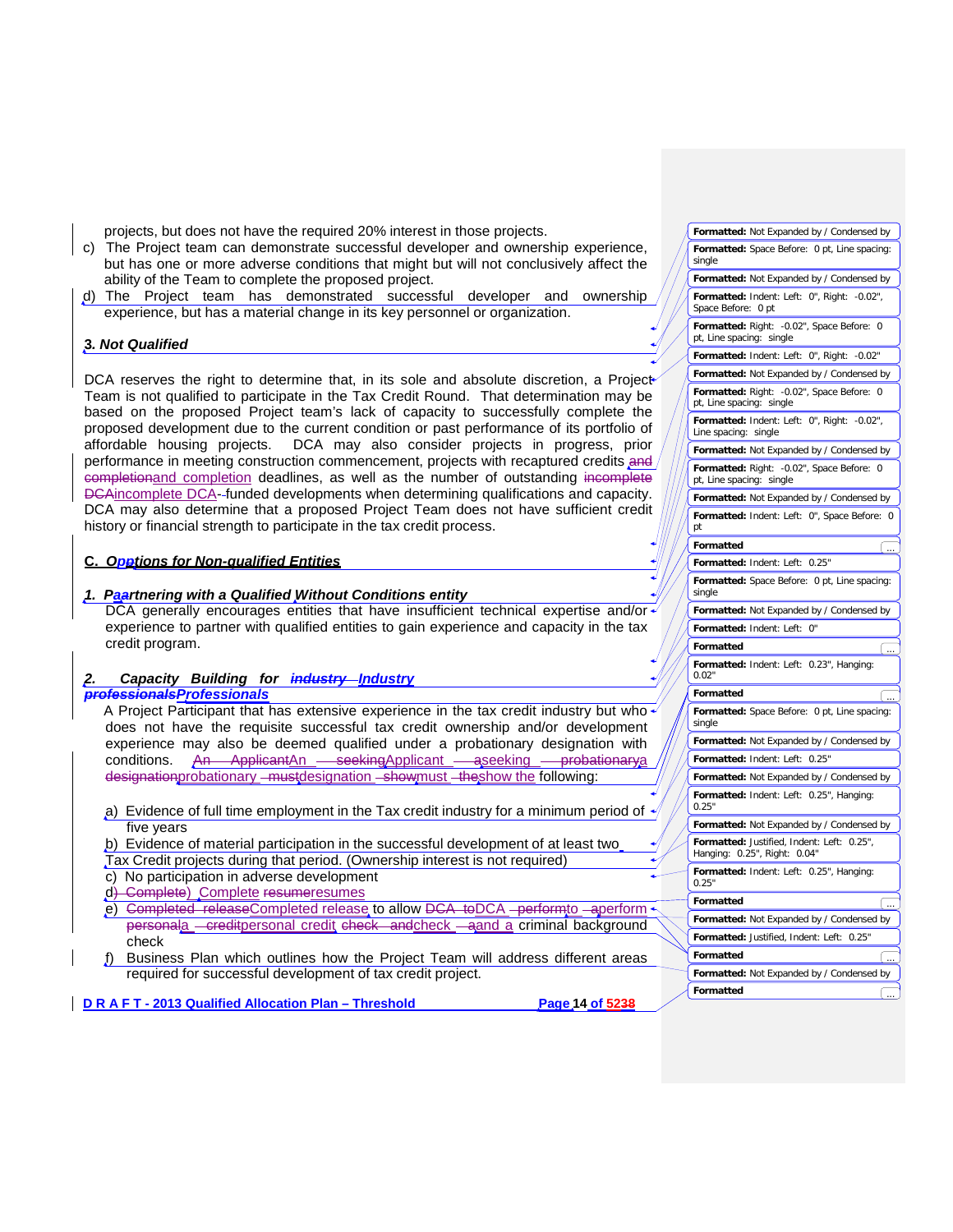projects, but does not have the required 20% interest in those projects.

c) The Project team can demonstrate successful developer and ownership experience, but has one or more adverse conditions that might but will not conclusively affect the ability of the Team to complete the proposed project.

d) The Project team has demonstrated successful developer and ownership experience, but has a material change in its key personnel or organization.

### 3. Not Qualified

DCA reserves the right to determine that, in its sole and absolute discretion, a Project Team is not qualified to participate in the Tax Credit Round. That determination may be based on the proposed Project team's lack of capacity to successfully complete the proposed development due to the current condition or past performance of its portfolio of affordable housing projects. DCA may also consider projects in progress, prior performance in meeting construction commencement, projects with recaptured credits and completion deadlines, as well as the number of outstanding incomplete DCA-funded developments when determining qualifications and capacity. DCA may also determine that a proposed Project Team does not have sufficient credit history or financial strength to participate in the tax credit process.

## C. Options for Non-qualified Entities

### 1. Partnering with a Qualified Without Conditions entity

DCA generally encourages entities that have insufficient technical expertise and/or experience to partner with qualified entities to gain experience and capacity in the tax credit program.

### 2. Capacity Building for Industry Professionals

A Project Participant that has extensive experience in the tax credit industry but who does not have the requisite successful tax credit ownership and/or development experience may also be deemed qualified under a probationary designation with conditions. An Applicant seeking a probationary designation must show the following:

a) Evidence of full time employment in the Tax credit industry for a minimum period of five years

b) Evidence of material participation in the successful development of at least two Tax Credit projects during that period. (Ownership interest is not required)

c) No participation in adverse development

d) Complete resumes

e) Completed release to allow DCA to perform a personal credit check and a criminal background check

f) Business Plan which outlines how the Project Team will address different areas required for successful development of tax credit project.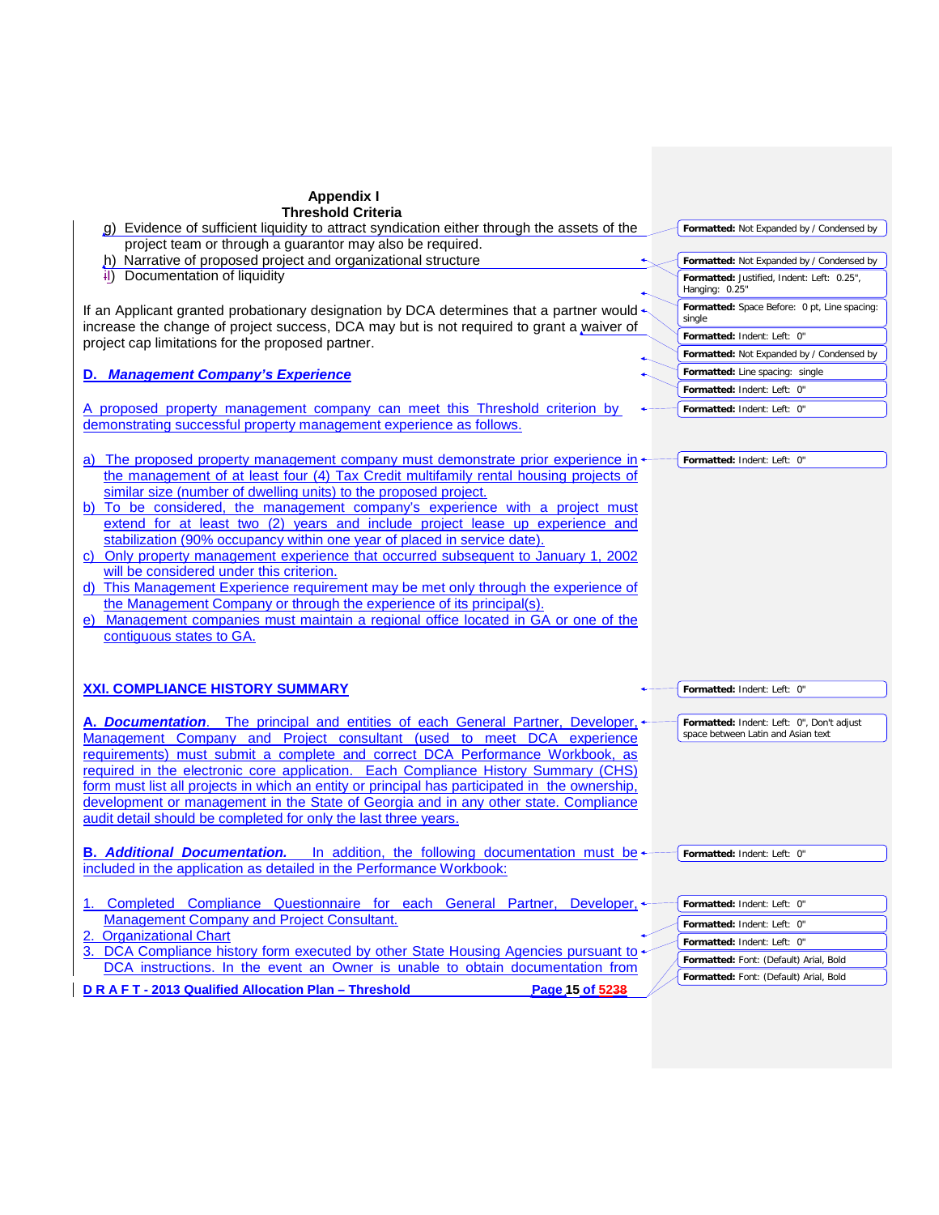**Appendix I**
**Threshold Criteria**

g) Evidence of sufficient liquidity to attract syndication either through the assets of the project team or through a guarantor may also be required.
h) Narrative of proposed project and organizational structure
iI) Documentation of liquidity

If an Applicant granted probationary designation by DCA determines that a partner would increase the change of project success, DCA may but is not required to grant a waiver of project cap limitations for the proposed partner.

### D. *Management Company's Experience*

A proposed property management company can meet this Threshold criterion by demonstrating successful property management experience as follows.

a) The proposed property management company must demonstrate prior experience in the management of at least four (4) Tax Credit multifamily rental housing projects of similar size (number of dwelling units) to the proposed project.
b) To be considered, the management company's experience with a project must extend for at least two (2) years and include project lease up experience and stabilization (90% occupancy within one year of placed in service date).
c) Only property management experience that occurred subsequent to January 1, 2002 will be considered under this criterion.
d) This Management Experience requirement may be met only through the experience of the Management Company or through the experience of its principal(s).
e) Management companies must maintain a regional office located in GA or one of the contiguous states to GA.

## XXI. COMPLIANCE HISTORY SUMMARY

**A. *Documentation***. The principal and entities of each General Partner, Developer, Management Company and Project consultant (used to meet DCA experience requirements) must submit a complete and correct DCA Performance Workbook, as required in the electronic core application. Each Compliance History Summary (CHS) form must list all projects in which an entity or principal has participated in the ownership, development or management in the State of Georgia and in any other state. Compliance audit detail should be completed for only the last three years.

**B. *Additional Documentation.*** In addition, the following documentation must be included in the application as detailed in the Performance Workbook:

1. Completed Compliance Questionnaire for each General Partner, Developer, Management Company and Project Consultant.
2. Organizational Chart
3. DCA Compliance history form executed by other State Housing Agencies pursuant to DCA instructions. In the event an Owner is unable to obtain documentation from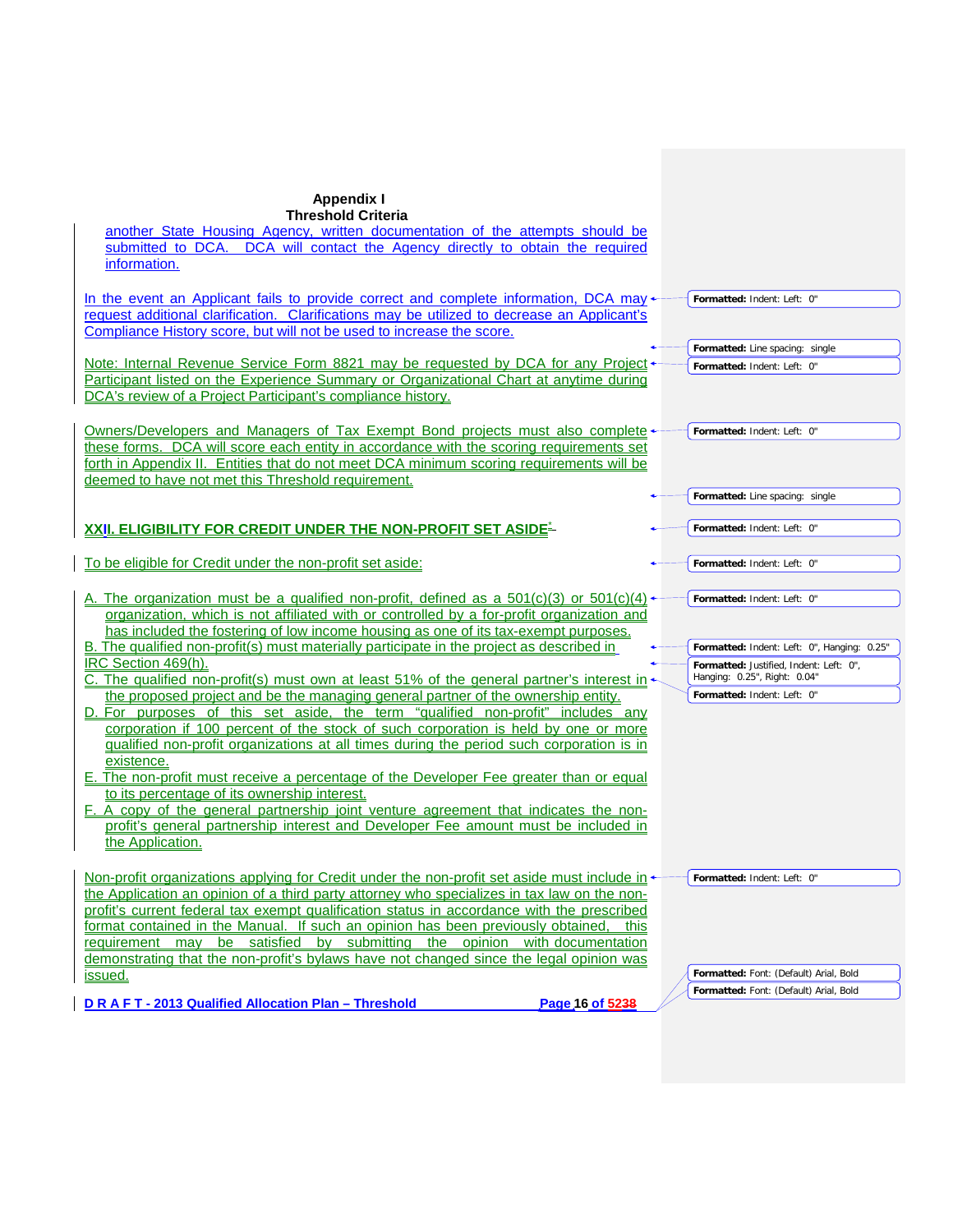another State Housing Agency, written documentation of the attempts should be submitted to DCA. DCA will contact the Agency directly to obtain the required information.

In the event an Applicant fails to provide correct and complete information, DCA may request additional clarification. Clarifications may be utilized to decrease an Applicant's Compliance History score, but will not be used to increase the score.

Note: Internal Revenue Service Form 8821 may be requested by DCA for any Project Participant listed on the Experience Summary or Organizational Chart at anytime during DCA's review of a Project Participant's compliance history.

Owners/Developers and Managers of Tax Exempt Bond projects must also complete these forms. DCA will score each entity in accordance with the scoring requirements set forth in Appendix II. Entities that do not meet DCA minimum scoring requirements will be deemed to have not met this Threshold requirement.

## XXII. ELIGIBILITY FOR CREDIT UNDER THE NON-PROFIT SET ASIDE

To be eligible for Credit under the non-profit set aside:

A. The organization must be a qualified non-profit, defined as a 501(c)(3) or 501(c)(4) organization, which is not affiliated with or controlled by a for-profit organization and has included the fostering of low income housing as one of its tax-exempt purposes.
B. The qualified non-profit(s) must materially participate in the project as described in IRC Section 469(h).
C. The qualified non-profit(s) must own at least 51% of the general partner's interest in the proposed project and be the managing general partner of the ownership entity.
D. For purposes of this set aside, the term "qualified non-profit" includes any corporation if 100 percent of the stock of such corporation is held by one or more qualified non-profit organizations at all times during the period such corporation is in existence.
E. The non-profit must receive a percentage of the Developer Fee greater than or equal to its percentage of its ownership interest.
F. A copy of the general partnership joint venture agreement that indicates the non-profit's general partnership interest and Developer Fee amount must be included in the Application.

Non-profit organizations applying for Credit under the non-profit set aside must include in the Application an opinion of a third party attorney who specializes in tax law on the non-profit's current federal tax exempt qualification status in accordance with the prescribed format contained in the Manual. If such an opinion has been previously obtained, this requirement may be satisfied by submitting the opinion with documentation demonstrating that the non-profit's bylaws have not changed since the legal opinion was issued.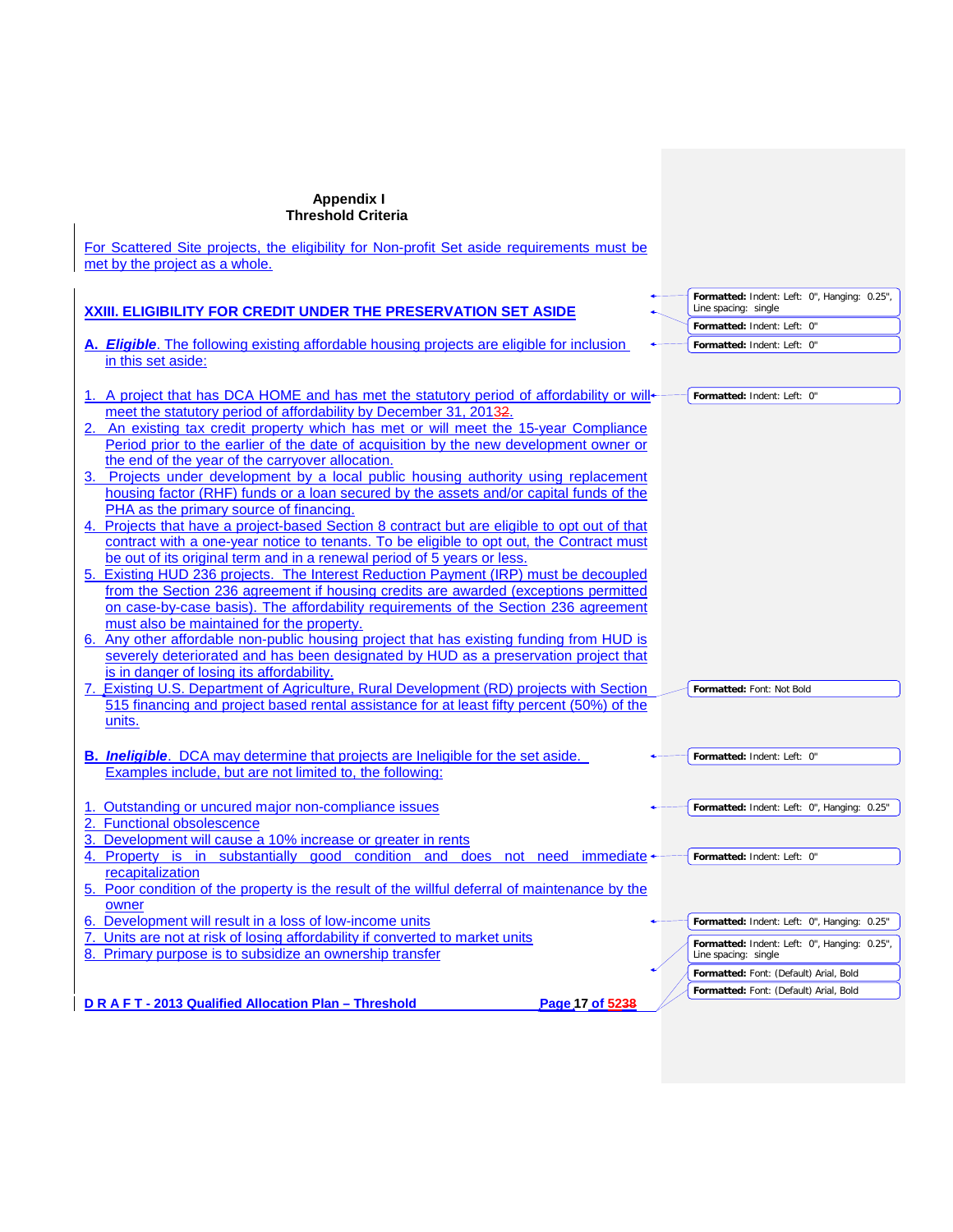## Appendix I
## Threshold Criteria

For Scattered Site projects, the eligibility for Non-profit Set aside requirements must be met by the project as a whole.

### XXIII. ELIGIBILITY FOR CREDIT UNDER THE PRESERVATION SET ASIDE

**A. *Eligible***. The following existing affordable housing projects are eligible for inclusion in this set aside:

1. A project that has DCA HOME and has met the statutory period of affordability or will meet the statutory period of affordability by December 31, 20132.
2. An existing tax credit property which has met or will meet the 15-year Compliance Period prior to the earlier of the date of acquisition by the new development owner or the end of the year of the carryover allocation.
3. Projects under development by a local public housing authority using replacement housing factor (RHF) funds or a loan secured by the assets and/or capital funds of the PHA as the primary source of financing.
4. Projects that have a project-based Section 8 contract but are eligible to opt out of that contract with a one-year notice to tenants. To be eligible to opt out, the Contract must be out of its original term and in a renewal period of 5 years or less.
5. Existing HUD 236 projects. The Interest Reduction Payment (IRP) must be decoupled from the Section 236 agreement if housing credits are awarded (exceptions permitted on case-by-case basis). The affordability requirements of the Section 236 agreement must also be maintained for the property.
6. Any other affordable non-public housing project that has existing funding from HUD is severely deteriorated and has been designated by HUD as a preservation project that is in danger of losing its affordability.
7. Existing U.S. Department of Agriculture, Rural Development (RD) projects with Section 515 financing and project based rental assistance for at least fifty percent (50%) of the units.

**B. *Ineligible***. DCA may determine that projects are Ineligible for the set aside. Examples include, but are not limited to, the following:

1. Outstanding or uncured major non-compliance issues
2. Functional obsolescence
3. Development will cause a 10% increase or greater in rents
4. Property is in substantially good condition and does not need immediate recapitalization
5. Poor condition of the property is the result of the willful deferral of maintenance by the owner
6. Development will result in a loss of low-income units
7. Units are not at risk of losing affordability if converted to market units
8. Primary purpose is to subsidize an ownership transfer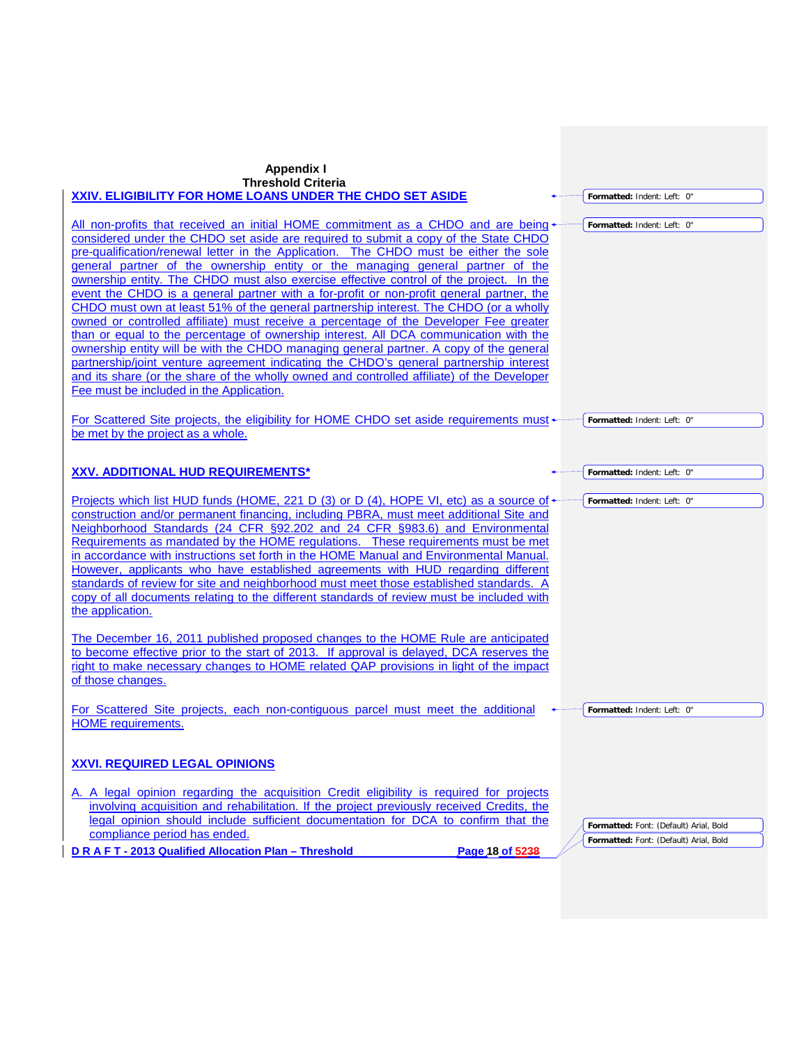# Appendix I
# Threshold Criteria

## XXIV. ELIGIBILITY FOR HOME LOANS UNDER THE CHDO SET ASIDE

All non-profits that received an initial HOME commitment as a CHDO and are being considered under the CHDO set aside are required to submit a copy of the State CHDO pre-qualification/renewal letter in the Application. The CHDO must be either the sole general partner of the ownership entity or the managing general partner of the ownership entity. The CHDO must also exercise effective control of the project. In the event the CHDO is a general partner with a for-profit or non-profit general partner, the CHDO must own at least 51% of the general partnership interest. The CHDO (or a wholly owned or controlled affiliate) must receive a percentage of the Developer Fee greater than or equal to the percentage of ownership interest. All DCA communication with the ownership entity will be with the CHDO managing general partner. A copy of the general partnership/joint venture agreement indicating the CHDO's general partnership interest and its share (or the share of the wholly owned and controlled affiliate) of the Developer Fee must be included in the Application.

For Scattered Site projects, the eligibility for HOME CHDO set aside requirements must be met by the project as a whole.

## XXV. ADDITIONAL HUD REQUIREMENTS*

Projects which list HUD funds (HOME, 221 D (3) or D (4), HOPE VI, etc) as a source of construction and/or permanent financing, including PBRA, must meet additional Site and Neighborhood Standards (24 CFR §92.202 and 24 CFR §983.6) and Environmental Requirements as mandated by the HOME regulations. These requirements must be met in accordance with instructions set forth in the HOME Manual and Environmental Manual. However, applicants who have established agreements with HUD regarding different standards of review for site and neighborhood must meet those established standards. A copy of all documents relating to the different standards of review must be included with the application.

The December 16, 2011 published proposed changes to the HOME Rule are anticipated to become effective prior to the start of 2013. If approval is delayed, DCA reserves the right to make necessary changes to HOME related QAP provisions in light of the impact of those changes.

For Scattered Site projects, each non-contiguous parcel must meet the additional HOME requirements.

## XXVI. REQUIRED LEGAL OPINIONS

A. A legal opinion regarding the acquisition Credit eligibility is required for projects involving acquisition and rehabilitation. If the project previously received Credits, the legal opinion should include sufficient documentation for DCA to confirm that the compliance period has ended.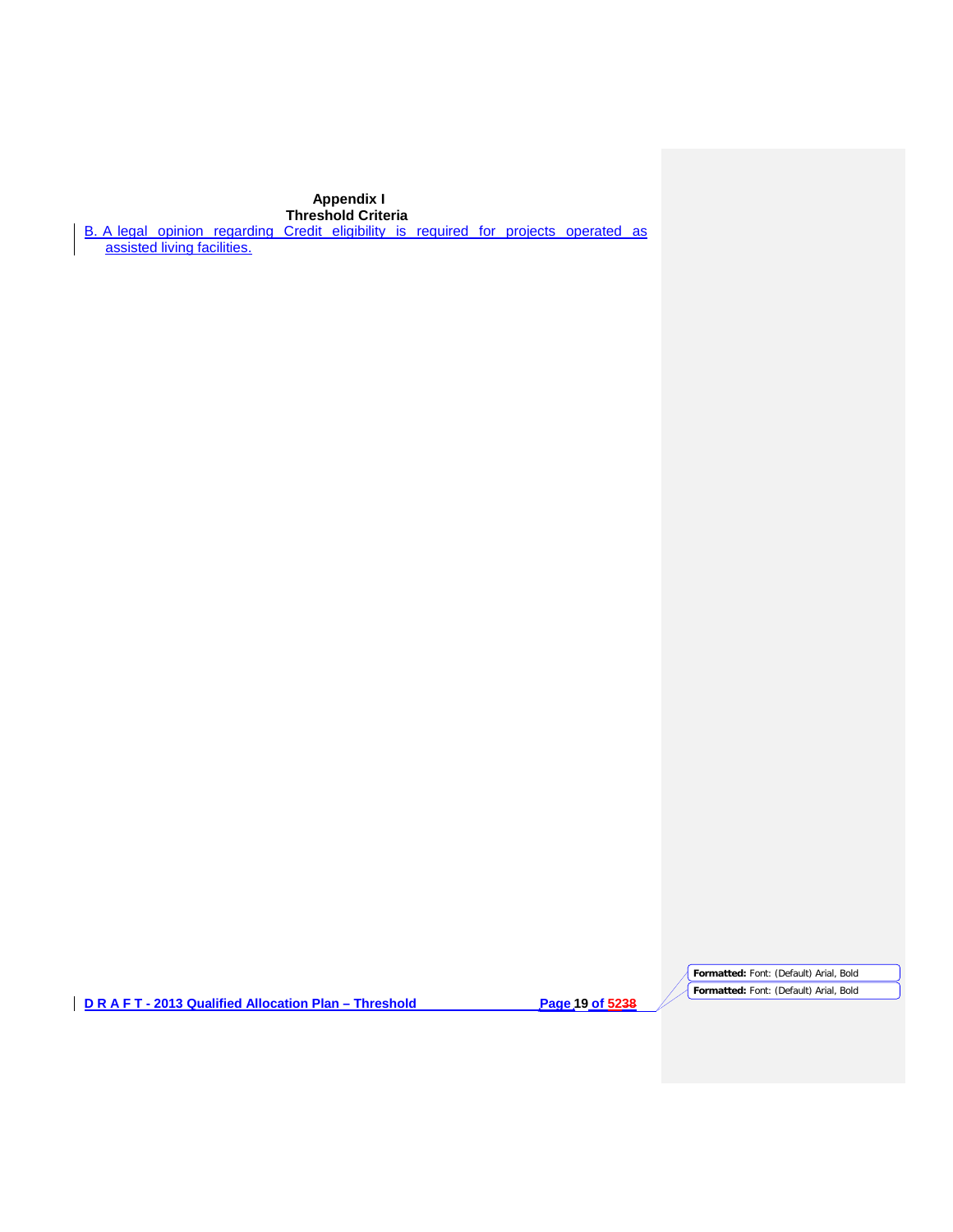**Appendix I**
**Threshold Criteria**

B. A legal opinion regarding Credit eligibility is required for projects operated as assisted living facilities.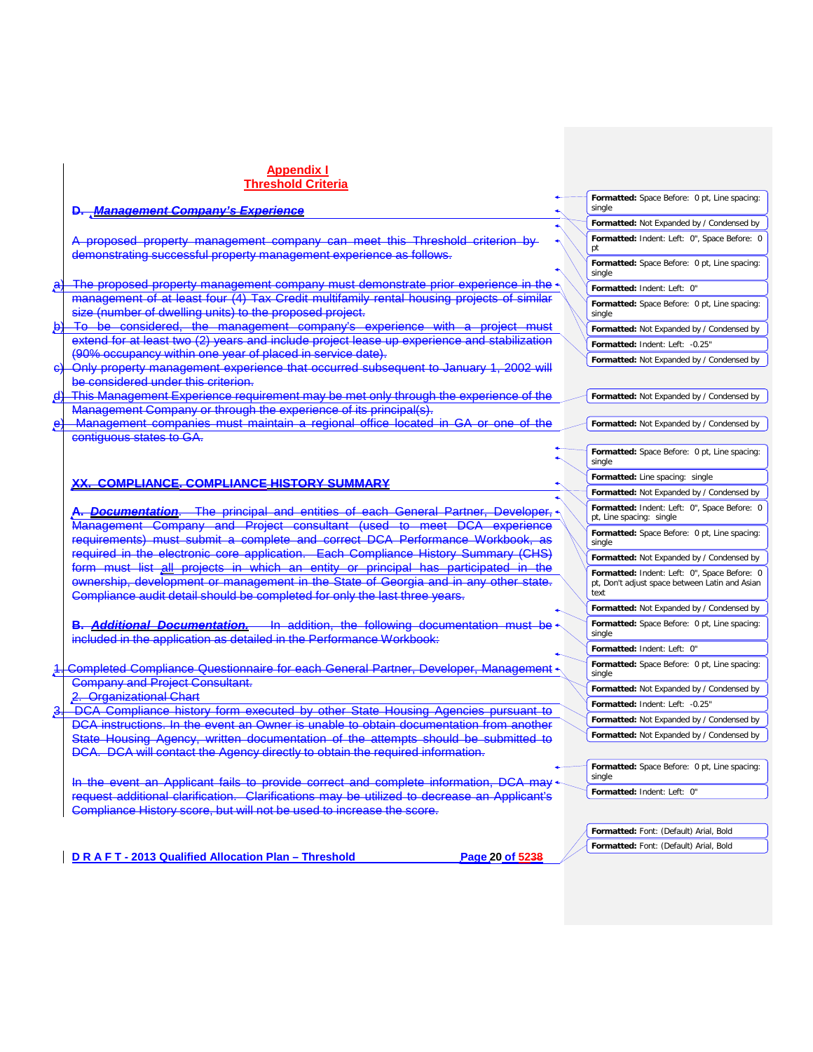## Appendix I
## Threshold Criteria

**D. *Management Company's Experience***

A proposed property management company can meet this Threshold criterion by demonstrating successful property management experience as follows.

a) The proposed property management company must demonstrate prior experience in the management of at least four (4) Tax Credit multifamily rental housing projects of similar size (number of dwelling units) to the proposed project.
b) To be considered, the management company's experience with a project must extend for at least two (2) years and include project lease up experience and stabilization (90% occupancy within one year of placed in service date).
c) Only property management experience that occurred subsequent to January 1, 2002 will be considered under this criterion.
d) This Management Experience requirement may be met only through the experience of the Management Company or through the experience of its principal(s).
e) Management companies must maintain a regional office located in GA or one of the contiguous states to GA.

**XX. COMPLIANCE. COMPLIANCE HISTORY SUMMARY**

**A. *Documentation*.** The principal and entities of each General Partner, Developer, Management Company and Project consultant (used to meet DCA experience requirements) must submit a complete and correct DCA Performance Workbook, as required in the electronic core application. Each Compliance History Summary (CHS) form must list all projects in which an entity or principal has participated in the ownership, development or management in the State of Georgia and in any other state. Compliance audit detail should be completed for only the last three years.

**B. *Additional Documentation*.** In addition, the following documentation must be included in the application as detailed in the Performance Workbook:

1. Completed Compliance Questionnaire for each General Partner, Developer, Management Company and Project Consultant.
2. Organizational Chart
3. DCA Compliance history form executed by other State Housing Agencies pursuant to DCA instructions. In the event an Owner is unable to obtain documentation from another State Housing Agency, written documentation of the attempts should be submitted to DCA. DCA will contact the Agency directly to obtain the required information.

In the event an Applicant fails to provide correct and complete information, DCA may request additional clarification. Clarifications may be utilized to decrease an Applicant's Compliance History score, but will not be used to increase the score.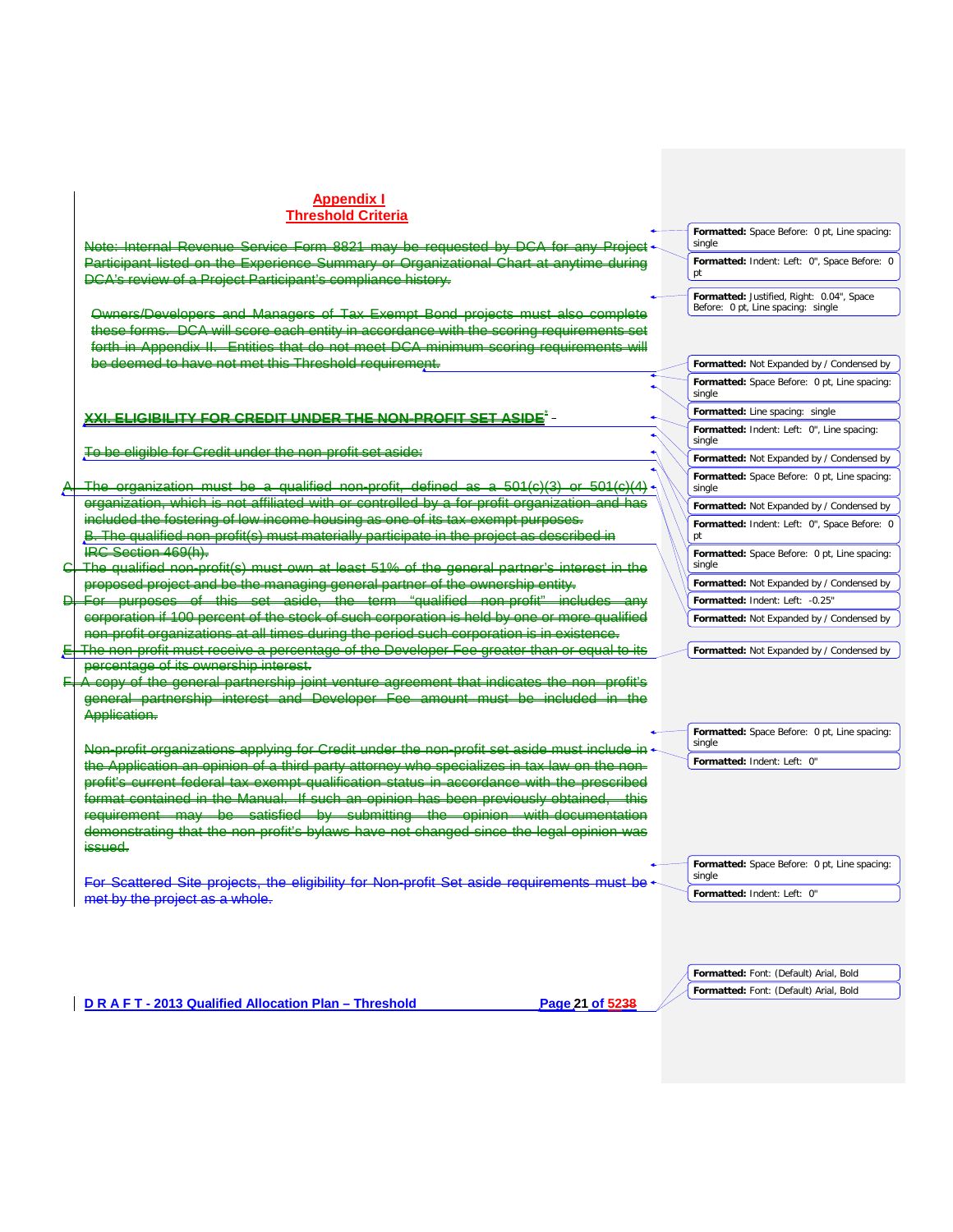# Appendix I
# Threshold Criteria

Note: Internal Revenue Service Form 8821 may be requested by DCA for any Project Participant listed on the Experience Summary or Organizational Chart at anytime during DCA's review of a Project Participant's compliance history.

Owners/Developers and Managers of Tax Exempt Bond projects must also complete these forms. DCA will score each entity in accordance with the scoring requirements set forth in Appendix II. Entities that do not meet DCA minimum scoring requirements will be deemed to have not met this Threshold requirement.

## XXI. ELIGIBILITY FOR CREDIT UNDER THE NON-PROFIT SET ASIDE[1] -

To be eligible for Credit under the non-profit set aside:

A. The organization must be a qualified non-profit, defined as a 501(c)(3) or 501(c)(4) organization, which is not affiliated with or controlled by a for-profit organization and has included the fostering of low income housing as one of its tax exempt purposes.

B. The qualified non-profit(s) must materially participate in the project as described in IRC Section 469(h).

C. The qualified non-profit(s) must own at least 51% of the general partner's interest in the proposed project and be the managing general partner of the ownership entity.

D. For purposes of this set aside, the term "qualified non-profit" includes any corporation if 100 percent of the stock of such corporation is held by one or more qualified non-profit organizations at all times during the period such corporation is in existence.

E. The non-profit must receive a percentage of the Developer Fee greater than or equal to its percentage of its ownership interest.

F. A copy of the general partnership joint venture agreement that indicates the non- profit's general partnership interest and Developer Fee amount must be included in the Application.

Non-profit organizations applying for Credit under the non-profit set aside must include in the Application an opinion of a third party attorney who specializes in tax law on the non-profit's current federal tax exempt qualification status in accordance with the prescribed format contained in the Manual. If such an opinion has been previously obtained, this requirement may be satisfied by submitting the opinion with documentation demonstrating that the non-profit's bylaws have not changed since the legal opinion was issued.

For Scattered Site projects, the eligibility for Non-profit Set aside requirements must be met by the project as a whole.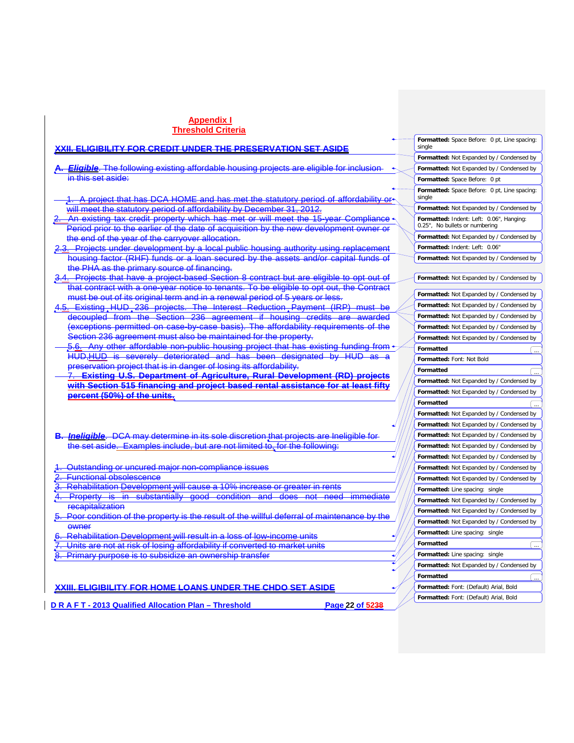## Appendix I
## Threshold Criteria

### XXII. ELIGIBILITY FOR CREDIT UNDER THE PRESERVATION SET ASIDE

**A. *Eligible*.** The following existing affordable housing projects are eligible for inclusion in this set aside:

1. A project that has DCA HOME and has met the statutory period of affordability or will meet the statutory period of affordability by December 31, 2012.
2. An existing tax credit property which has met or will meet the 15-year Compliance Period prior to the earlier of the date of acquisition by the new development owner or the end of the year of the carryover allocation.
3. Projects under development by a local public housing authority using replacement housing factor (RHF) funds or a loan secured by the assets and/or capital funds of the PHA as the primary source of financing.
4. Projects that have a project-based Section 8 contract but are eligible to opt out of that contract with a one-year notice to tenants. To be eligible to opt out, the Contract must be out of its original term and in a renewal period of 5 years or less.
5. Existing HUD 236 projects. The Interest Reduction Payment (IRP) must be decoupled from the Section 236 agreement if housing credits are awarded (exceptions permitted on case-by-case basis). The affordability requirements of the Section 236 agreement must also be maintained for the property.
6. Any other affordable non-public housing project that has existing funding from HUD,HUD is severely deteriorated and has been designated by HUD as a preservation project that is in danger of losing its affordability.
7. **Existing U.S. Department of Agriculture, Rural Development (RD) projects with Section 515 financing and project based rental assistance for at least fifty percent (50%) of the units.**

**B. *Ineligible*.** DCA may determine in its sole discretion that projects are Ineligible for the set aside. Examples include, but are not limited to, for the following:

1. Outstanding or uncured major non-compliance issues
2. Functional obsolescence
3. Rehabilitation Development will cause a 10% increase or greater in rents
4. Property is in substantially good condition and does not need immediate recapitalization
5. Poor condition of the property is the result of the willful deferral of maintenance by the owner
6. Rehabilitation Development will result in a loss of low-income units
7. Units are not at risk of losing affordability if converted to market units
8. Primary purpose is to subsidize an ownership transfer

### XXIII. ELIGIBILITY FOR HOME LOANS UNDER THE CHDO SET ASIDE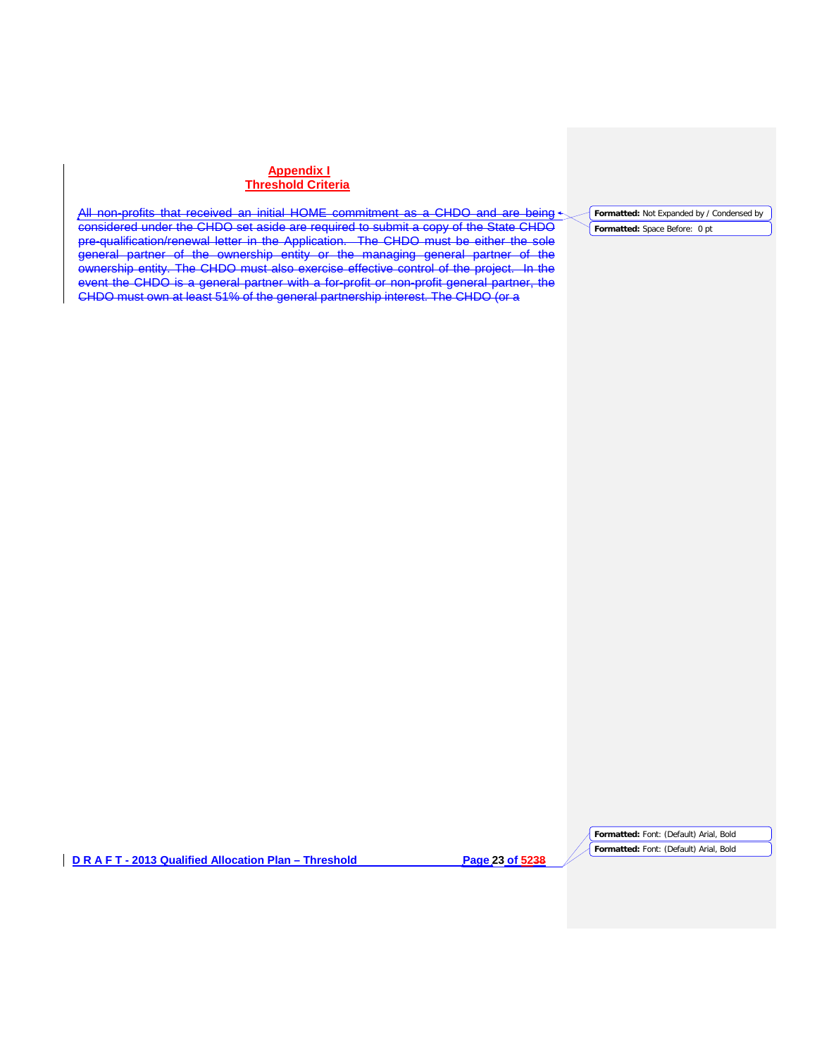## Appendix I
## Threshold Criteria

All non-profits that received an initial HOME commitment as a CHDO and are being considered under the CHDO set aside are required to submit a copy of the State CHDO pre-qualification/renewal letter in the Application. The CHDO must be either the sole general partner of the ownership entity or the managing general partner of the ownership entity. The CHDO must also exercise effective control of the project. In the event the CHDO is a general partner with a for-profit or non-profit general partner, the CHDO must own at least 51% of the general partnership interest. The CHDO (or a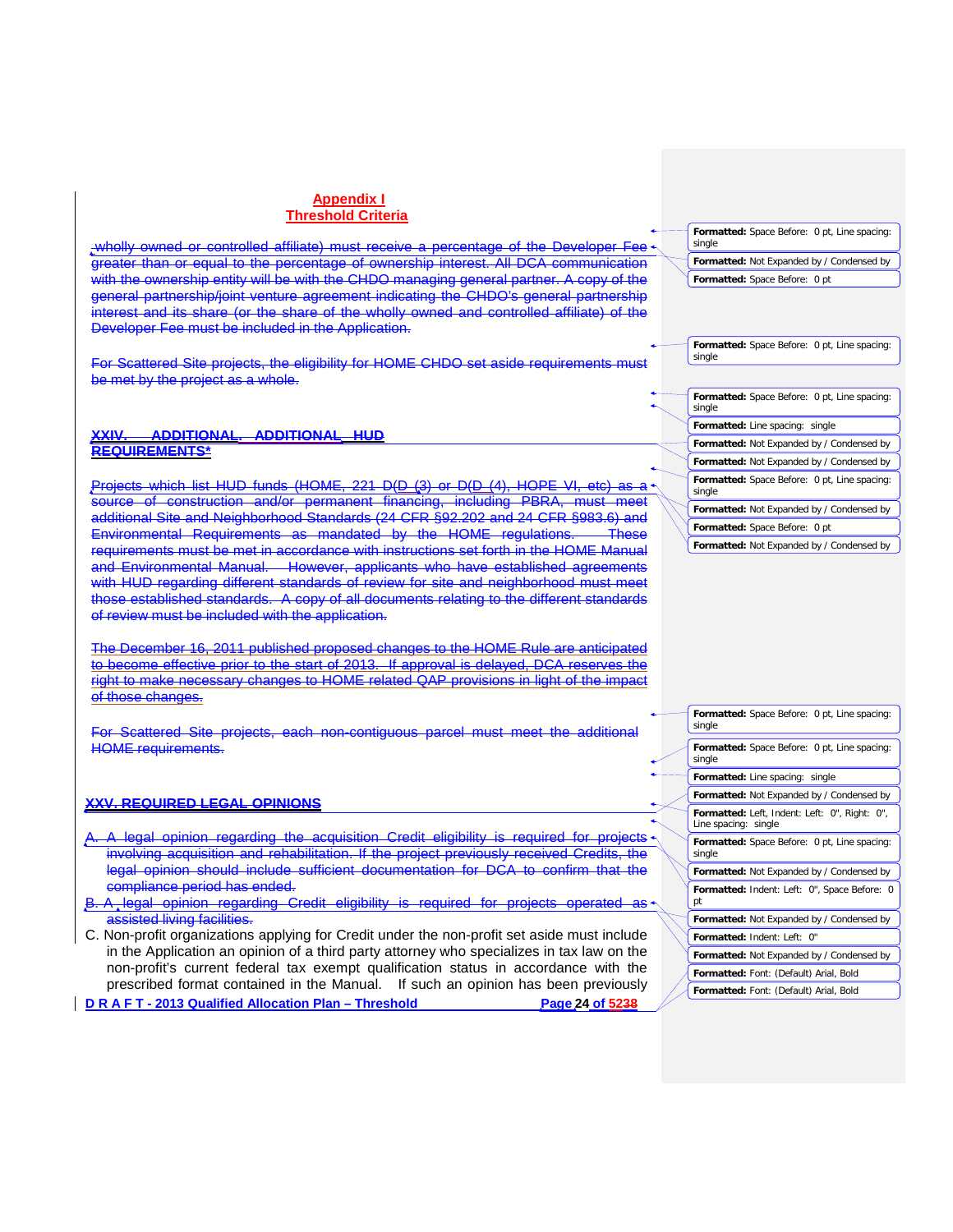## Appendix I
## Threshold Criteria

wholly owned or controlled affiliate) must receive a percentage of the Developer Fee greater than or equal to the percentage of ownership interest. All DCA communication with the ownership entity will be with the CHDO managing general partner. A copy of the general partnership/joint venture agreement indicating the CHDO's general partnership interest and its share (or the share of the wholly owned and controlled affiliate) of the Developer Fee must be included in the Application.

For Scattered Site projects, the eligibility for HOME CHDO set aside requirements must be met by the project as a whole.

### XXIV. ADDITIONAL, ADDITIONAL, HUD REQUIREMENTS*

Projects which list HUD funds (HOME, 221 D(D (3) or D(D (4), HOPE VI, etc) as a source of construction and/or permanent financing, including PBRA, must meet additional Site and Neighborhood Standards (24 CFR §92.202 and 24 CFR §983.6) and Environmental Requirements as mandated by the HOME regulations. These requirements must be met in accordance with instructions set forth in the HOME Manual and Environmental Manual. However, applicants who have established agreements with HUD regarding different standards of review for site and neighborhood must meet those established standards. A copy of all documents relating to the different standards of review must be included with the application.

The December 16, 2011 published proposed changes to the HOME Rule are anticipated to become effective prior to the start of 2013. If approval is delayed, DCA reserves the right to make necessary changes to HOME related QAP provisions in light of the impact of those changes.

For Scattered Site projects, each non-contiguous parcel must meet the additional HOME requirements.

### XXV. REQUIRED LEGAL OPINIONS

A. A legal opinion regarding the acquisition Credit eligibility is required for projects involving acquisition and rehabilitation. If the project previously received Credits, the legal opinion should include sufficient documentation for DCA to confirm that the compliance period has ended.

B. A legal opinion regarding Credit eligibility is required for projects operated as assisted living facilities.

C. Non-profit organizations applying for Credit under the non-profit set aside must include in the Application an opinion of a third party attorney who specializes in tax law on the non-profit's current federal tax exempt qualification status in accordance with the prescribed format contained in the Manual. If such an opinion has been previously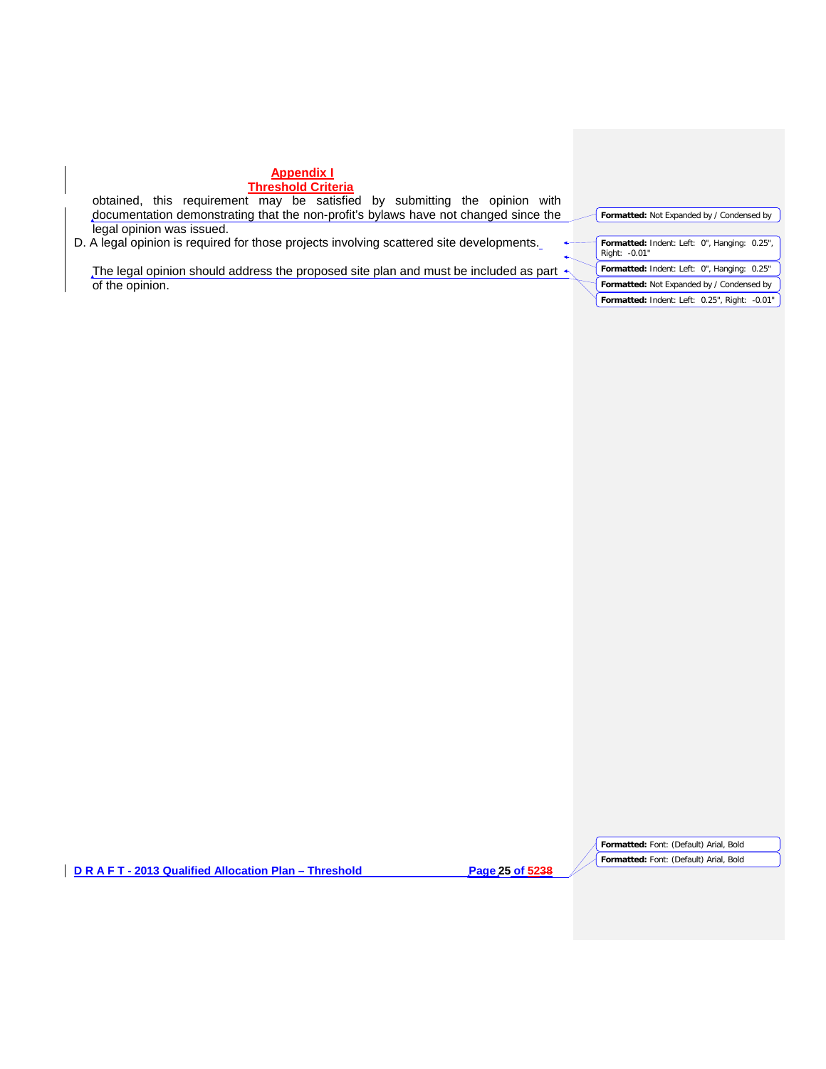obtained, this requirement may be satisfied by submitting the opinion with documentation demonstrating that the non-profit's bylaws have not changed since the legal opinion was issued.

D. A legal opinion is required for those projects involving scattered site developments.

The legal opinion should address the proposed site plan and must be included as part of the opinion.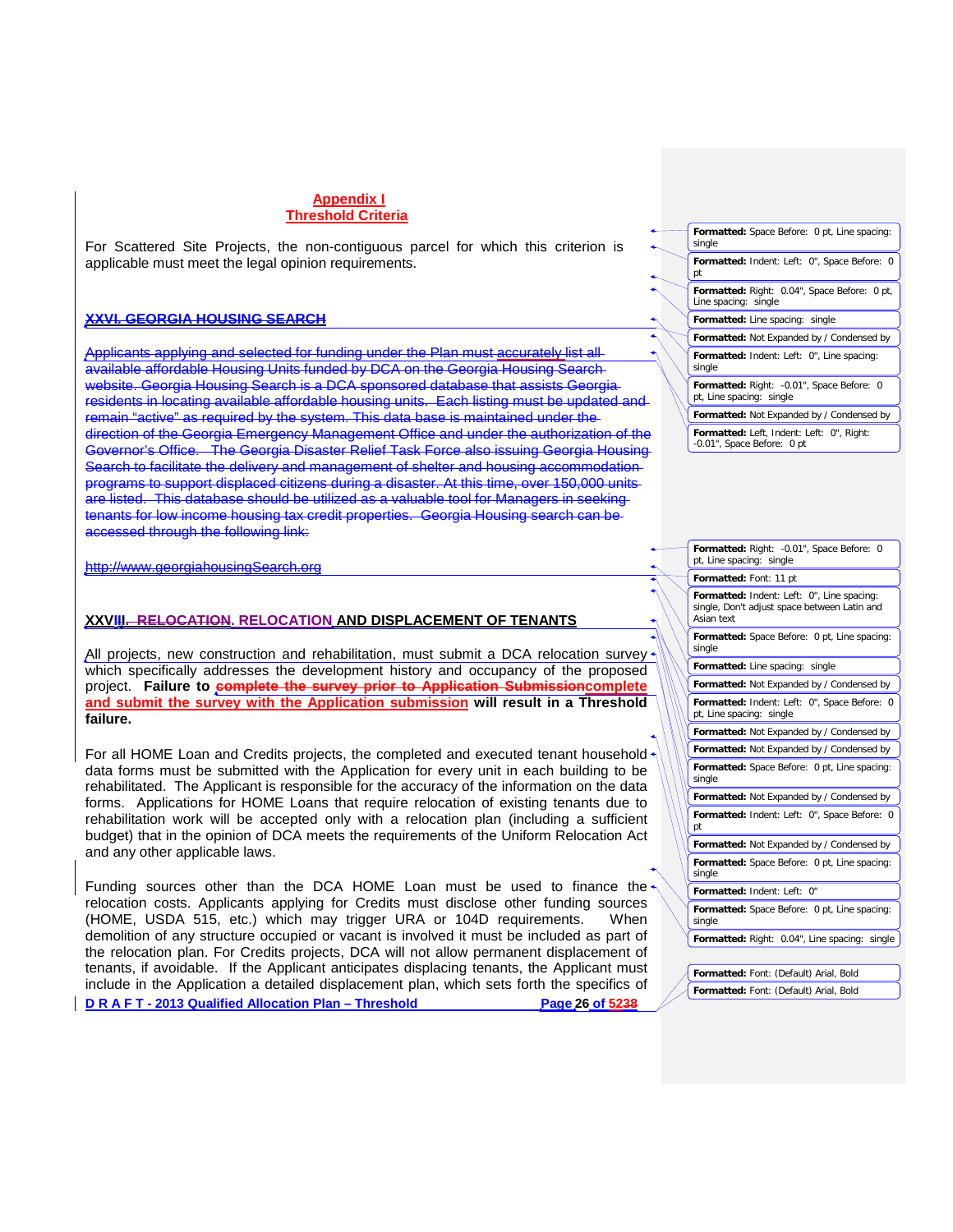## Appendix I
## Threshold Criteria

For Scattered Site Projects, the non-contiguous parcel for which this criterion is applicable must meet the legal opinion requirements.

## ~~XXVI. GEORGIA HOUSING SEARCH~~

~~Applicants applying and selected for funding under the Plan must accurately list all available affordable Housing Units funded by DCA on the Georgia Housing Search website. Georgia Housing Search is a DCA sponsored database that assists Georgia residents in locating available affordable housing units. Each listing must be updated and remain "active" as required by the system. This data base is maintained under the direction of the Georgia Emergency Management Office and under the authorization of the Governor's Office. The Georgia Disaster Relief Task Force also issuing Georgia Housing Search to facilitate the delivery and management of shelter and housing accommodation programs to support displaced citizens during a disaster. At this time, over 150,000 units are listed. This database should be utilized as a valuable tool for Managers in seeking tenants for low income housing tax credit properties. Georgia Housing search can be accessed through the following link:~~

~~http://www.georgiahousingSearch.org~~

## XXVII. ~~RELOCATION.~~ RELOCATION AND DISPLACEMENT OF TENANTS

All projects, new construction and rehabilitation, must submit a DCA relocation survey which specifically addresses the development history and occupancy of the proposed project. **Failure to ~~complete the survey prior to Application Submission~~complete and submit the survey with the Application submission will result in a Threshold failure.**

For all HOME Loan and Credits projects, the completed and executed tenant household data forms must be submitted with the Application for every unit in each building to be rehabilitated. The Applicant is responsible for the accuracy of the information on the data forms. Applications for HOME Loans that require relocation of existing tenants due to rehabilitation work will be accepted only with a relocation plan (including a sufficient budget) that in the opinion of DCA meets the requirements of the Uniform Relocation Act and any other applicable laws.

Funding sources other than the DCA HOME Loan must be used to finance the relocation costs. Applicants applying for Credits must disclose other funding sources (HOME, USDA 515, etc.) which may trigger URA or 104D requirements. When demolition of any structure occupied or vacant is involved it must be included as part of the relocation plan. For Credits projects, DCA will not allow permanent displacement of tenants, if avoidable. If the Applicant anticipates displacing tenants, the Applicant must include in the Application a detailed displacement plan, which sets forth the specifics of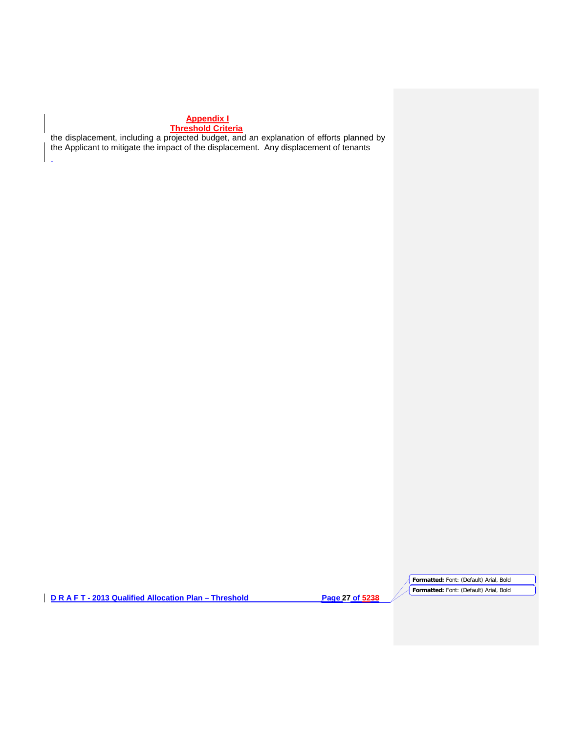**Appendix I**
**Threshold Criteria**

the displacement, including a projected budget, and an explanation of efforts planned by the Applicant to mitigate the impact of the displacement. Any displacement of tenants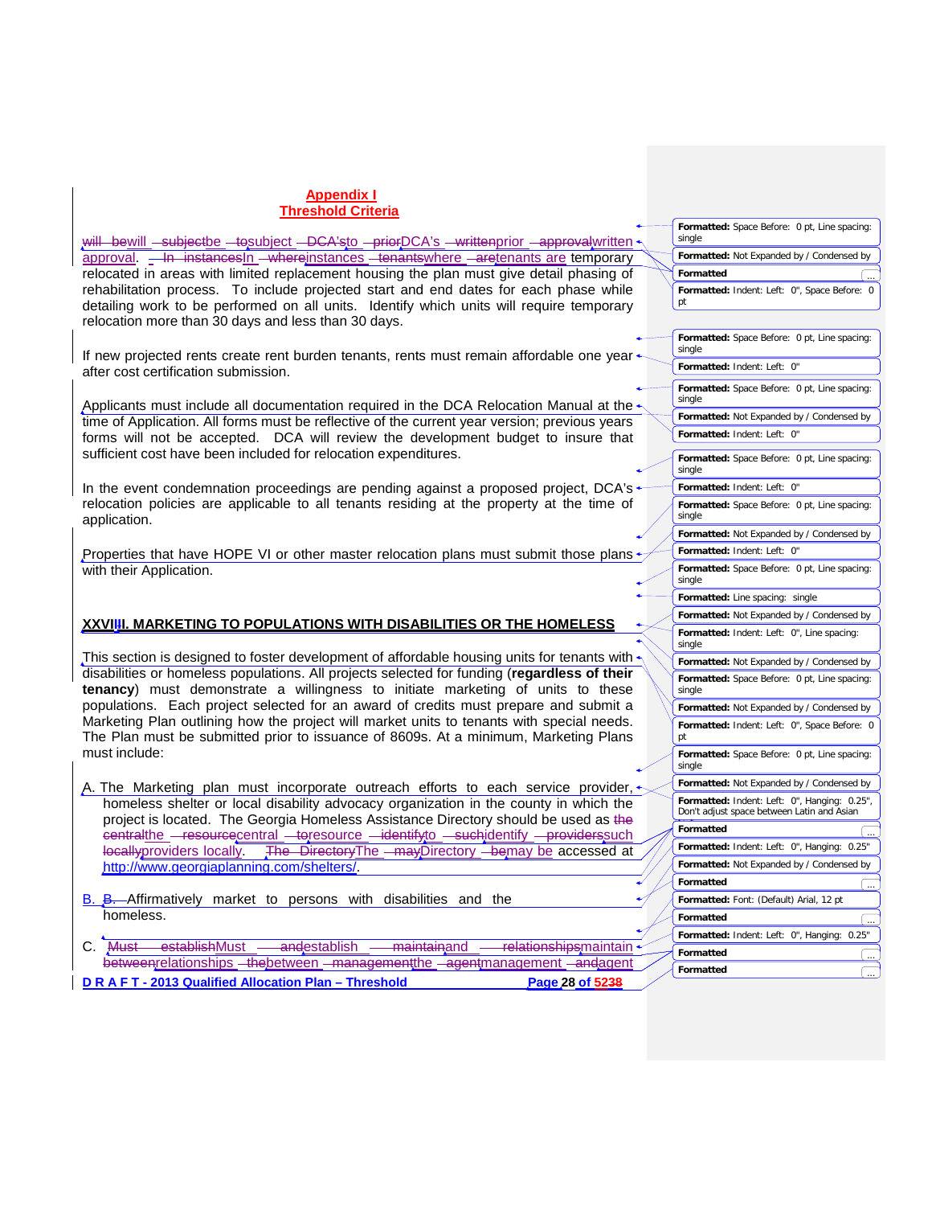## Appendix I
## Threshold Criteria

will be subject to DCA's prior written approval. In instances where tenants are temporary relocated in areas with limited replacement housing the plan must give detail phasing of rehabilitation process. To include projected start and end dates for each phase while detailing work to be performed on all units. Identify which units will require temporary relocation more than 30 days and less than 30 days.

If new projected rents create rent burden tenants, rents must remain affordable one year after cost certification submission.

Applicants must include all documentation required in the DCA Relocation Manual at the time of Application. All forms must be reflective of the current year version; previous years forms will not be accepted. DCA will review the development budget to insure that sufficient cost have been included for relocation expenditures.

In the event condemnation proceedings are pending against a proposed project, DCA's relocation policies are applicable to all tenants residing at the property at the time of application.

Properties that have HOPE VI or other master relocation plans must submit those plans with their Application.

### XXVIII. MARKETING TO POPULATIONS WITH DISABILITIES OR THE HOMELESS

This section is designed to foster development of affordable housing units for tenants with disabilities or homeless populations. All projects selected for funding (**regardless of their tenancy**) must demonstrate a willingness to initiate marketing of units to these populations. Each project selected for an award of credits must prepare and submit a Marketing Plan outlining how the project will market units to tenants with special needs. The Plan must be submitted prior to issuance of 8609s. At a minimum, Marketing Plans must include:

A. The Marketing plan must incorporate outreach efforts to each service provider, homeless shelter or local disability advocacy organization in the county in which the project is located. The Georgia Homeless Assistance Directory should be used as the central resource to identify such providers locally. The Directory may be accessed at http://www.georgiaplanning.com/shelters/.

B. Affirmatively market to persons with disabilities and the homeless.

C. Must establish and maintain relationships between the management agent and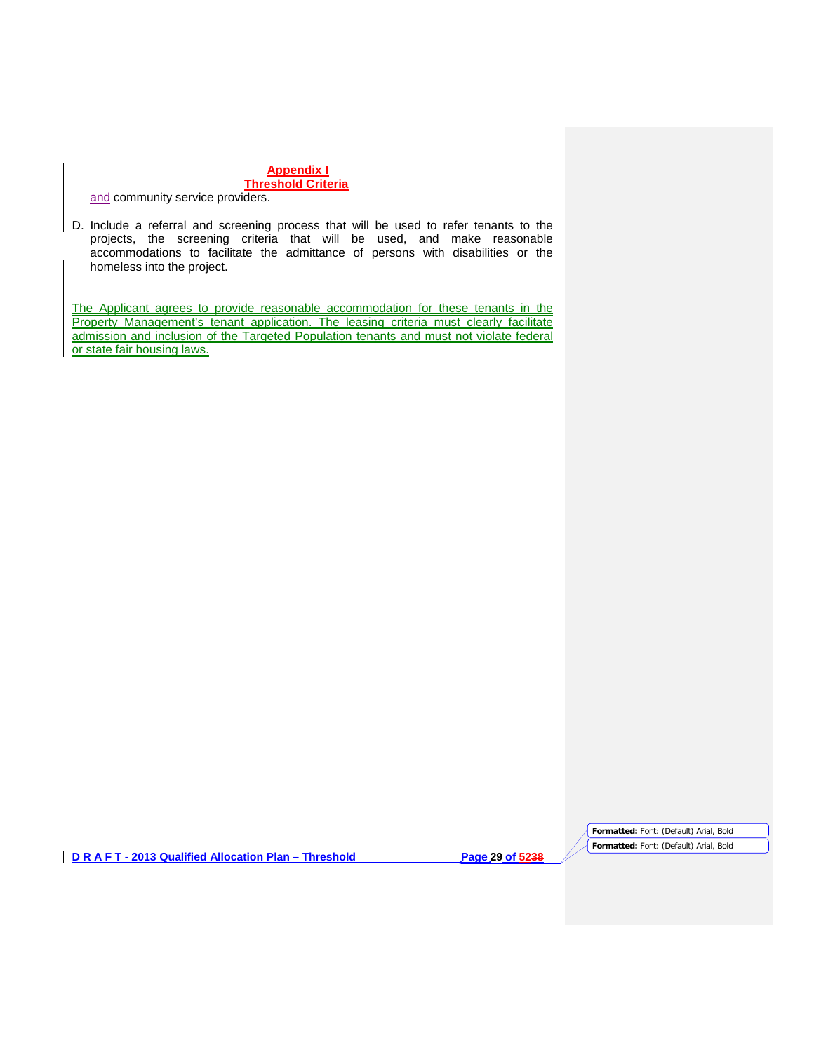## Appendix I
## Threshold Criteria

and community service providers.

D. Include a referral and screening process that will be used to refer tenants to the projects, the screening criteria that will be used, and make reasonable accommodations to facilitate the admittance of persons with disabilities or the homeless into the project.

The Applicant agrees to provide reasonable accommodation for these tenants in the Property Management's tenant application. The leasing criteria must clearly facilitate admission and inclusion of the Targeted Population tenants and must not violate federal or state fair housing laws.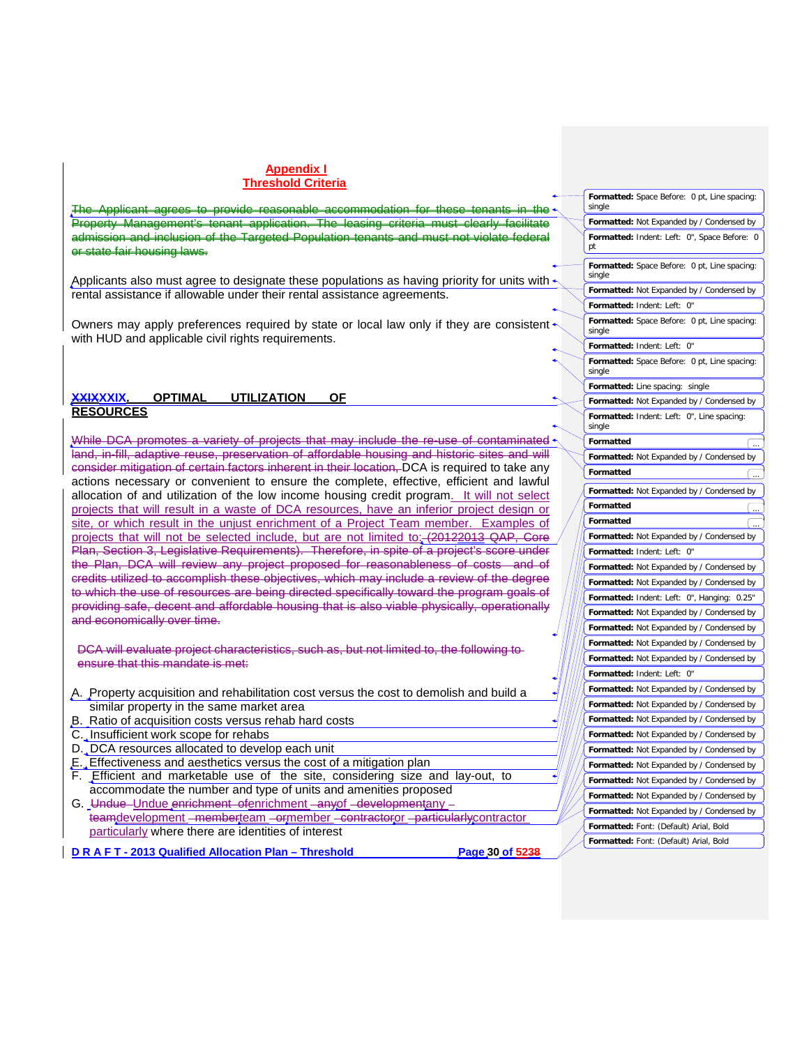# Appendix I
## Threshold Criteria

~~The Applicant agrees to provide reasonable accommodation for these tenants in the Property Management's tenant application. The leasing criteria must clearly facilitate admission and inclusion of the Targeted Population tenants and must not violate federal or state fair housing laws.~~

Applicants also must agree to designate these populations as having priority for units with rental assistance if allowable under their rental assistance agreements.

Owners may apply preferences required by state or local law only if they are consistent with HUD and applicable civil rights requirements.

## ~~XXIX~~XXIX. OPTIMAL UTILIZATION OF RESOURCES

~~While DCA promotes a variety of projects that may include the re-use of contaminated land, in-fill, adaptive reuse, preservation of affordable housing and historic sites and will consider mitigation of certain factors inherent in their location,~~ DCA is required to take any actions necessary or convenient to ensure the complete, effective, efficient and lawful allocation of and utilization of the low income housing credit program. It will not select projects that will result in a waste of DCA resources, have an inferior project design or site, or which result in the unjust enrichment of a Project Team member. Examples of projects that will not be selected include, but are not limited to: ~~(20122013 QAP, Core Plan, Section 3, Legislative Requirements). Therefore, in spite of a project's score under the Plan, DCA will review any project proposed for reasonableness of costs and of credits utilized to accomplish these objectives, which may include a review of the degree to which the use of resources are being directed specifically toward the program goals of providing safe, decent and affordable housing that is also viable physically, operationally and economically over time.~~

~~DCA will evaluate project characteristics, such as, but not limited to, the following to ensure that this mandate is met:~~

A. Property acquisition and rehabilitation cost versus the cost to demolish and build a similar property in the same market area
B. Ratio of acquisition costs versus rehab hard costs
C. Insufficient work scope for rehabs
D. DCA resources allocated to develop each unit
E. Effectiveness and aesthetics versus the cost of a mitigation plan
F. Efficient and marketable use of the site, considering size and lay-out, to accommodate the number and type of units and amenities proposed
G. Undue enrichment of any development team member or contractor particularly where there are identities of interest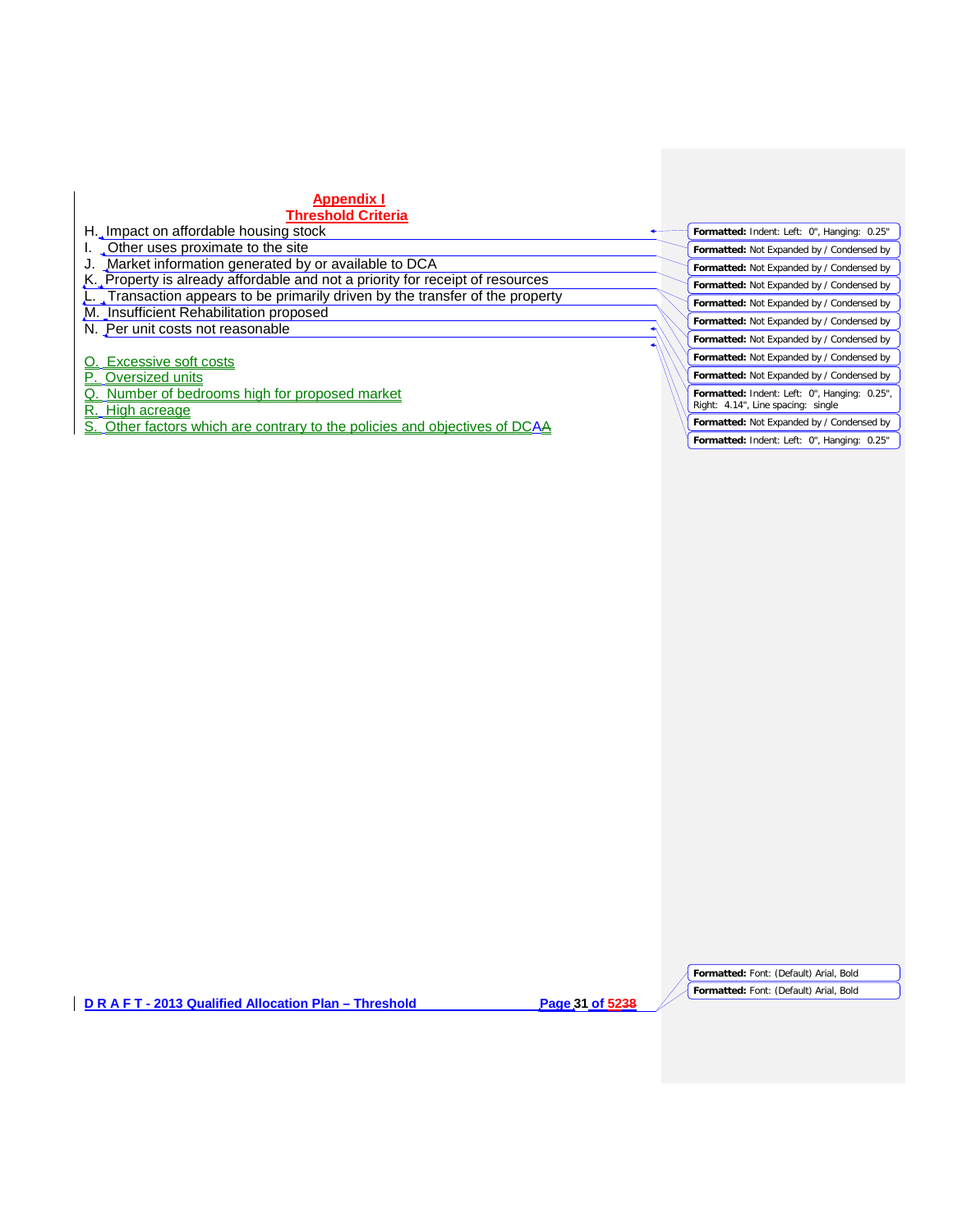# Appendix I
## Threshold Criteria

H. Impact on affordable housing stock
I. Other uses proximate to the site
J. Market information generated by or available to DCA
K. Property is already affordable and not a priority for receipt of resources
L. Transaction appears to be primarily driven by the transfer of the property
M. Insufficient Rehabilitation proposed
N. Per unit costs not reasonable

O. Excessive soft costs
P. Oversized units
Q. Number of bedrooms high for proposed market
R. High acreage
S. Other factors which are contrary to the policies and objectives of DCA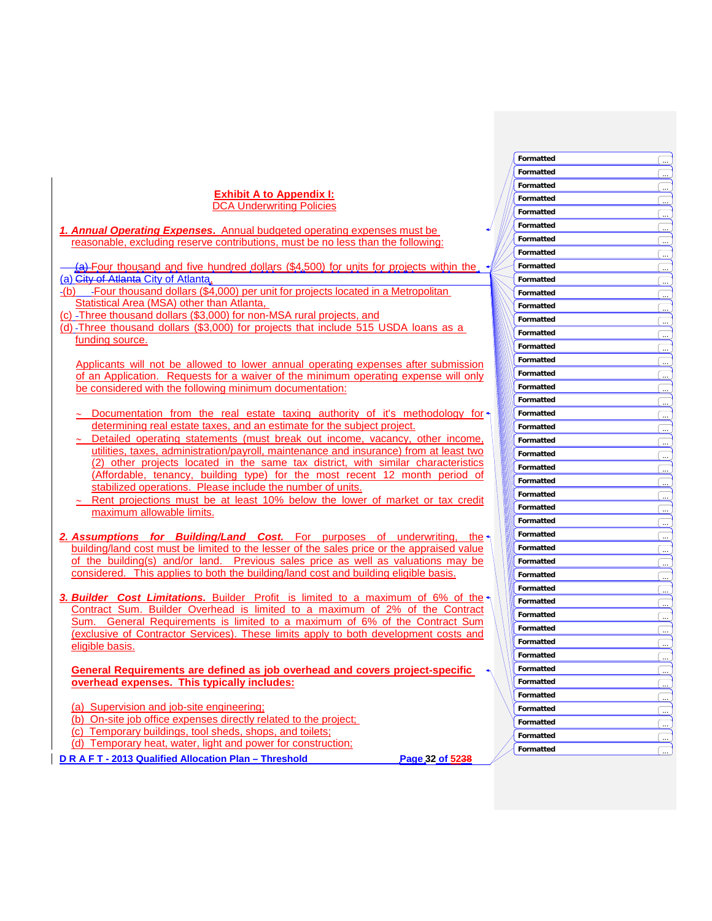**Exhibit A to Appendix I:**
DCA Underwriting Policies

***1. Annual Operating Expenses.*** Annual budgeted operating expenses must be reasonable, excluding reserve contributions, must be no less than the following:

(a) Four thousand and five hundred dollars ($4,500) for units for projects within the City of Atlanta,
(b) Four thousand dollars ($4,000) per unit for projects located in a Metropolitan Statistical Area (MSA) other than Atlanta,
(c) Three thousand dollars ($3,000) for non-MSA rural projects, and
(d) Three thousand dollars ($3,000) for projects that include 515 USDA loans as a funding source.

Applicants will not be allowed to lower annual operating expenses after submission of an Application. Requests for a waiver of the minimum operating expense will only be considered with the following minimum documentation:

- Documentation from the real estate taxing authority of it's methodology for determining real estate taxes, and an estimate for the subject project.
- Detailed operating statements (must break out income, vacancy, other income, utilities, taxes, administration/payroll, maintenance and insurance) from at least two (2) other projects located in the same tax district, with similar characteristics (Affordable, tenancy, building type) for the most recent 12 month period of stabilized operations. Please include the number of units.
- Rent projections must be at least 10% below the lower of market or tax credit maximum allowable limits.

***2. Assumptions for Building/Land Cost.*** For purposes of underwriting, the building/land cost must be limited to the lesser of the sales price or the appraised value of the building(s) and/or land. Previous sales price as well as valuations may be considered. This applies to both the building/land cost and building eligible basis.

***3. Builder Cost Limitations.*** Builder Profit is limited to a maximum of 6% of the Contract Sum. Builder Overhead is limited to a maximum of 2% of the Contract Sum. General Requirements is limited to a maximum of 6% of the Contract Sum (exclusive of Contractor Services). These limits apply to both development costs and eligible basis.

**General Requirements are defined as job overhead and covers project-specific overhead expenses. This typically includes:**

(a) Supervision and job-site engineering;
(b) On-site job office expenses directly related to the project;
(c) Temporary buildings, tool sheds, shops, and toilets;
(d) Temporary heat, water, light and power for construction;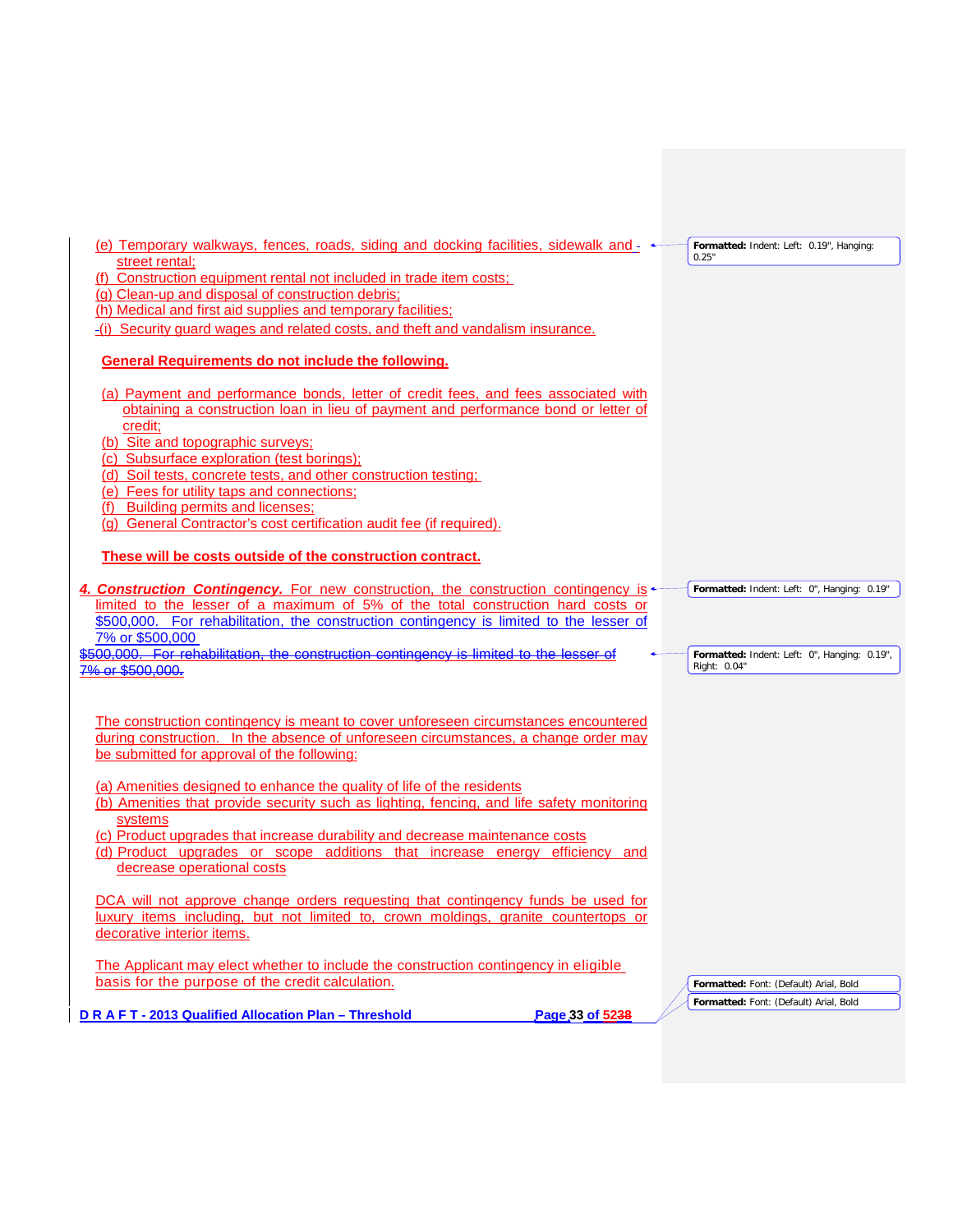(e) Temporary walkways, fences, roads, siding and docking facilities, sidewalk and street rental;
(f) Construction equipment rental not included in trade item costs;
(g) Clean-up and disposal of construction debris;
(h) Medical and first aid supplies and temporary facilities;
(i) Security guard wages and related costs, and theft and vandalism insurance.

**General Requirements do not include the following.**

(a) Payment and performance bonds, letter of credit fees, and fees associated with obtaining a construction loan in lieu of payment and performance bond or letter of credit;
(b) Site and topographic surveys;
(c) Subsurface exploration (test borings);
(d) Soil tests, concrete tests, and other construction testing;
(e) Fees for utility taps and connections;
(f) Building permits and licenses;
(g) General Contractor's cost certification audit fee (if required).

**These will be costs outside of the construction contract.**

***4. Construction Contingency.*** For new construction, the construction contingency is limited to the lesser of a maximum of 5% of the total construction hard costs or $500,000. For rehabilitation, the construction contingency is limited to the lesser of 7% or $500,000

~~$500,000. For rehabilitation, the construction contingency is limited to the lesser of 7% or $500,000.~~

The construction contingency is meant to cover unforeseen circumstances encountered during construction. In the absence of unforeseen circumstances, a change order may be submitted for approval of the following:

(a) Amenities designed to enhance the quality of life of the residents
(b) Amenities that provide security such as lighting, fencing, and life safety monitoring systems
(c) Product upgrades that increase durability and decrease maintenance costs
(d) Product upgrades or scope additions that increase energy efficiency and decrease operational costs

DCA will not approve change orders requesting that contingency funds be used for luxury items including, but not limited to, crown moldings, granite countertops or decorative interior items.

The Applicant may elect whether to include the construction contingency in eligible basis for the purpose of the credit calculation.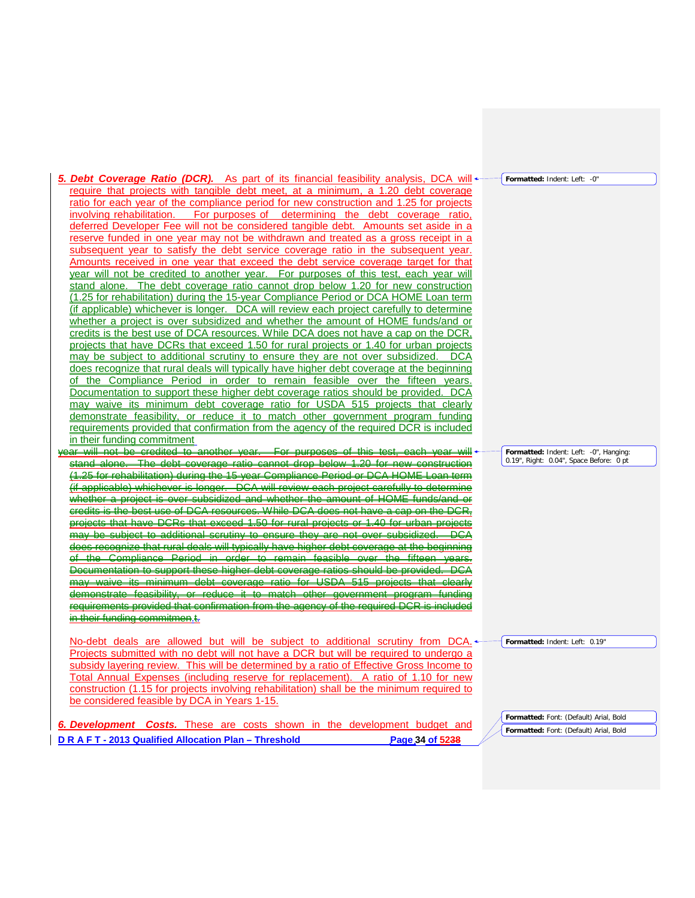***5. Debt Coverage Ratio (DCR).*** As part of its financial feasibility analysis, DCA will require that projects with tangible debt meet, at a minimum, a 1.20 debt coverage ratio for each year of the compliance period for new construction and 1.25 for projects involving rehabilitation. For purposes of determining the debt coverage ratio, deferred Developer Fee will not be considered tangible debt. Amounts set aside in a reserve funded in one year may not be withdrawn and treated as a gross receipt in a subsequent year to satisfy the debt service coverage ratio in the subsequent year. Amounts received in one year that exceed the debt service coverage target for that year will not be credited to another year. For purposes of this test, each year will stand alone. The debt coverage ratio cannot drop below 1.20 for new construction (1.25 for rehabilitation) during the 15-year Compliance Period or DCA HOME Loan term (if applicable) whichever is longer. DCA will review each project carefully to determine whether a project is over subsidized and whether the amount of HOME funds/and or credits is the best use of DCA resources. While DCA does not have a cap on the DCR, projects that have DCRs that exceed 1.50 for rural projects or 1.40 for urban projects may be subject to additional scrutiny to ensure they are not over subsidized. DCA does recognize that rural deals will typically have higher debt coverage at the beginning of the Compliance Period in order to remain feasible over the fifteen years. Documentation to support these higher debt coverage ratios should be provided. DCA may waive its minimum debt coverage ratio for USDA 515 projects that clearly demonstrate feasibility, or reduce it to match other government program funding requirements provided that confirmation from the agency of the required DCR is included in their funding commitment

~~year will not be credited to another year. For purposes of this test, each year will stand alone. The debt coverage ratio cannot drop below 1.20 for new construction (1.25 for rehabilitation) during the 15-year Compliance Period or DCA HOME Loan term (if applicable) whichever is longer. DCA will review each project carefully to determine whether a project is over subsidized and whether the amount of HOME funds/and or credits is the best use of DCA resources. While DCA does not have a cap on the DCR, projects that have DCRs that exceed 1.50 for rural projects or 1.40 for urban projects may be subject to additional scrutiny to ensure they are not over subsidized. DCA does recognize that rural deals will typically have higher debt coverage at the beginning of the Compliance Period in order to remain feasible over the fifteen years. Documentation to support these higher debt coverage ratios should be provided. DCA may waive its minimum debt coverage ratio for USDA 515 projects that clearly demonstrate feasibility, or reduce it to match other government program funding requirements provided that confirmation from the agency of the required DCR is included in their funding commitmen.t.~~

No-debt deals are allowed but will be subject to additional scrutiny from DCA. Projects submitted with no debt will not have a DCR but will be required to undergo a subsidy layering review. This will be determined by a ratio of Effective Gross Income to Total Annual Expenses (including reserve for replacement). A ratio of 1.10 for new construction (1.15 for projects involving rehabilitation) shall be the minimum required to be considered feasible by DCA in Years 1-15.

***6. Development Costs.*** These are costs shown in the development budget and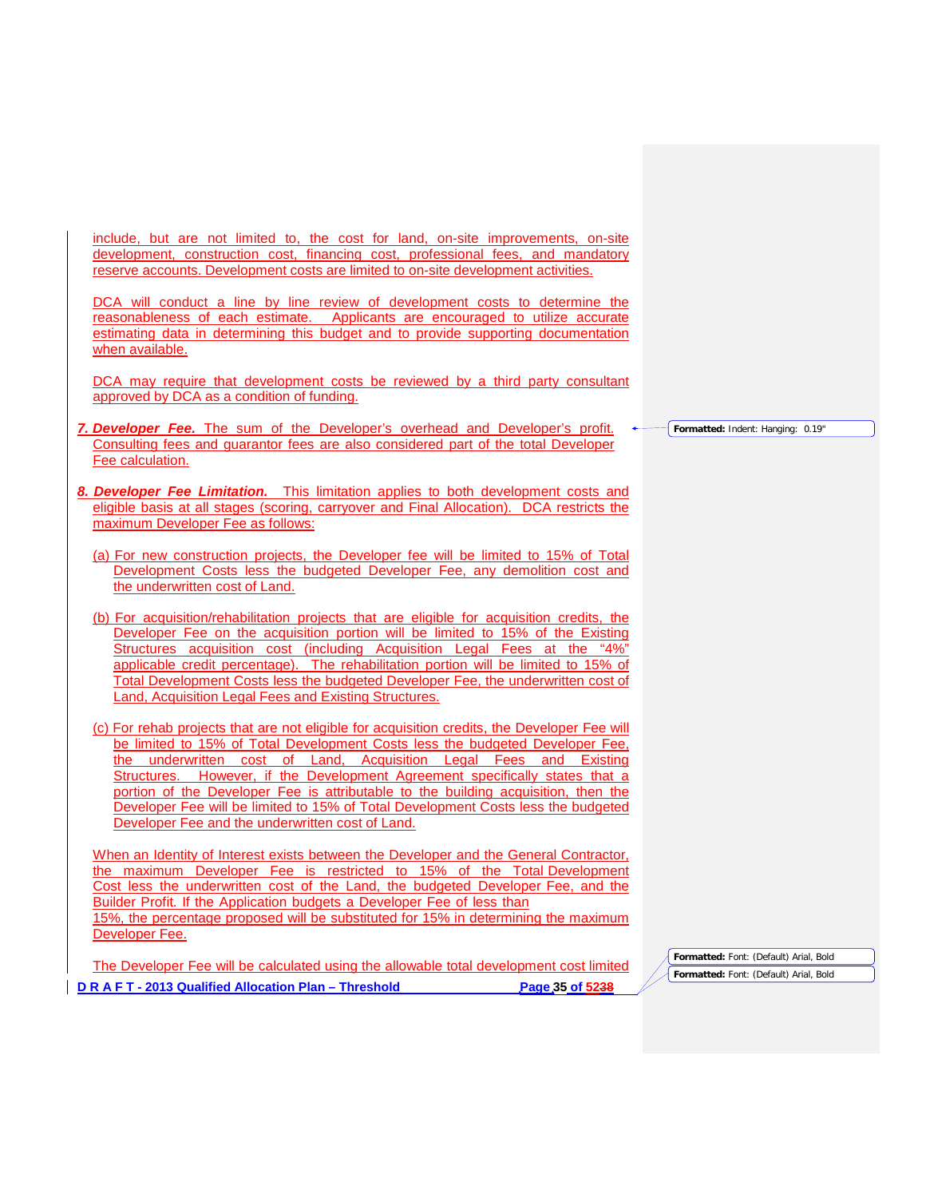include, but are not limited to, the cost for land, on-site improvements, on-site development, construction cost, financing cost, professional fees, and mandatory reserve accounts. Development costs are limited to on-site development activities.

DCA will conduct a line by line review of development costs to determine the reasonableness of each estimate. Applicants are encouraged to utilize accurate estimating data in determining this budget and to provide supporting documentation when available.

DCA may require that development costs be reviewed by a third party consultant approved by DCA as a condition of funding.

7. ***Developer Fee.*** The sum of the Developer's overhead and Developer's profit. Consulting fees and guarantor fees are also considered part of the total Developer Fee calculation.

8. ***Developer Fee Limitation.*** This limitation applies to both development costs and eligible basis at all stages (scoring, carryover and Final Allocation). DCA restricts the maximum Developer Fee as follows:

   (a) For new construction projects, the Developer fee will be limited to 15% of Total Development Costs less the budgeted Developer Fee, any demolition cost and the underwritten cost of Land.

   (b) For acquisition/rehabilitation projects that are eligible for acquisition credits, the Developer Fee on the acquisition portion will be limited to 15% of the Existing Structures acquisition cost (including Acquisition Legal Fees at the "4%" applicable credit percentage). The rehabilitation portion will be limited to 15% of Total Development Costs less the budgeted Developer Fee, the underwritten cost of Land, Acquisition Legal Fees and Existing Structures.

   (c) For rehab projects that are not eligible for acquisition credits, the Developer Fee will be limited to 15% of Total Development Costs less the budgeted Developer Fee, the underwritten cost of Land, Acquisition Legal Fees and Existing Structures. However, if the Development Agreement specifically states that a portion of the Developer Fee is attributable to the building acquisition, then the Developer Fee will be limited to 15% of Total Development Costs less the budgeted Developer Fee and the underwritten cost of Land.

   When an Identity of Interest exists between the Developer and the General Contractor, the maximum Developer Fee is restricted to 15% of the Total Development Cost less the underwritten cost of the Land, the budgeted Developer Fee, and the Builder Profit. If the Application budgets a Developer Fee of less than 15%, the percentage proposed will be substituted for 15% in determining the maximum Developer Fee.

   The Developer Fee will be calculated using the allowable total development cost limited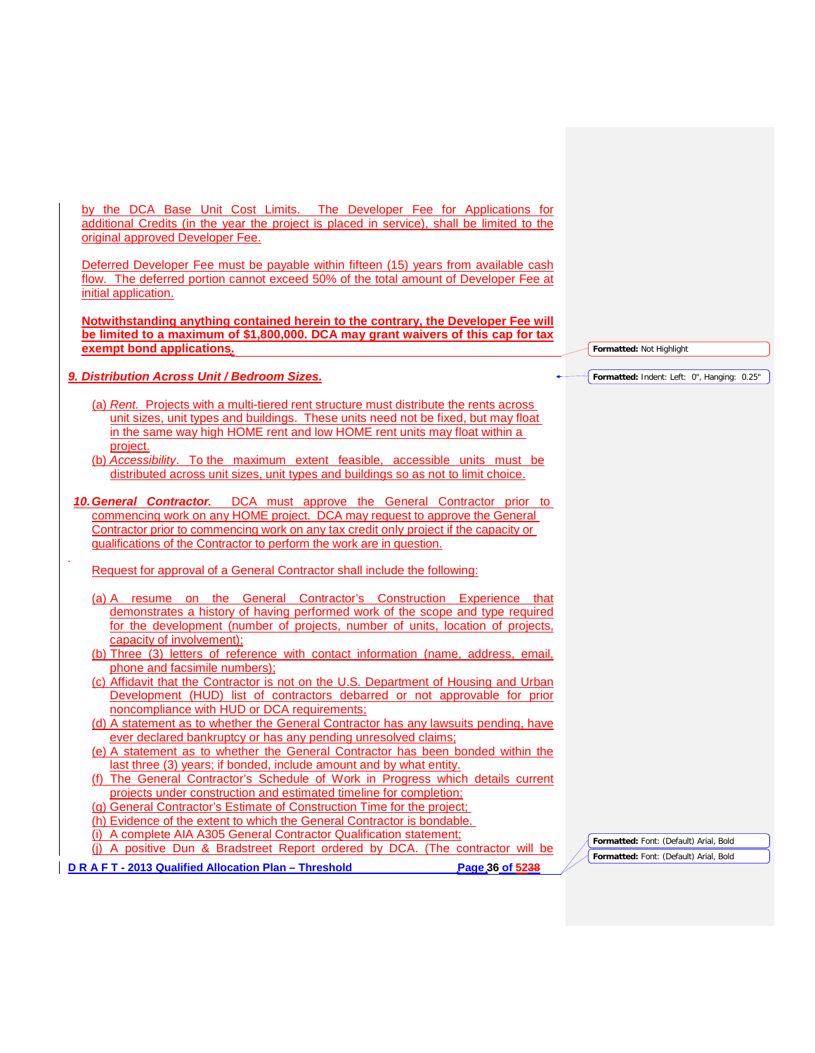by the DCA Base Unit Cost Limits. The Developer Fee for Applications for additional Credits (in the year the project is placed in service), shall be limited to the original approved Developer Fee.

Deferred Developer Fee must be payable within fifteen (15) years from available cash flow. The deferred portion cannot exceed 50% of the total amount of Developer Fee at initial application.

**Notwithstanding anything contained herein to the contrary, the Developer Fee will be limited to a maximum of $1,800,000. DCA may grant waivers of this cap for tax exempt bond applications.**

### *9. Distribution Across Unit / Bedroom Sizes.*

(a) *Rent.* Projects with a multi-tiered rent structure must distribute the rents across unit sizes, unit types and buildings. These units need not be fixed, but may float in the same way high HOME rent and low HOME rent units may float within a project.

(b) *Accessibility.* To the maximum extent feasible, accessible units must be distributed across unit sizes, unit types and buildings so as not to limit choice.

***10. General Contractor.*** DCA must approve the General Contractor prior to commencing work on any HOME project. DCA may request to approve the General Contractor prior to commencing work on any tax credit only project if the capacity or qualifications of the Contractor to perform the work are in question.

Request for approval of a General Contractor shall include the following:

(a) A resume on the General Contractor's Construction Experience that demonstrates a history of having performed work of the scope and type required for the development (number of projects, number of units, location of projects, capacity of involvement);

(b) Three (3) letters of reference with contact information (name, address, email, phone and facsimile numbers);

(c) Affidavit that the Contractor is not on the U.S. Department of Housing and Urban Development (HUD) list of contractors debarred or not approvable for prior noncompliance with HUD or DCA requirements;

(d) A statement as to whether the General Contractor has any lawsuits pending, have ever declared bankruptcy or has any pending unresolved claims;

(e) A statement as to whether the General Contractor has been bonded within the last three (3) years; if bonded, include amount and by what entity.

(f) The General Contractor's Schedule of Work in Progress which details current projects under construction and estimated timeline for completion;

(g) General Contractor's Estimate of Construction Time for the project;

(h) Evidence of the extent to which the General Contractor is bondable.

(i) A complete AIA A305 General Contractor Qualification statement;

(j) A positive Dun & Bradstreet Report ordered by DCA. (The contractor will be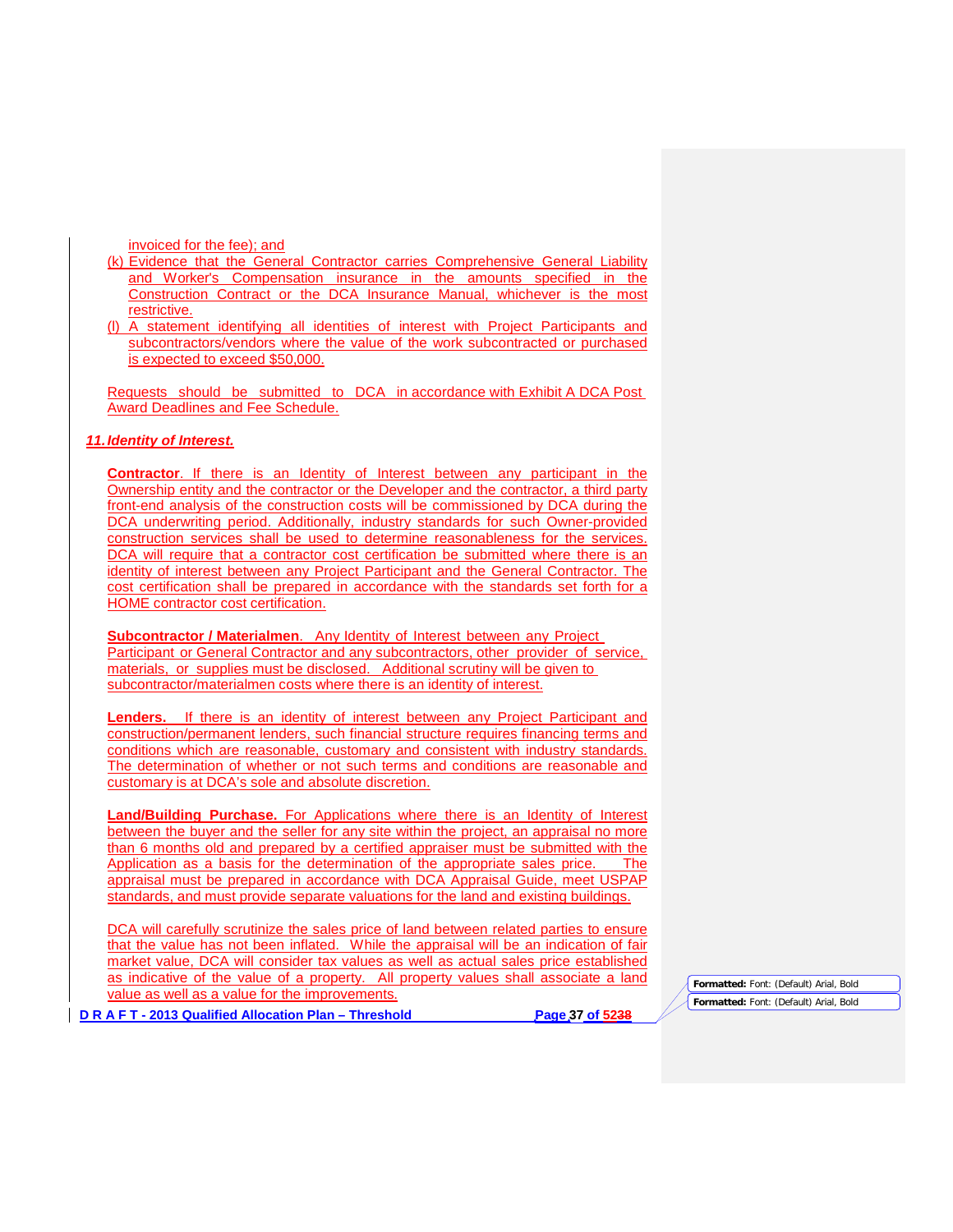invoiced for the fee); and

(k) Evidence that the General Contractor carries Comprehensive General Liability and Worker's Compensation insurance in the amounts specified in the Construction Contract or the DCA Insurance Manual, whichever is the most restrictive.

(l) A statement identifying all identities of interest with Project Participants and subcontractors/vendors where the value of the work subcontracted or purchased is expected to exceed $50,000.

Requests should be submitted to DCA in accordance with Exhibit A DCA Post Award Deadlines and Fee Schedule.

***11. Identity of Interest.***

**Contractor**. If there is an Identity of Interest between any participant in the Ownership entity and the contractor or the Developer and the contractor, a third party front-end analysis of the construction costs will be commissioned by DCA during the DCA underwriting period. Additionally, industry standards for such Owner-provided construction services shall be used to determine reasonableness for the services. DCA will require that a contractor cost certification be submitted where there is an identity of interest between any Project Participant and the General Contractor. The cost certification shall be prepared in accordance with the standards set forth for a HOME contractor cost certification.

**Subcontractor / Materialmen**. Any Identity of Interest between any Project Participant or General Contractor and any subcontractors, other provider of service, materials, or supplies must be disclosed. Additional scrutiny will be given to subcontractor/materialmen costs where there is an identity of interest.

**Lenders.** If there is an identity of interest between any Project Participant and construction/permanent lenders, such financial structure requires financing terms and conditions which are reasonable, customary and consistent with industry standards. The determination of whether or not such terms and conditions are reasonable and customary is at DCA's sole and absolute discretion.

**Land/Building Purchase.** For Applications where there is an Identity of Interest between the buyer and the seller for any site within the project, an appraisal no more than 6 months old and prepared by a certified appraiser must be submitted with the Application as a basis for the determination of the appropriate sales price. The appraisal must be prepared in accordance with DCA Appraisal Guide, meet USPAP standards, and must provide separate valuations for the land and existing buildings.

DCA will carefully scrutinize the sales price of land between related parties to ensure that the value has not been inflated. While the appraisal will be an indication of fair market value, DCA will consider tax values as well as actual sales price established as indicative of the value of a property. All property values shall associate a land value as well as a value for the improvements.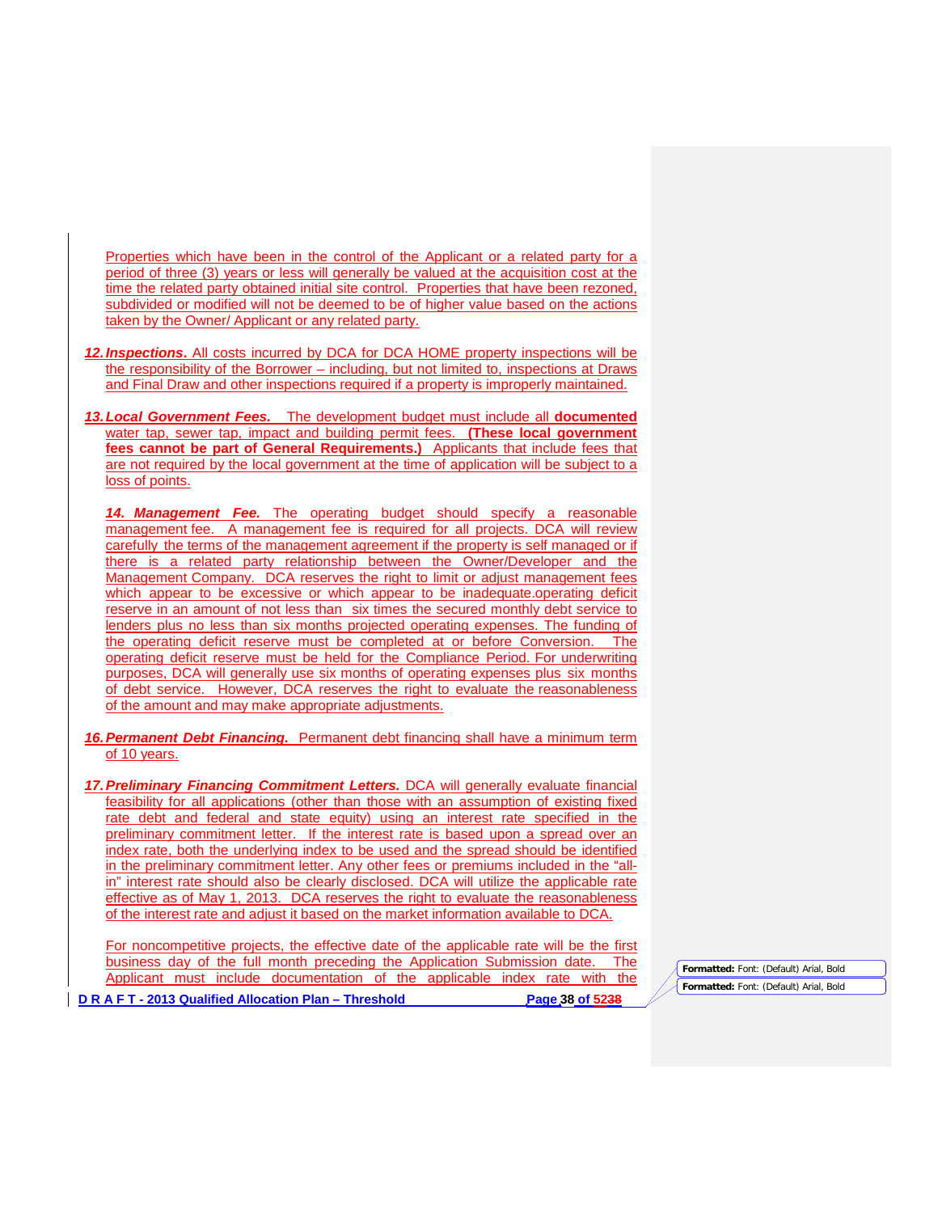Properties which have been in the control of the Applicant or a related party for a period of three (3) years or less will generally be valued at the acquisition cost at the time the related party obtained initial site control. Properties that have been rezoned, subdivided or modified will not be deemed to be of higher value based on the actions taken by the Owner/ Applicant or any related party.

12. ***Inspections***. All costs incurred by DCA for DCA HOME property inspections will be the responsibility of the Borrower – including, but not limited to, inspections at Draws and Final Draw and other inspections required if a property is improperly maintained.

13. ***Local Government Fees.*** The development budget must include all **documented** water tap, sewer tap, impact and building permit fees. **(These local government fees cannot be part of General Requirements.)** Applicants that include fees that are not required by the local government at the time of application will be subject to a loss of points.

***14. Management Fee.*** The operating budget should specify a reasonable management fee. A management fee is required for all projects. DCA will review carefully the terms of the management agreement if the property is self managed or if there is a related party relationship between the Owner/Developer and the Management Company. DCA reserves the right to limit or adjust management fees which appear to be excessive or which appear to be inadequate.operating deficit reserve in an amount of not less than six times the secured monthly debt service to lenders plus no less than six months projected operating expenses. The funding of the operating deficit reserve must be completed at or before Conversion. The operating deficit reserve must be held for the Compliance Period. For underwriting purposes, DCA will generally use six months of operating expenses plus six months of debt service. However, DCA reserves the right to evaluate the reasonableness of the amount and may make appropriate adjustments.

16. ***Permanent Debt Financing.*** Permanent debt financing shall have a minimum term of 10 years.

17. ***Preliminary Financing Commitment Letters.*** DCA will generally evaluate financial feasibility for all applications (other than those with an assumption of existing fixed rate debt and federal and state equity) using an interest rate specified in the preliminary commitment letter. If the interest rate is based upon a spread over an index rate, both the underlying index to be used and the spread should be identified in the preliminary commitment letter. Any other fees or premiums included in the "all-in" interest rate should also be clearly disclosed. DCA will utilize the applicable rate effective as of May 1, 2013. DCA reserves the right to evaluate the reasonableness of the interest rate and adjust it based on the market information available to DCA.

For noncompetitive projects, the effective date of the applicable rate will be the first business day of the full month preceding the Application Submission date. The Applicant must include documentation of the applicable index rate with the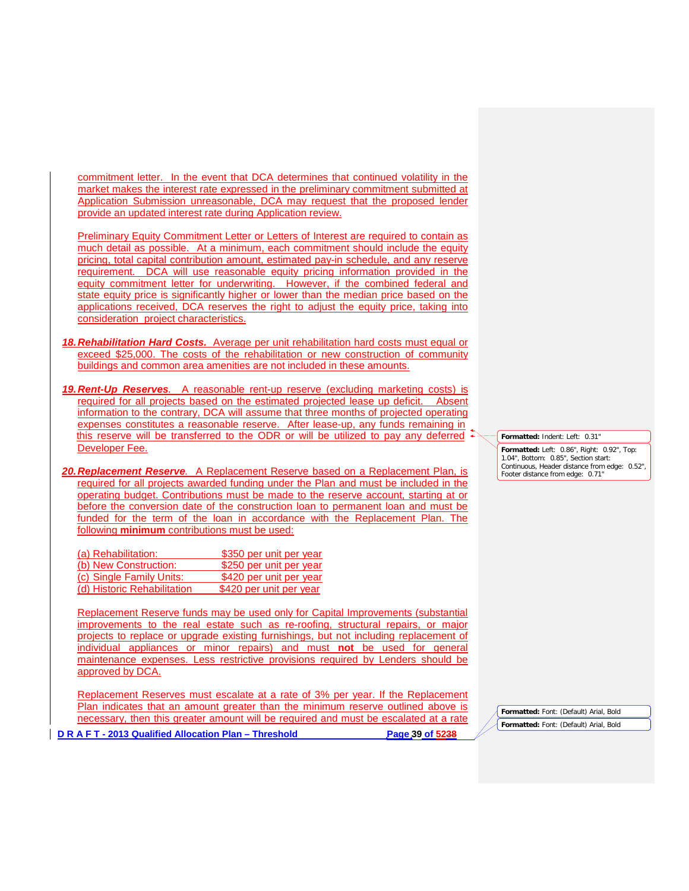commitment letter. In the event that DCA determines that continued volatility in the market makes the interest rate expressed in the preliminary commitment submitted at Application Submission unreasonable, DCA may request that the proposed lender provide an updated interest rate during Application review.

Preliminary Equity Commitment Letter or Letters of Interest are required to contain as much detail as possible. At a minimum, each commitment should include the equity pricing, total capital contribution amount, estimated pay-in schedule, and any reserve requirement. DCA will use reasonable equity pricing information provided in the equity commitment letter for underwriting. However, if the combined federal and state equity price is significantly higher or lower than the median price based on the applications received, DCA reserves the right to adjust the equity price, taking into consideration project characteristics.

18. ***Rehabilitation Hard Costs.*** Average per unit rehabilitation hard costs must equal or exceed $25,000. The costs of the rehabilitation or new construction of community buildings and common area amenities are not included in these amounts.

19. ***Rent-Up Reserves.*** A reasonable rent-up reserve (excluding marketing costs) is required for all projects based on the estimated projected lease up deficit. Absent information to the contrary, DCA will assume that three months of projected operating expenses constitutes a reasonable reserve. After lease-up, any funds remaining in this reserve will be transferred to the ODR or will be utilized to pay any deferred Developer Fee.

20. ***Replacement Reserve.*** A Replacement Reserve based on a Replacement Plan, is required for all projects awarded funding under the Plan and must be included in the operating budget. Contributions must be made to the reserve account, starting at or before the conversion date of the construction loan to permanent loan and must be funded for the term of the loan in accordance with the Replacement Plan. The following **minimum** contributions must be used:

(a) Rehabilitation: $350 per unit per year
(b) New Construction: $250 per unit per year
(c) Single Family Units: $420 per unit per year
(d) Historic Rehabilitation $420 per unit per year

Replacement Reserve funds may be used only for Capital Improvements (substantial improvements to the real estate such as re-roofing, structural repairs, or major projects to replace or upgrade existing furnishings, but not including replacement of individual appliances or minor repairs) and must **not** be used for general maintenance expenses. Less restrictive provisions required by Lenders should be approved by DCA.

Replacement Reserves must escalate at a rate of 3% per year. If the Replacement Plan indicates that an amount greater than the minimum reserve outlined above is necessary, then this greater amount will be required and must be escalated at a rate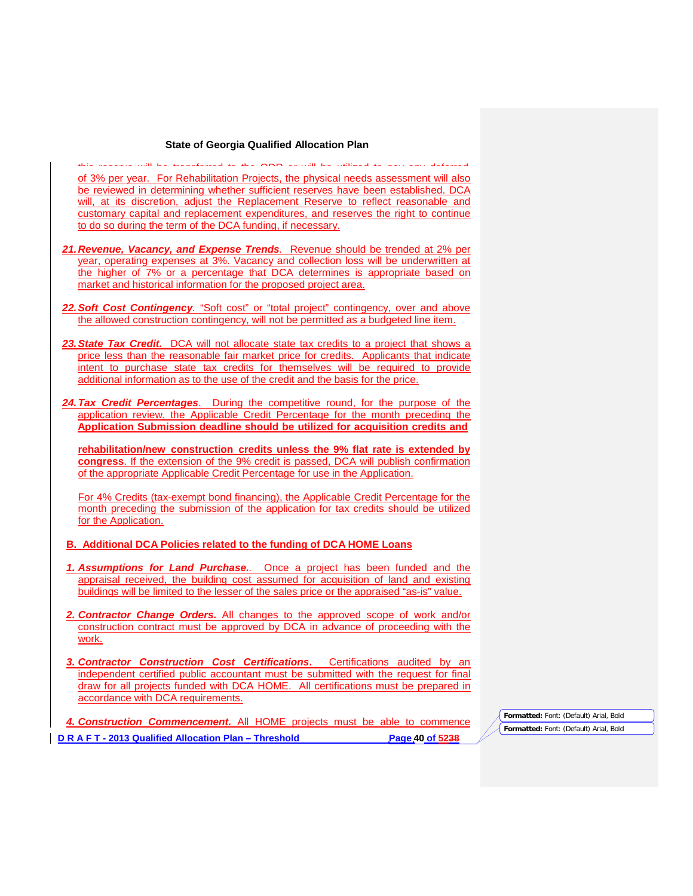this reserve will be transferred to the ODR or will be utilized to pay any deferred

of 3% per year. For Rehabilitation Projects, the physical needs assessment will also be reviewed in determining whether sufficient reserves have been established. DCA will, at its discretion, adjust the Replacement Reserve to reflect reasonable and customary capital and replacement expenditures, and reserves the right to continue to do so during the term of the DCA funding, if necessary.

21. ***Revenue, Vacancy, and Expense Trends***. Revenue should be trended at 2% per year, operating expenses at 3%. Vacancy and collection loss will be underwritten at the higher of 7% or a percentage that DCA determines is appropriate based on market and historical information for the proposed project area.

22. ***Soft Cost Contingency***. "Soft cost" or "total project" contingency, over and above the allowed construction contingency, will not be permitted as a budgeted line item.

23. ***State Tax Credit.*** DCA will not allocate state tax credits to a project that shows a price less than the reasonable fair market price for credits. Applicants that indicate intent to purchase state tax credits for themselves will be required to provide additional information as to the use of the credit and the basis for the price.

24. ***Tax Credit Percentages***. During the competitive round, for the purpose of the application review, the Applicable Credit Percentage for the month preceding the **Application Submission deadline should be utilized for acquisition credits and**

    **rehabilitation/new construction credits unless the 9% flat rate is extended by congress**. If the extension of the 9% credit is passed, DCA will publish confirmation of the appropriate Applicable Credit Percentage for use in the Application.

    For 4% Credits (tax-exempt bond financing), the Applicable Credit Percentage for the month preceding the submission of the application for tax credits should be utilized for the Application.

## B. Additional DCA Policies related to the funding of DCA HOME Loans

1. ***Assumptions for Land Purchase.***. Once a project has been funded and the appraisal received, the building cost assumed for acquisition of land and existing buildings will be limited to the lesser of the sales price or the appraised "as-is" value.

2. ***Contractor Change Orders.*** All changes to the approved scope of work and/or construction contract must be approved by DCA in advance of proceeding with the work.

3. ***Contractor Construction Cost Certifications***. Certifications audited by an independent certified public accountant must be submitted with the request for final draw for all projects funded with DCA HOME. All certifications must be prepared in accordance with DCA requirements.

4. ***Construction Commencement.*** All HOME projects must be able to commence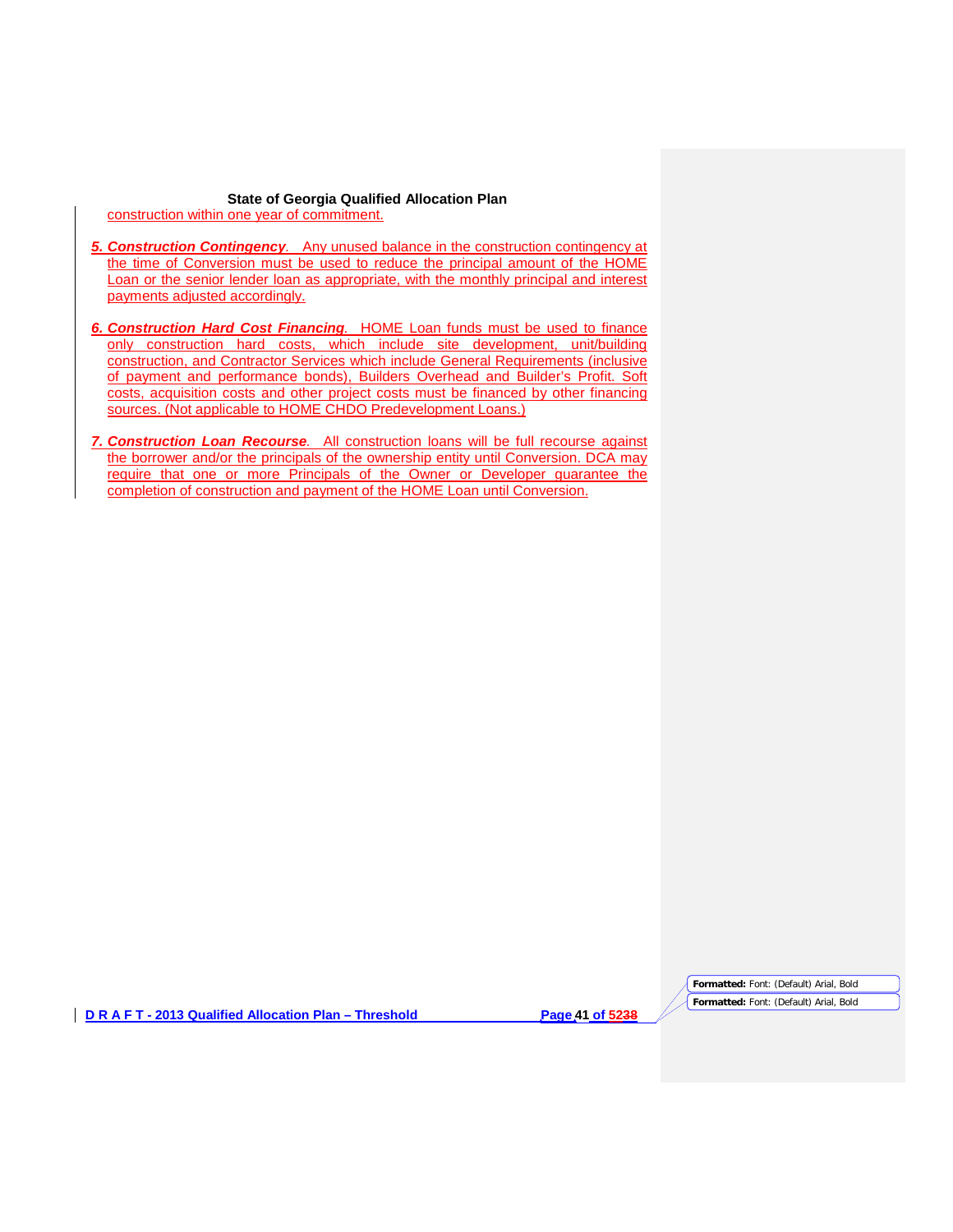construction within one year of commitment.

***5. Construction Contingency***. Any unused balance in the construction contingency at the time of Conversion must be used to reduce the principal amount of the HOME Loan or the senior lender loan as appropriate, with the monthly principal and interest payments adjusted accordingly.

***6. Construction Hard Cost Financing***. HOME Loan funds must be used to finance only construction hard costs, which include site development, unit/building construction, and Contractor Services which include General Requirements (inclusive of payment and performance bonds), Builders Overhead and Builder's Profit. Soft costs, acquisition costs and other project costs must be financed by other financing sources. (Not applicable to HOME CHDO Predevelopment Loans.)

***7. Construction Loan Recourse***. All construction loans will be full recourse against the borrower and/or the principals of the ownership entity until Conversion. DCA may require that one or more Principals of the Owner or Developer guarantee the completion of construction and payment of the HOME Loan until Conversion.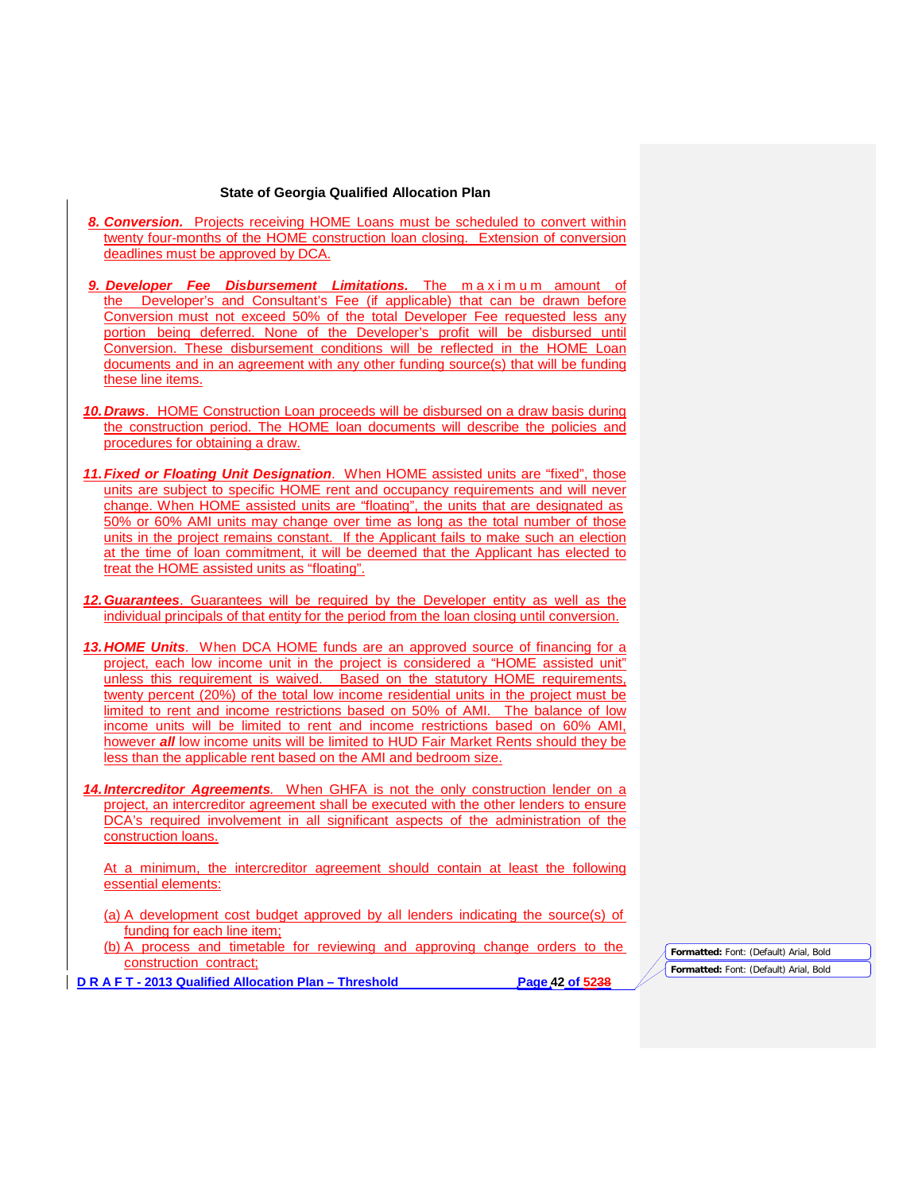**8. Conversion.** Projects receiving HOME Loans must be scheduled to convert within twenty four-months of the HOME construction loan closing. Extension of conversion deadlines must be approved by DCA.

**9. Developer Fee Disbursement Limitations.** The maximum amount of the Developer's and Consultant's Fee (if applicable) that can be drawn before Conversion must not exceed 50% of the total Developer Fee requested less any portion being deferred. None of the Developer's profit will be disbursed until Conversion. These disbursement conditions will be reflected in the HOME Loan documents and in an agreement with any other funding source(s) that will be funding these line items.

**10. Draws.** HOME Construction Loan proceeds will be disbursed on a draw basis during the construction period. The HOME loan documents will describe the policies and procedures for obtaining a draw.

**11. Fixed or Floating Unit Designation.** When HOME assisted units are "fixed", those units are subject to specific HOME rent and occupancy requirements and will never change. When HOME assisted units are "floating", the units that are designated as 50% or 60% AMI units may change over time as long as the total number of those units in the project remains constant. If the Applicant fails to make such an election at the time of loan commitment, it will be deemed that the Applicant has elected to treat the HOME assisted units as "floating".

**12. Guarantees.** Guarantees will be required by the Developer entity as well as the individual principals of that entity for the period from the loan closing until conversion.

**13. HOME Units.** When DCA HOME funds are an approved source of financing for a project, each low income unit in the project is considered a "HOME assisted unit" unless this requirement is waived. Based on the statutory HOME requirements, twenty percent (20%) of the total low income residential units in the project must be limited to rent and income restrictions based on 50% of AMI. The balance of low income units will be limited to rent and income restrictions based on 60% AMI, however ***all*** low income units will be limited to HUD Fair Market Rents should they be less than the applicable rent based on the AMI and bedroom size.

**14. Intercreditor Agreements.** When GHFA is not the only construction lender on a project, an intercreditor agreement shall be executed with the other lenders to ensure DCA's required involvement in all significant aspects of the administration of the construction loans.

At a minimum, the intercreditor agreement should contain at least the following essential elements:

(a) A development cost budget approved by all lenders indicating the source(s) of funding for each line item;

(b) A process and timetable for reviewing and approving change orders to the construction contract;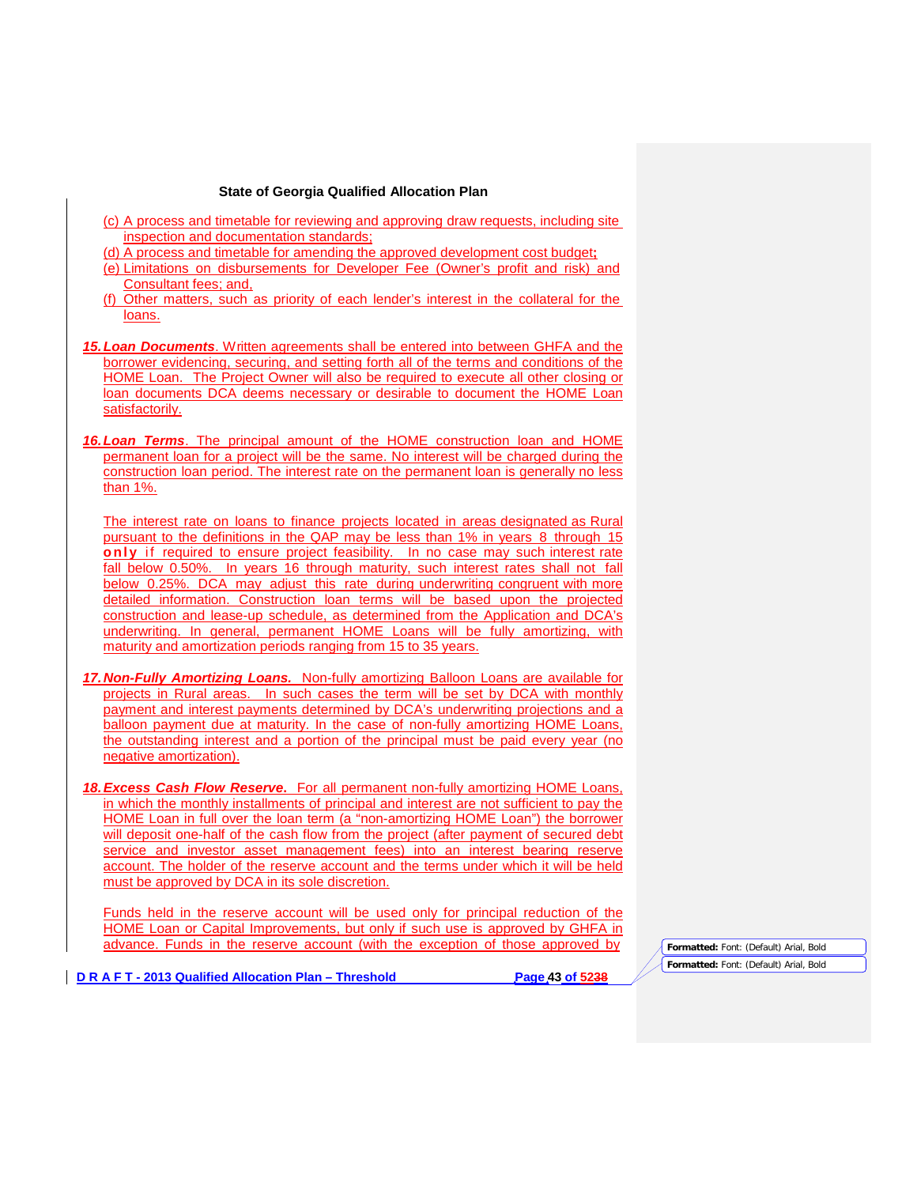(c) A process and timetable for reviewing and approving draw requests, including site inspection and documentation standards;

(d) A process and timetable for amending the approved development cost budget;

(e) Limitations on disbursements for Developer Fee (Owner's profit and risk) and Consultant fees; and,

(f) Other matters, such as priority of each lender's interest in the collateral for the loans.

***15. Loan Documents***. Written agreements shall be entered into between GHFA and the borrower evidencing, securing, and setting forth all of the terms and conditions of the HOME Loan. The Project Owner will also be required to execute all other closing or loan documents DCA deems necessary or desirable to document the HOME Loan satisfactorily.

***16. Loan Terms***. The principal amount of the HOME construction loan and HOME permanent loan for a project will be the same. No interest will be charged during the construction loan period. The interest rate on the permanent loan is generally no less than 1%.

The interest rate on loans to finance projects located in areas designated as Rural pursuant to the definitions in the QAP may be less than 1% in years 8 through 15 **only** if required to ensure project feasibility. In no case may such interest rate fall below 0.50%. In years 16 through maturity, such interest rates shall not fall below 0.25%. DCA may adjust this rate during underwriting congruent with more detailed information. Construction loan terms will be based upon the projected construction and lease-up schedule, as determined from the Application and DCA's underwriting. In general, permanent HOME Loans will be fully amortizing, with maturity and amortization periods ranging from 15 to 35 years.

***17. Non-Fully Amortizing Loans.*** Non-fully amortizing Balloon Loans are available for projects in Rural areas. In such cases the term will be set by DCA with monthly payment and interest payments determined by DCA's underwriting projections and a balloon payment due at maturity. In the case of non-fully amortizing HOME Loans, the outstanding interest and a portion of the principal must be paid every year (no negative amortization).

***18. Excess Cash Flow Reserve.*** For all permanent non-fully amortizing HOME Loans, in which the monthly installments of principal and interest are not sufficient to pay the HOME Loan in full over the loan term (a "non-amortizing HOME Loan") the borrower will deposit one-half of the cash flow from the project (after payment of secured debt service and investor asset management fees) into an interest bearing reserve account. The holder of the reserve account and the terms under which it will be held must be approved by DCA in its sole discretion.

Funds held in the reserve account will be used only for principal reduction of the HOME Loan or Capital Improvements, but only if such use is approved by GHFA in advance. Funds in the reserve account (with the exception of those approved by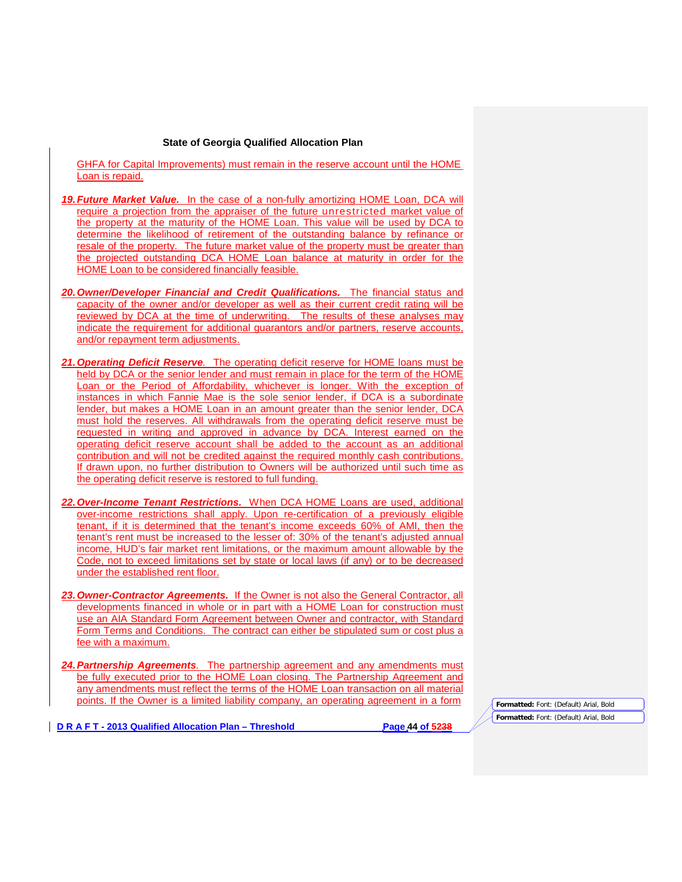GHFA for Capital Improvements) must remain in the reserve account until the HOME Loan is repaid.

19. ***Future Market Value.*** In the case of a non-fully amortizing HOME Loan, DCA will require a projection from the appraiser of the future unrestricted market value of the property at the maturity of the HOME Loan. This value will be used by DCA to determine the likelihood of retirement of the outstanding balance by refinance or resale of the property. The future market value of the property must be greater than the projected outstanding DCA HOME Loan balance at maturity in order for the HOME Loan to be considered financially feasible.

20. ***Owner/Developer Financial and Credit Qualifications.*** The financial status and capacity of the owner and/or developer as well as their current credit rating will be reviewed by DCA at the time of underwriting. The results of these analyses may indicate the requirement for additional guarantors and/or partners, reserve accounts, and/or repayment term adjustments.

21. ***Operating Deficit Reserve****.* The operating deficit reserve for HOME loans must be held by DCA or the senior lender and must remain in place for the term of the HOME Loan or the Period of Affordability, whichever is longer. With the exception of instances in which Fannie Mae is the sole senior lender, if DCA is a subordinate lender, but makes a HOME Loan in an amount greater than the senior lender, DCA must hold the reserves. All withdrawals from the operating deficit reserve must be requested in writing and approved in advance by DCA. Interest earned on the operating deficit reserve account shall be added to the account as an additional contribution and will not be credited against the required monthly cash contributions. If drawn upon, no further distribution to Owners will be authorized until such time as the operating deficit reserve is restored to full funding.

22. ***Over-Income Tenant Restrictions.*** When DCA HOME Loans are used, additional over-income restrictions shall apply. Upon re-certification of a previously eligible tenant, if it is determined that the tenant's income exceeds 60% of AMI, then the tenant's rent must be increased to the lesser of: 30% of the tenant's adjusted annual income, HUD's fair market rent limitations, or the maximum amount allowable by the Code, not to exceed limitations set by state or local laws (if any) or to be decreased under the established rent floor.

23. ***Owner-Contractor Agreements.*** If the Owner is not also the General Contractor, all developments financed in whole or in part with a HOME Loan for construction must use an AIA Standard Form Agreement between Owner and contractor, with Standard Form Terms and Conditions. The contract can either be stipulated sum or cost plus a fee with a maximum.

24. ***Partnership Agreements****.* The partnership agreement and any amendments must be fully executed prior to the HOME Loan closing. The Partnership Agreement and any amendments must reflect the terms of the HOME Loan transaction on all material points. If the Owner is a limited liability company, an operating agreement in a form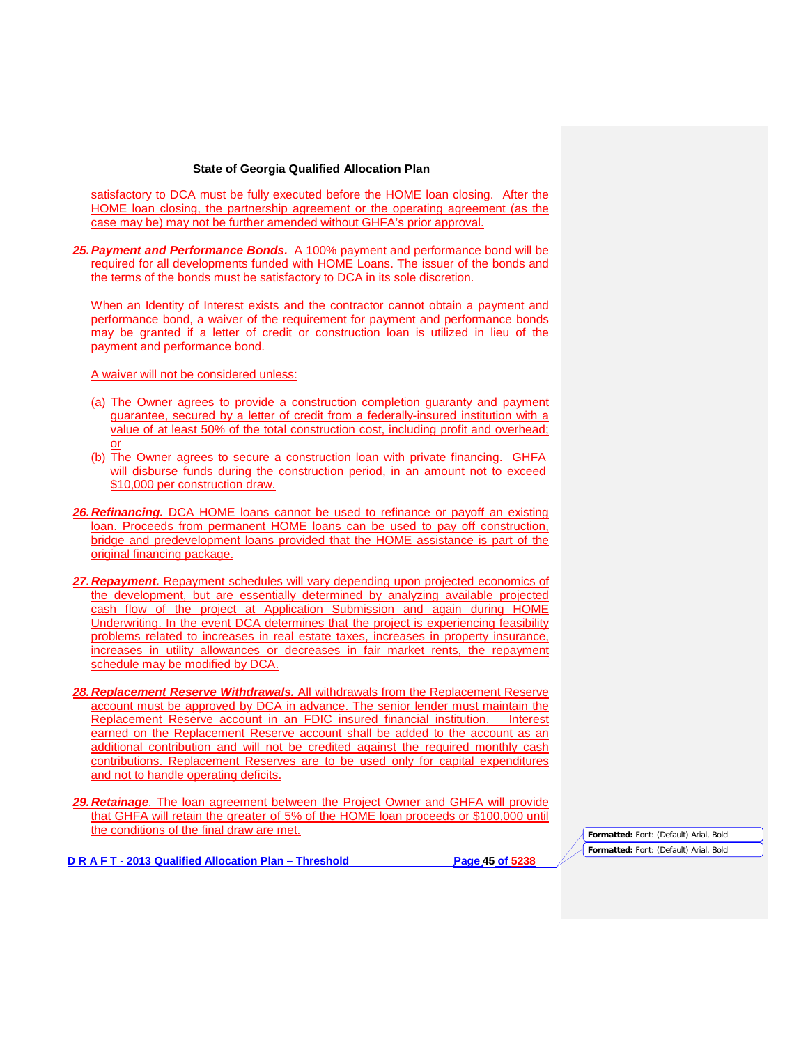satisfactory to DCA must be fully executed before the HOME loan closing. After the HOME loan closing, the partnership agreement or the operating agreement (as the case may be) may not be further amended without GHFA's prior approval.

**25.** ***Payment and Performance Bonds.*** A 100% payment and performance bond will be required for all developments funded with HOME Loans. The issuer of the bonds and the terms of the bonds must be satisfactory to DCA in its sole discretion.

When an Identity of Interest exists and the contractor cannot obtain a payment and performance bond, a waiver of the requirement for payment and performance bonds may be granted if a letter of credit or construction loan is utilized in lieu of the payment and performance bond.

A waiver will not be considered unless:

(a) The Owner agrees to provide a construction completion guaranty and payment guarantee, secured by a letter of credit from a federally-insured institution with a value of at least 50% of the total construction cost, including profit and overhead; or
(b) The Owner agrees to secure a construction loan with private financing. GHFA will disburse funds during the construction period, in an amount not to exceed $10,000 per construction draw.

**26.** ***Refinancing.*** DCA HOME loans cannot be used to refinance or payoff an existing loan. Proceeds from permanent HOME loans can be used to pay off construction, bridge and predevelopment loans provided that the HOME assistance is part of the original financing package.

**27.** ***Repayment.*** Repayment schedules will vary depending upon projected economics of the development, but are essentially determined by analyzing available projected cash flow of the project at Application Submission and again during HOME Underwriting. In the event DCA determines that the project is experiencing feasibility problems related to increases in real estate taxes, increases in property insurance, increases in utility allowances or decreases in fair market rents, the repayment schedule may be modified by DCA.

**28.** ***Replacement Reserve Withdrawals.*** All withdrawals from the Replacement Reserve account must be approved by DCA in advance. The senior lender must maintain the Replacement Reserve account in an FDIC insured financial institution. Interest earned on the Replacement Reserve account shall be added to the account as an additional contribution and will not be credited against the required monthly cash contributions. Replacement Reserves are to be used only for capital expenditures and not to handle operating deficits.

**29.** ***Retainage.*** The loan agreement between the Project Owner and GHFA will provide that GHFA will retain the greater of 5% of the HOME loan proceeds or $100,000 until the conditions of the final draw are met.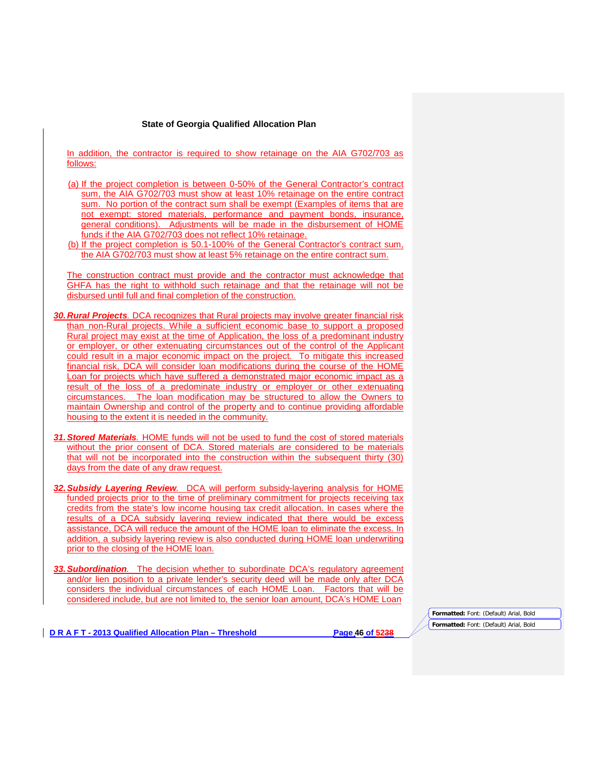In addition, the contractor is required to show retainage on the AIA G702/703 as follows:

(a) If the project completion is between 0-50% of the General Contractor's contract sum, the AIA G702/703 must show at least 10% retainage on the entire contract sum. No portion of the contract sum shall be exempt (Examples of items that are not exempt: stored materials, performance and payment bonds, insurance, general conditions). Adjustments will be made in the disbursement of HOME funds if the AIA G702/703 does not reflect 10% retainage.
(b) If the project completion is 50.1-100% of the General Contractor's contract sum, the AIA G702/703 must show at least 5% retainage on the entire contract sum.

The construction contract must provide and the contractor must acknowledge that GHFA has the right to withhold such retainage and that the retainage will not be disbursed until full and final completion of the construction.

30. ***Rural Projects***. DCA recognizes that Rural projects may involve greater financial risk than non-Rural projects. While a sufficient economic base to support a proposed Rural project may exist at the time of Application, the loss of a predominant industry or employer, or other extenuating circumstances out of the control of the Applicant could result in a major economic impact on the project. To mitigate this increased financial risk, DCA will consider loan modifications during the course of the HOME Loan for projects which have suffered a demonstrated major economic impact as a result of the loss of a predominate industry or employer or other extenuating circumstances. The loan modification may be structured to allow the Owners to maintain Ownership and control of the property and to continue providing affordable housing to the extent it is needed in the community.

31. ***Stored Materials***. HOME funds will not be used to fund the cost of stored materials without the prior consent of DCA. Stored materials are considered to be materials that will not be incorporated into the construction within the subsequent thirty (30) days from the date of any draw request.

32. ***Subsidy Layering Review***. DCA will perform subsidy-layering analysis for HOME funded projects prior to the time of preliminary commitment for projects receiving tax credits from the state's low income housing tax credit allocation. In cases where the results of a DCA subsidy layering review indicated that there would be excess assistance, DCA will reduce the amount of the HOME loan to eliminate the excess. In addition, a subsidy layering review is also conducted during HOME loan underwriting prior to the closing of the HOME loan.

33. ***Subordination***. The decision whether to subordinate DCA's regulatory agreement and/or lien position to a private lender's security deed will be made only after DCA considers the individual circumstances of each HOME Loan. Factors that will be considered include, but are not limited to, the senior loan amount, DCA's HOME Loan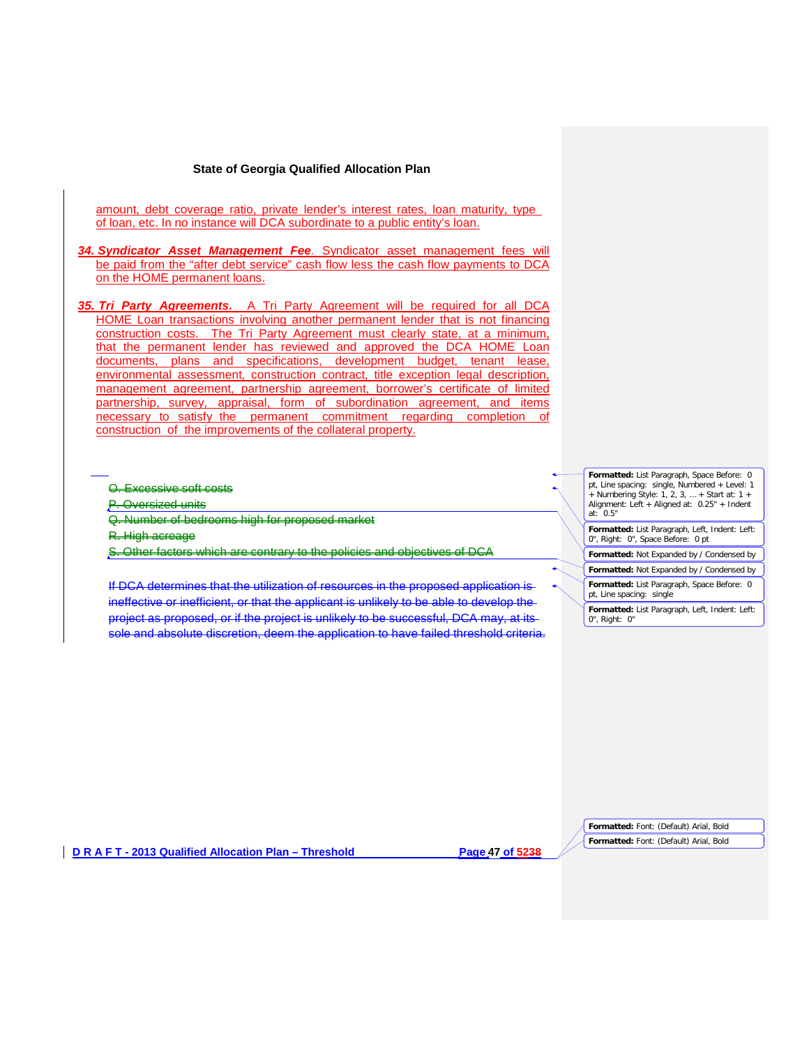amount, debt coverage ratio, private lender's interest rates, loan maturity, type of loan, etc. In no instance will DCA subordinate to a public entity's loan.

***34. Syndicator Asset Management Fee.*** Syndicator asset management fees will be paid from the "after debt service" cash flow less the cash flow payments to DCA on the HOME permanent loans.

***35. Tri Party Agreements.*** A Tri Party Agreement will be required for all DCA HOME Loan transactions involving another permanent lender that is not financing construction costs. The Tri Party Agreement must clearly state, at a minimum, that the permanent lender has reviewed and approved the DCA HOME Loan documents, plans and specifications, development budget, tenant lease, environmental assessment, construction contract, title exception legal description, management agreement, partnership agreement, borrower's certificate of limited partnership, survey, appraisal, form of subordination agreement, and items necessary to satisfy the permanent commitment regarding completion of construction of the improvements of the collateral property.

~~O. Excessive soft costs~~

~~P. Oversized units~~

~~Q. Number of bedrooms high for proposed market~~

~~R. High acreage~~

~~S. Other factors which are contrary to the policies and objectives of DCA~~

~~If DCA determines that the utilization of resources in the proposed application is ineffective or inefficient, or that the applicant is unlikely to be able to develop the project as proposed, or if the project is unlikely to be successful, DCA may, at its sole and absolute discretion, deem the application to have failed threshold criteria.~~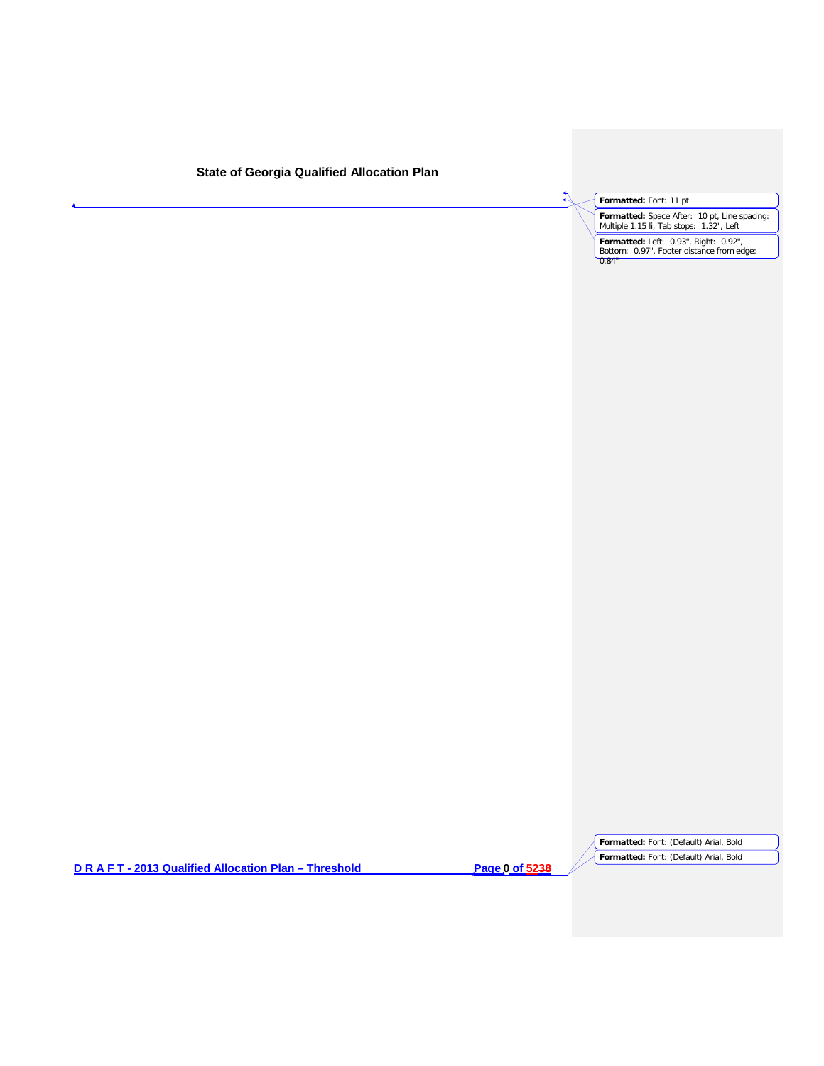State of Georgia Qualified Allocation Plan